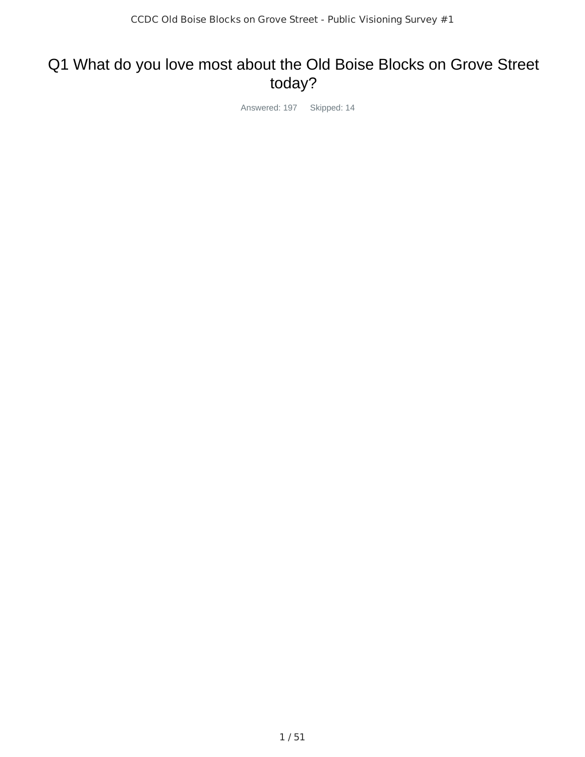# Q1 What do you love most about the Old Boise Blocks on Grove Street today?

Answered: 197 Skipped: 14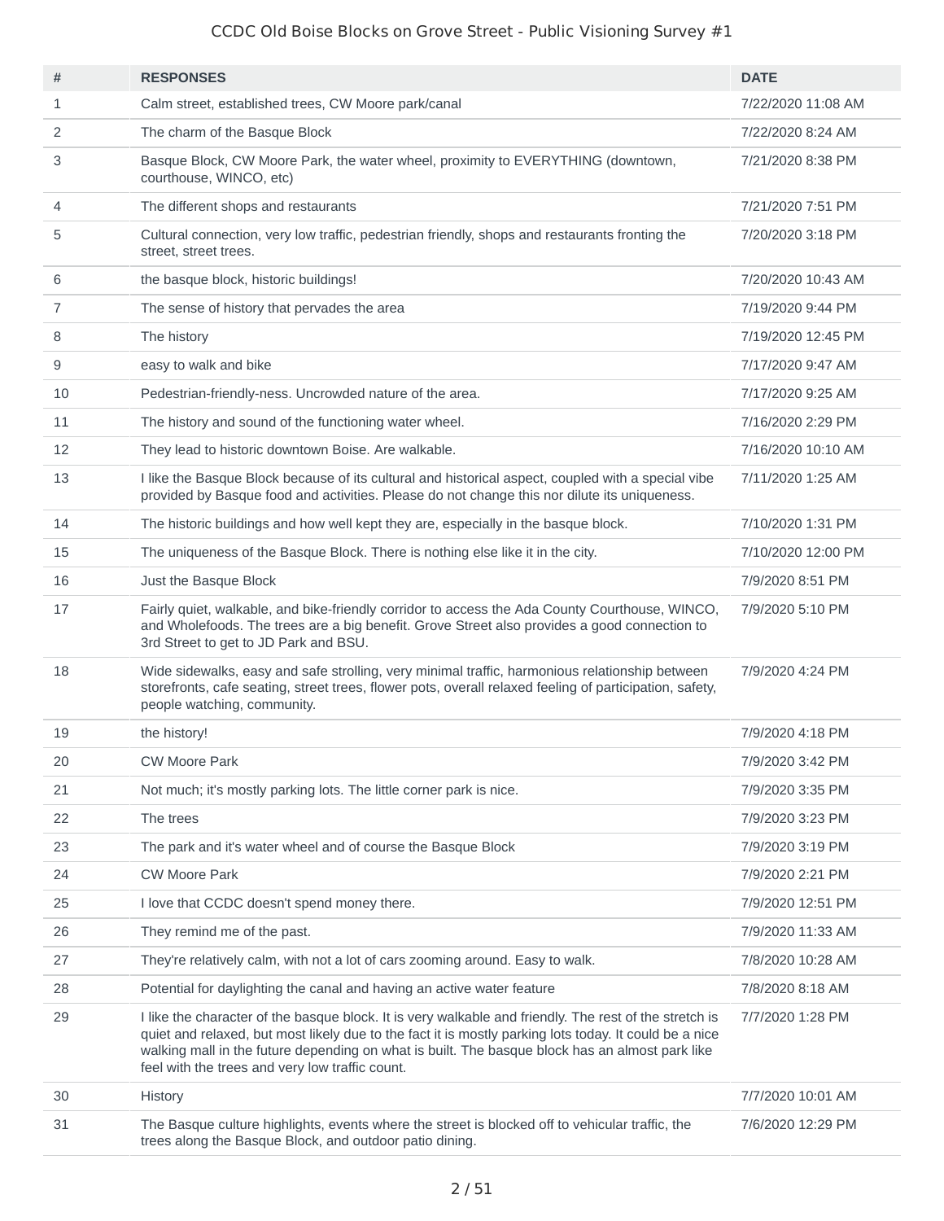| # | RESPONSES | DATE |
|---|---|---|
| 1 | Calm street, established trees, CW Moore park/canal | 7/22/2020 11:08 AM |
| 2 | The charm of the Basque Block | 7/22/2020 8:24 AM |
| 3 | Basque Block, CW Moore Park, the water wheel, proximity to EVERYTHING (downtown, courthouse, WINCO, etc) | 7/21/2020 8:38 PM |
| 4 | The different shops and restaurants | 7/21/2020 7:51 PM |
| 5 | Cultural connection, very low traffic, pedestrian friendly, shops and restaurants fronting the street, street trees. | 7/20/2020 3:18 PM |
| 6 | the basque block, historic buildings! | 7/20/2020 10:43 AM |
| 7 | The sense of history that pervades the area | 7/19/2020 9:44 PM |
| 8 | The history | 7/19/2020 12:45 PM |
| 9 | easy to walk and bike | 7/17/2020 9:47 AM |
| 10 | Pedestrian-friendly-ness. Uncrowded nature of the area. | 7/17/2020 9:25 AM |
| 11 | The history and sound of the functioning water wheel. | 7/16/2020 2:29 PM |
| 12 | They lead to historic downtown Boise. Are walkable. | 7/16/2020 10:10 AM |
| 13 | I like the Basque Block because of its cultural and historical aspect, coupled with a special vibe provided by Basque food and activities. Please do not change this nor dilute its uniqueness. | 7/11/2020 1:25 AM |
| 14 | The historic buildings and how well kept they are, especially in the basque block. | 7/10/2020 1:31 PM |
| 15 | The uniqueness of the Basque Block. There is nothing else like it in the city. | 7/10/2020 12:00 PM |
| 16 | Just the Basque Block | 7/9/2020 8:51 PM |
| 17 | Fairly quiet, walkable, and bike-friendly corridor to access the Ada County Courthouse, WINCO, and Wholefoods. The trees are a big benefit. Grove Street also provides a good connection to 3rd Street to get to JD Park and BSU. | 7/9/2020 5:10 PM |
| 18 | Wide sidewalks, easy and safe strolling, very minimal traffic, harmonious relationship between storefronts, cafe seating, street trees, flower pots, overall relaxed feeling of participation, safety, people watching, community. | 7/9/2020 4:24 PM |
| 19 | the history! | 7/9/2020 4:18 PM |
| 20 | CW Moore Park | 7/9/2020 3:42 PM |
| 21 | Not much; it's mostly parking lots. The little corner park is nice. | 7/9/2020 3:35 PM |
| 22 | The trees | 7/9/2020 3:23 PM |
| 23 | The park and it's water wheel and of course the Basque Block | 7/9/2020 3:19 PM |
| 24 | CW Moore Park | 7/9/2020 2:21 PM |
| 25 | I love that CCDC doesn't spend money there. | 7/9/2020 12:51 PM |
| 26 | They remind me of the past. | 7/9/2020 11:33 AM |
| 27 | They're relatively calm, with not a lot of cars zooming around. Easy to walk. | 7/8/2020 10:28 AM |
| 28 | Potential for daylighting the canal and having an active water feature | 7/8/2020 8:18 AM |
| 29 | I like the character of the basque block. It is very walkable and friendly. The rest of the stretch is quiet and relaxed, but most likely due to the fact it is mostly parking lots today. It could be a nice walking mall in the future depending on what is built. The basque block has an almost park like feel with the trees and very low traffic count. | 7/7/2020 1:28 PM |
| 30 | History | 7/7/2020 10:01 AM |
| 31 | The Basque culture highlights, events where the street is blocked off to vehicular traffic, the trees along the Basque Block, and outdoor patio dining. | 7/6/2020 12:29 PM |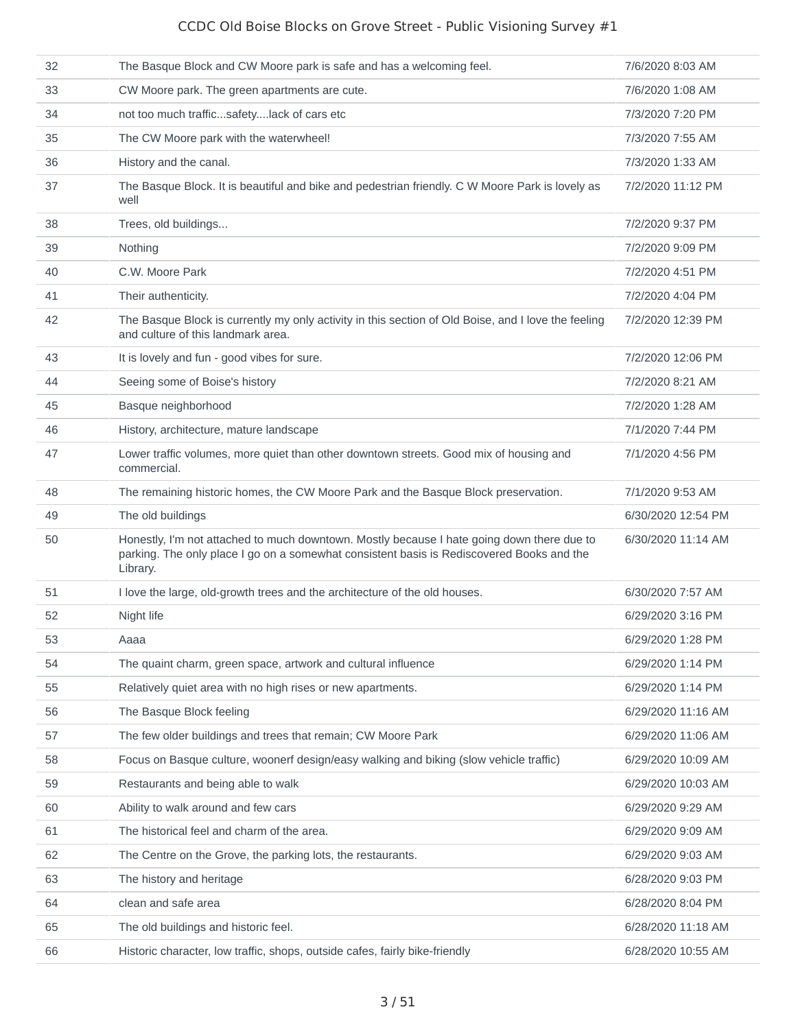| | | |
|---|---|---|
| 32 | The Basque Block and CW Moore park is safe and has a welcoming feel. | 7/6/2020 8:03 AM |
| 33 | CW Moore park. The green apartments are cute. | 7/6/2020 1:08 AM |
| 34 | not too much traffic...safety....lack of cars etc | 7/3/2020 7:20 PM |
| 35 | The CW Moore park with the waterwheel! | 7/3/2020 7:55 AM |
| 36 | History and the canal. | 7/3/2020 1:33 AM |
| 37 | The Basque Block. It is beautiful and bike and pedestrian friendly. C W Moore Park is lovely as well | 7/2/2020 11:12 PM |
| 38 | Trees, old buildings... | 7/2/2020 9:37 PM |
| 39 | Nothing | 7/2/2020 9:09 PM |
| 40 | C.W. Moore Park | 7/2/2020 4:51 PM |
| 41 | Their authenticity. | 7/2/2020 4:04 PM |
| 42 | The Basque Block is currently my only activity in this section of Old Boise, and I love the feeling and culture of this landmark area. | 7/2/2020 12:39 PM |
| 43 | It is lovely and fun - good vibes for sure. | 7/2/2020 12:06 PM |
| 44 | Seeing some of Boise's history | 7/2/2020 8:21 AM |
| 45 | Basque neighborhood | 7/2/2020 1:28 AM |
| 46 | History, architecture, mature landscape | 7/1/2020 7:44 PM |
| 47 | Lower traffic volumes, more quiet than other downtown streets. Good mix of housing and commercial. | 7/1/2020 4:56 PM |
| 48 | The remaining historic homes, the CW Moore Park and the Basque Block preservation. | 7/1/2020 9:53 AM |
| 49 | The old buildings | 6/30/2020 12:54 PM |
| 50 | Honestly, I'm not attached to much downtown. Mostly because I hate going down there due to parking. The only place I go on a somewhat consistent basis is Rediscovered Books and the Library. | 6/30/2020 11:14 AM |
| 51 | I love the large, old-growth trees and the architecture of the old houses. | 6/30/2020 7:57 AM |
| 52 | Night life | 6/29/2020 3:16 PM |
| 53 | Aaaa | 6/29/2020 1:28 PM |
| 54 | The quaint charm, green space, artwork and cultural influence | 6/29/2020 1:14 PM |
| 55 | Relatively quiet area with no high rises or new apartments. | 6/29/2020 1:14 PM |
| 56 | The Basque Block feeling | 6/29/2020 11:16 AM |
| 57 | The few older buildings and trees that remain; CW Moore Park | 6/29/2020 11:06 AM |
| 58 | Focus on Basque culture, woonerf design/easy walking and biking (slow vehicle traffic) | 6/29/2020 10:09 AM |
| 59 | Restaurants and being able to walk | 6/29/2020 10:03 AM |
| 60 | Ability to walk around and few cars | 6/29/2020 9:29 AM |
| 61 | The historical feel and charm of the area. | 6/29/2020 9:09 AM |
| 62 | The Centre on the Grove, the parking lots, the restaurants. | 6/29/2020 9:03 AM |
| 63 | The history and heritage | 6/28/2020 9:03 PM |
| 64 | clean and safe area | 6/28/2020 8:04 PM |
| 65 | The old buildings and historic feel. | 6/28/2020 11:18 AM |
| 66 | Historic character, low traffic, shops, outside cafes, fairly bike-friendly | 6/28/2020 10:55 AM |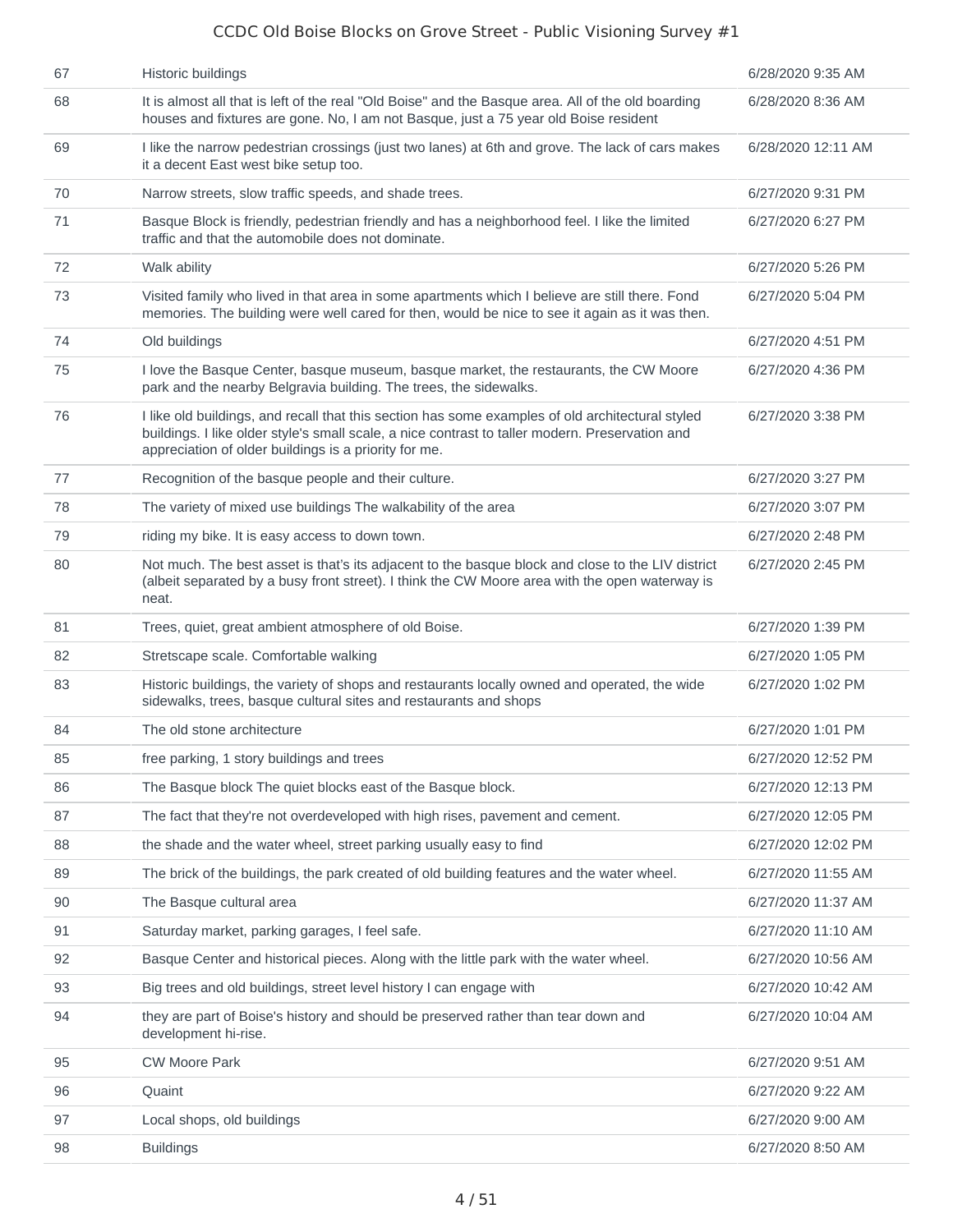| | | |
|---|---|---|
| 67 | Historic buildings | 6/28/2020 9:35 AM |
| 68 | It is almost all that is left of the real "Old Boise" and the Basque area. All of the old boarding houses and fixtures are gone. No, I am not Basque, just a 75 year old Boise resident | 6/28/2020 8:36 AM |
| 69 | I like the narrow pedestrian crossings (just two lanes) at 6th and grove. The lack of cars makes it a decent East west bike setup too. | 6/28/2020 12:11 AM |
| 70 | Narrow streets, slow traffic speeds, and shade trees. | 6/27/2020 9:31 PM |
| 71 | Basque Block is friendly, pedestrian friendly and has a neighborhood feel. I like the limited traffic and that the automobile does not dominate. | 6/27/2020 6:27 PM |
| 72 | Walk ability | 6/27/2020 5:26 PM |
| 73 | Visited family who lived in that area in some apartments which I believe are still there. Fond memories. The building were well cared for then, would be nice to see it again as it was then. | 6/27/2020 5:04 PM |
| 74 | Old buildings | 6/27/2020 4:51 PM |
| 75 | I love the Basque Center, basque museum, basque market, the restaurants, the CW Moore park and the nearby Belgravia building. The trees, the sidewalks. | 6/27/2020 4:36 PM |
| 76 | I like old buildings, and recall that this section has some examples of old architectural styled buildings. I like older style's small scale, a nice contrast to taller modern. Preservation and appreciation of older buildings is a priority for me. | 6/27/2020 3:38 PM |
| 77 | Recognition of the basque people and their culture. | 6/27/2020 3:27 PM |
| 78 | The variety of mixed use buildings The walkability of the area | 6/27/2020 3:07 PM |
| 79 | riding my bike. It is easy access to down town. | 6/27/2020 2:48 PM |
| 80 | Not much. The best asset is that's its adjacent to the basque block and close to the LIV district (albeit separated by a busy front street). I think the CW Moore area with the open waterway is neat. | 6/27/2020 2:45 PM |
| 81 | Trees, quiet, great ambient atmosphere of old Boise. | 6/27/2020 1:39 PM |
| 82 | Stretscape scale. Comfortable walking | 6/27/2020 1:05 PM |
| 83 | Historic buildings, the variety of shops and restaurants locally owned and operated, the wide sidewalks, trees, basque cultural sites and restaurants and shops | 6/27/2020 1:02 PM |
| 84 | The old stone architecture | 6/27/2020 1:01 PM |
| 85 | free parking, 1 story buildings and trees | 6/27/2020 12:52 PM |
| 86 | The Basque block The quiet blocks east of the Basque block. | 6/27/2020 12:13 PM |
| 87 | The fact that they're not overdeveloped with high rises, pavement and cement. | 6/27/2020 12:05 PM |
| 88 | the shade and the water wheel, street parking usually easy to find | 6/27/2020 12:02 PM |
| 89 | The brick of the buildings, the park created of old building features and the water wheel. | 6/27/2020 11:55 AM |
| 90 | The Basque cultural area | 6/27/2020 11:37 AM |
| 91 | Saturday market, parking garages, I feel safe. | 6/27/2020 11:10 AM |
| 92 | Basque Center and historical pieces. Along with the little park with the water wheel. | 6/27/2020 10:56 AM |
| 93 | Big trees and old buildings, street level history I can engage with | 6/27/2020 10:42 AM |
| 94 | they are part of Boise's history and should be preserved rather than tear down and development hi-rise. | 6/27/2020 10:04 AM |
| 95 | CW Moore Park | 6/27/2020 9:51 AM |
| 96 | Quaint | 6/27/2020 9:22 AM |
| 97 | Local shops, old buildings | 6/27/2020 9:00 AM |
| 98 | Buildings | 6/27/2020 8:50 AM |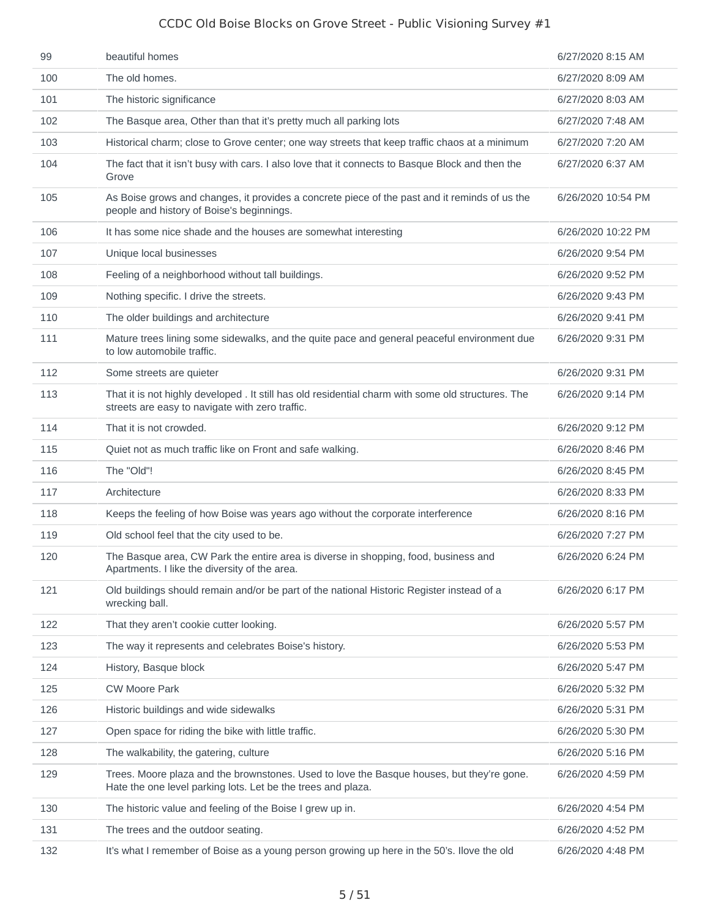| | | |
|---|---|---|
| 99 | beautiful homes | 6/27/2020 8:15 AM |
| 100 | The old homes. | 6/27/2020 8:09 AM |
| 101 | The historic significance | 6/27/2020 8:03 AM |
| 102 | The Basque area, Other than that it's pretty much all parking lots | 6/27/2020 7:48 AM |
| 103 | Historical charm; close to Grove center; one way streets that keep traffic chaos at a minimum | 6/27/2020 7:20 AM |
| 104 | The fact that it isn't busy with cars. I also love that it connects to Basque Block and then the Grove | 6/27/2020 6:37 AM |
| 105 | As Boise grows and changes, it provides a concrete piece of the past and it reminds of us the people and history of Boise's beginnings. | 6/26/2020 10:54 PM |
| 106 | It has some nice shade and the houses are somewhat interesting | 6/26/2020 10:22 PM |
| 107 | Unique local businesses | 6/26/2020 9:54 PM |
| 108 | Feeling of a neighborhood without tall buildings. | 6/26/2020 9:52 PM |
| 109 | Nothing specific. I drive the streets. | 6/26/2020 9:43 PM |
| 110 | The older buildings and architecture | 6/26/2020 9:41 PM |
| 111 | Mature trees lining some sidewalks, and the quite pace and general peaceful environment due to low automobile traffic. | 6/26/2020 9:31 PM |
| 112 | Some streets are quieter | 6/26/2020 9:31 PM |
| 113 | That it is not highly developed . It still has old residential charm with some old structures. The streets are easy to navigate with zero traffic. | 6/26/2020 9:14 PM |
| 114 | That it is not crowded. | 6/26/2020 9:12 PM |
| 115 | Quiet not as much traffic like on Front and safe walking. | 6/26/2020 8:46 PM |
| 116 | The "Old"! | 6/26/2020 8:45 PM |
| 117 | Architecture | 6/26/2020 8:33 PM |
| 118 | Keeps the feeling of how Boise was years ago without the corporate interference | 6/26/2020 8:16 PM |
| 119 | Old school feel that the city used to be. | 6/26/2020 7:27 PM |
| 120 | The Basque area, CW Park the entire area is diverse in shopping, food, business and Apartments. I like the diversity of the area. | 6/26/2020 6:24 PM |
| 121 | Old buildings should remain and/or be part of the national Historic Register instead of a wrecking ball. | 6/26/2020 6:17 PM |
| 122 | That they aren't cookie cutter looking. | 6/26/2020 5:57 PM |
| 123 | The way it represents and celebrates Boise's history. | 6/26/2020 5:53 PM |
| 124 | History, Basque block | 6/26/2020 5:47 PM |
| 125 | CW Moore Park | 6/26/2020 5:32 PM |
| 126 | Historic buildings and wide sidewalks | 6/26/2020 5:31 PM |
| 127 | Open space for riding the bike with little traffic. | 6/26/2020 5:30 PM |
| 128 | The walkability, the gatering, culture | 6/26/2020 5:16 PM |
| 129 | Trees. Moore plaza and the brownstones. Used to love the Basque houses, but they're gone. Hate the one level parking lots. Let be the trees and plaza. | 6/26/2020 4:59 PM |
| 130 | The historic value and feeling of the Boise I grew up in. | 6/26/2020 4:54 PM |
| 131 | The trees and the outdoor seating. | 6/26/2020 4:52 PM |
| 132 | It's what I remember of Boise as a young person growing up here in the 50's. Ilove the old | 6/26/2020 4:48 PM |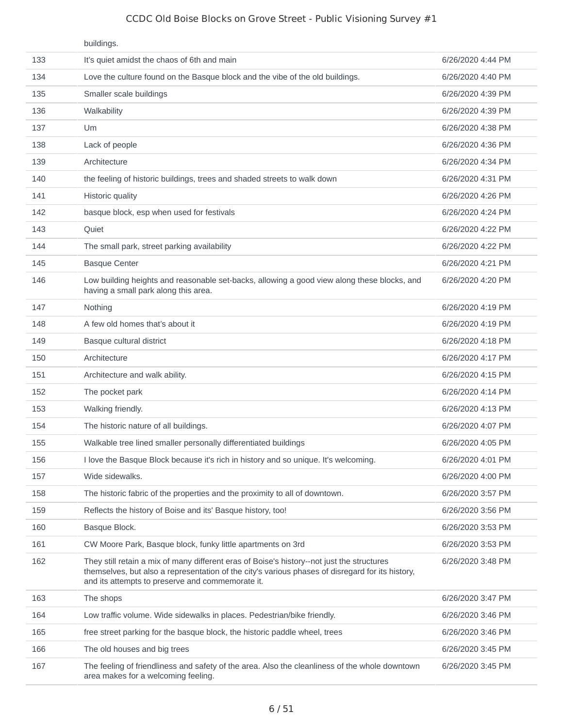| | buildings. | |
|---|---|---|
| 133 | It's quiet amidst the chaos of 6th and main | 6/26/2020 4:44 PM |
| 134 | Love the culture found on the Basque block and the vibe of the old buildings. | 6/26/2020 4:40 PM |
| 135 | Smaller scale buildings | 6/26/2020 4:39 PM |
| 136 | Walkability | 6/26/2020 4:39 PM |
| 137 | Um | 6/26/2020 4:38 PM |
| 138 | Lack of people | 6/26/2020 4:36 PM |
| 139 | Architecture | 6/26/2020 4:34 PM |
| 140 | the feeling of historic buildings, trees and shaded streets to walk down | 6/26/2020 4:31 PM |
| 141 | Historic quality | 6/26/2020 4:26 PM |
| 142 | basque block, esp when used for festivals | 6/26/2020 4:24 PM |
| 143 | Quiet | 6/26/2020 4:22 PM |
| 144 | The small park, street parking availability | 6/26/2020 4:22 PM |
| 145 | Basque Center | 6/26/2020 4:21 PM |
| 146 | Low building heights and reasonable set-backs, allowing a good view along these blocks, and having a small park along this area. | 6/26/2020 4:20 PM |
| 147 | Nothing | 6/26/2020 4:19 PM |
| 148 | A few old homes that's about it | 6/26/2020 4:19 PM |
| 149 | Basque cultural district | 6/26/2020 4:18 PM |
| 150 | Architecture | 6/26/2020 4:17 PM |
| 151 | Architecture and walk ability. | 6/26/2020 4:15 PM |
| 152 | The pocket park | 6/26/2020 4:14 PM |
| 153 | Walking friendly. | 6/26/2020 4:13 PM |
| 154 | The historic nature of all buildings. | 6/26/2020 4:07 PM |
| 155 | Walkable tree lined smaller personally differentiated buildings | 6/26/2020 4:05 PM |
| 156 | I love the Basque Block because it's rich in history and so unique. It's welcoming. | 6/26/2020 4:01 PM |
| 157 | Wide sidewalks. | 6/26/2020 4:00 PM |
| 158 | The historic fabric of the properties and the proximity to all of downtown. | 6/26/2020 3:57 PM |
| 159 | Reflects the history of Boise and its' Basque history, too! | 6/26/2020 3:56 PM |
| 160 | Basque Block. | 6/26/2020 3:53 PM |
| 161 | CW Moore Park, Basque block, funky little apartments on 3rd | 6/26/2020 3:53 PM |
| 162 | They still retain a mix of many different eras of Boise's history--not just the structures themselves, but also a representation of the city's various phases of disregard for its history, and its attempts to preserve and commemorate it. | 6/26/2020 3:48 PM |
| 163 | The shops | 6/26/2020 3:47 PM |
| 164 | Low traffic volume. Wide sidewalks in places. Pedestrian/bike friendly. | 6/26/2020 3:46 PM |
| 165 | free street parking for the basque block, the historic paddle wheel, trees | 6/26/2020 3:46 PM |
| 166 | The old houses and big trees | 6/26/2020 3:45 PM |
| 167 | The feeling of friendliness and safety of the area. Also the cleanliness of the whole downtown area makes for a welcoming feeling. | 6/26/2020 3:45 PM |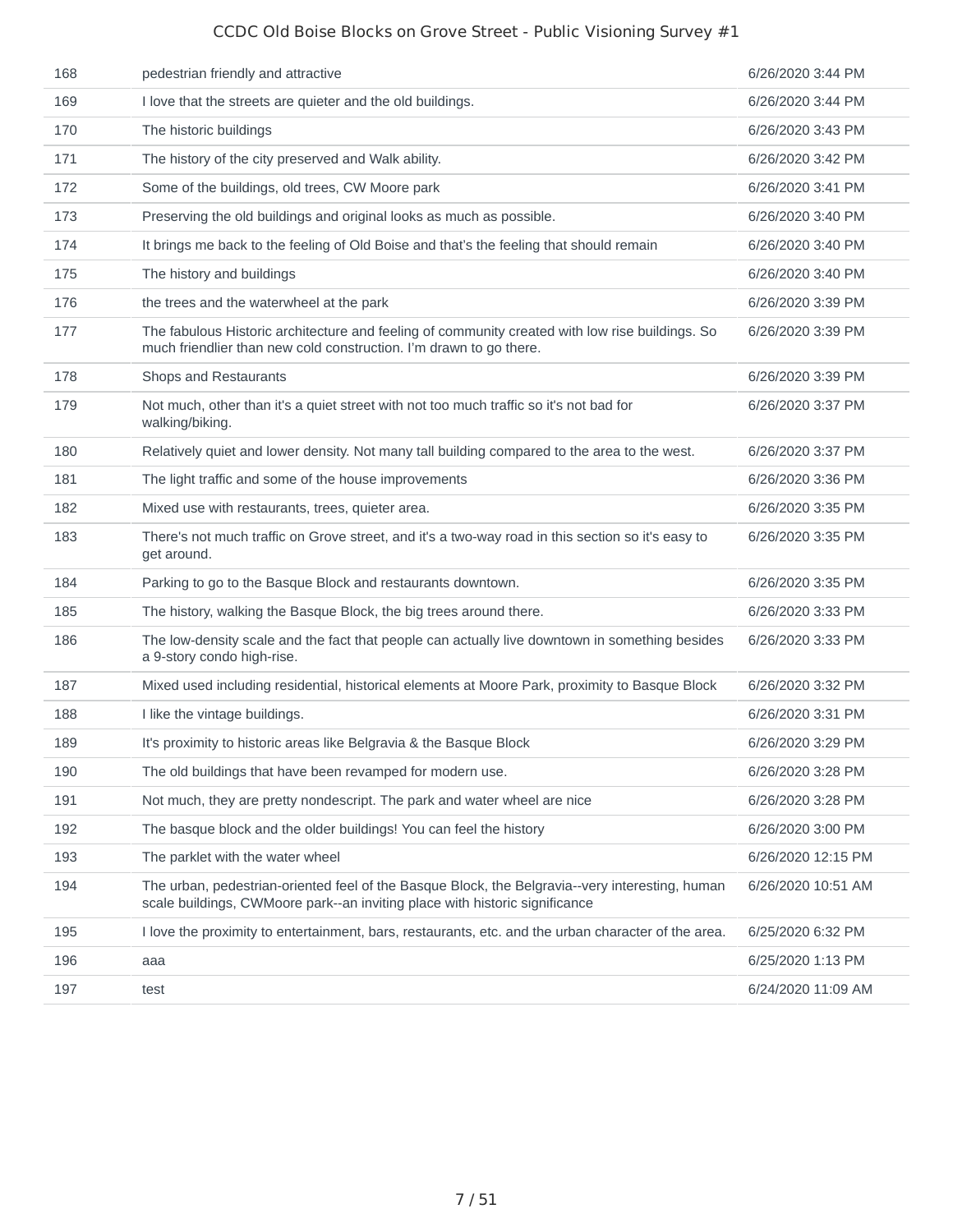| | | |
|---|---|---|
| 168 | pedestrian friendly and attractive | 6/26/2020 3:44 PM |
| 169 | I love that the streets are quieter and the old buildings. | 6/26/2020 3:44 PM |
| 170 | The historic buildings | 6/26/2020 3:43 PM |
| 171 | The history of the city preserved and Walk ability. | 6/26/2020 3:42 PM |
| 172 | Some of the buildings, old trees, CW Moore park | 6/26/2020 3:41 PM |
| 173 | Preserving the old buildings and original looks as much as possible. | 6/26/2020 3:40 PM |
| 174 | It brings me back to the feeling of Old Boise and that's the feeling that should remain | 6/26/2020 3:40 PM |
| 175 | The history and buildings | 6/26/2020 3:40 PM |
| 176 | the trees and the waterwheel at the park | 6/26/2020 3:39 PM |
| 177 | The fabulous Historic architecture and feeling of community created with low rise buildings. So much friendlier than new cold construction. I'm drawn to go there. | 6/26/2020 3:39 PM |
| 178 | Shops and Restaurants | 6/26/2020 3:39 PM |
| 179 | Not much, other than it's a quiet street with not too much traffic so it's not bad for walking/biking. | 6/26/2020 3:37 PM |
| 180 | Relatively quiet and lower density. Not many tall building compared to the area to the west. | 6/26/2020 3:37 PM |
| 181 | The light traffic and some of the house improvements | 6/26/2020 3:36 PM |
| 182 | Mixed use with restaurants, trees, quieter area. | 6/26/2020 3:35 PM |
| 183 | There's not much traffic on Grove street, and it's a two-way road in this section so it's easy to get around. | 6/26/2020 3:35 PM |
| 184 | Parking to go to the Basque Block and restaurants downtown. | 6/26/2020 3:35 PM |
| 185 | The history, walking the Basque Block, the big trees around there. | 6/26/2020 3:33 PM |
| 186 | The low-density scale and the fact that people can actually live downtown in something besides a 9-story condo high-rise. | 6/26/2020 3:33 PM |
| 187 | Mixed used including residential, historical elements at Moore Park, proximity to Basque Block | 6/26/2020 3:32 PM |
| 188 | I like the vintage buildings. | 6/26/2020 3:31 PM |
| 189 | It's proximity to historic areas like Belgravia & the Basque Block | 6/26/2020 3:29 PM |
| 190 | The old buildings that have been revamped for modern use. | 6/26/2020 3:28 PM |
| 191 | Not much, they are pretty nondescript. The park and water wheel are nice | 6/26/2020 3:28 PM |
| 192 | The basque block and the older buildings! You can feel the history | 6/26/2020 3:00 PM |
| 193 | The parklet with the water wheel | 6/26/2020 12:15 PM |
| 194 | The urban, pedestrian-oriented feel of the Basque Block, the Belgravia--very interesting, human scale buildings, CWMoore park--an inviting place with historic significance | 6/26/2020 10:51 AM |
| 195 | I love the proximity to entertainment, bars, restaurants, etc. and the urban character of the area. | 6/25/2020 6:32 PM |
| 196 | aaa | 6/25/2020 1:13 PM |
| 197 | test | 6/24/2020 11:09 AM |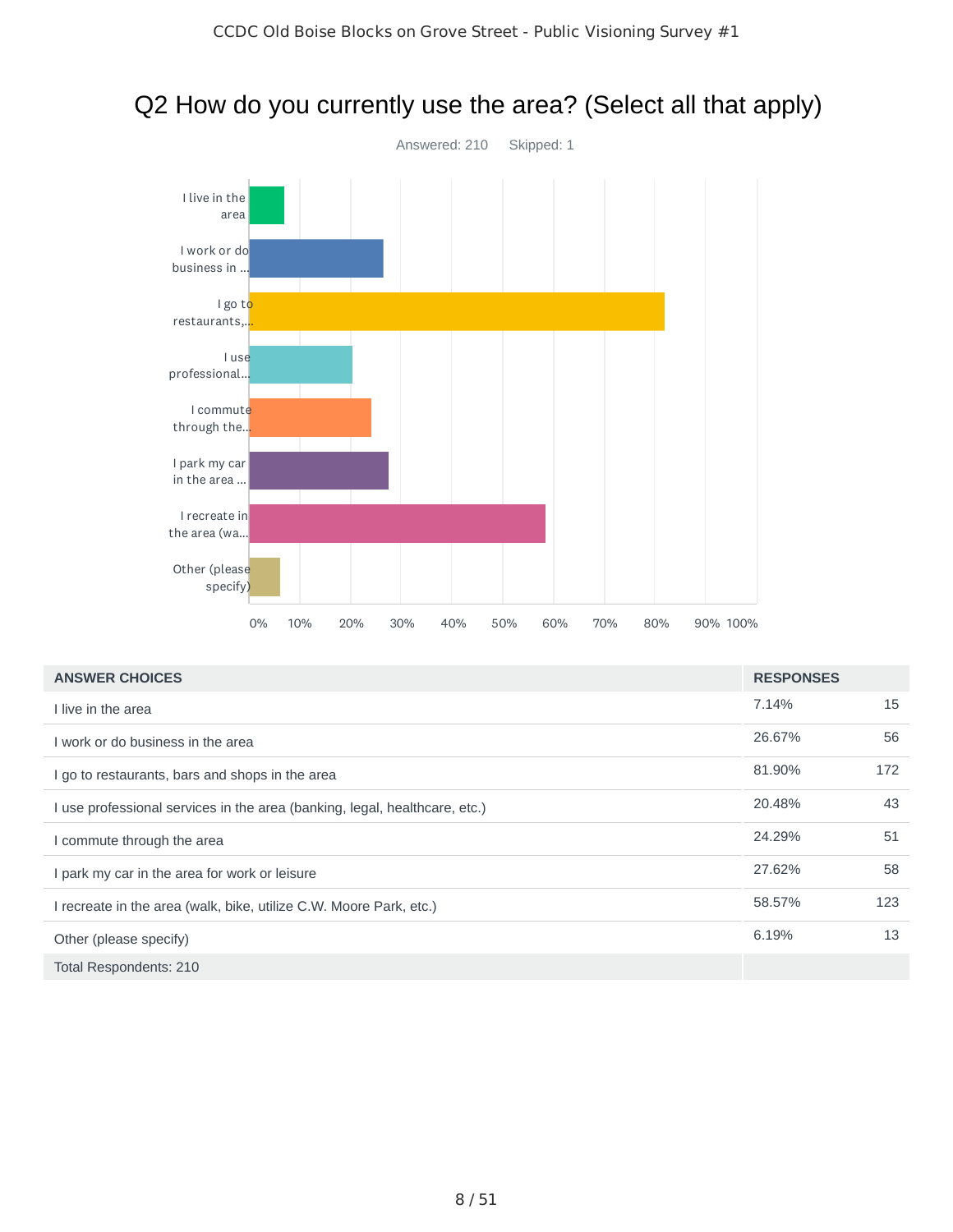## Q2 How do you currently use the area? (Select all that apply)

Answered: 210 Skipped: 1

| ANSWER CHOICES | RESPONSES | |
|---|---|---|
| I live in the area | 7.14% | 15 |
| I work or do business in the area | 26.67% | 56 |
| I go to restaurants, bars and shops in the area | 81.90% | 172 |
| I use professional services in the area (banking, legal, healthcare, etc.) | 20.48% | 43 |
| I commute through the area | 24.29% | 51 |
| I park my car in the area for work or leisure | 27.62% | 58 |
| I recreate in the area (walk, bike, utilize C.W. Moore Park, etc.) | 58.57% | 123 |
| Other (please specify) | 6.19% | 13 |
| Total Respondents: 210 | | |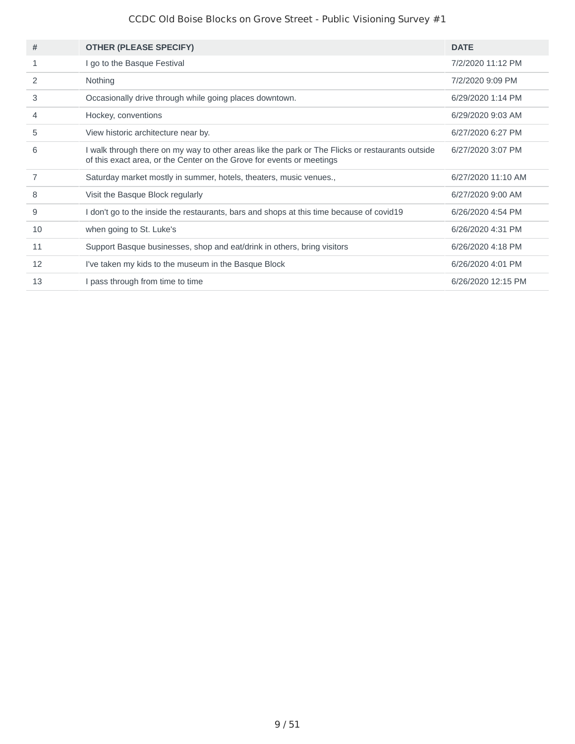| # | OTHER (PLEASE SPECIFY) | DATE |
| --- | --- | --- |
| 1 | I go to the Basque Festival | 7/2/2020 11:12 PM |
| 2 | Nothing | 7/2/2020 9:09 PM |
| 3 | Occasionally drive through while going places downtown. | 6/29/2020 1:14 PM |
| 4 | Hockey, conventions | 6/29/2020 9:03 AM |
| 5 | View historic architecture near by. | 6/27/2020 6:27 PM |
| 6 | I walk through there on my way to other areas like the park or The Flicks or restaurants outside of this exact area, or the Center on the Grove for events or meetings | 6/27/2020 3:07 PM |
| 7 | Saturday market mostly in summer, hotels, theaters, music venues., | 6/27/2020 11:10 AM |
| 8 | Visit the Basque Block regularly | 6/27/2020 9:00 AM |
| 9 | I don't go to the inside the restaurants, bars and shops at this time because of covid19 | 6/26/2020 4:54 PM |
| 10 | when going to St. Luke's | 6/26/2020 4:31 PM |
| 11 | Support Basque businesses, shop and eat/drink in others, bring visitors | 6/26/2020 4:18 PM |
| 12 | I've taken my kids to the museum in the Basque Block | 6/26/2020 4:01 PM |
| 13 | I pass through from time to time | 6/26/2020 12:15 PM |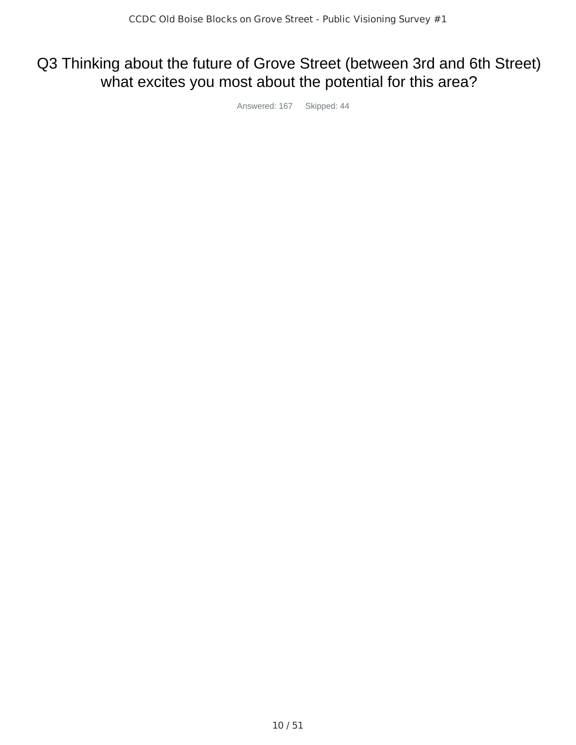# Q3 Thinking about the future of Grove Street (between 3rd and 6th Street) what excites you most about the potential for this area?

Answered: 167 Skipped: 44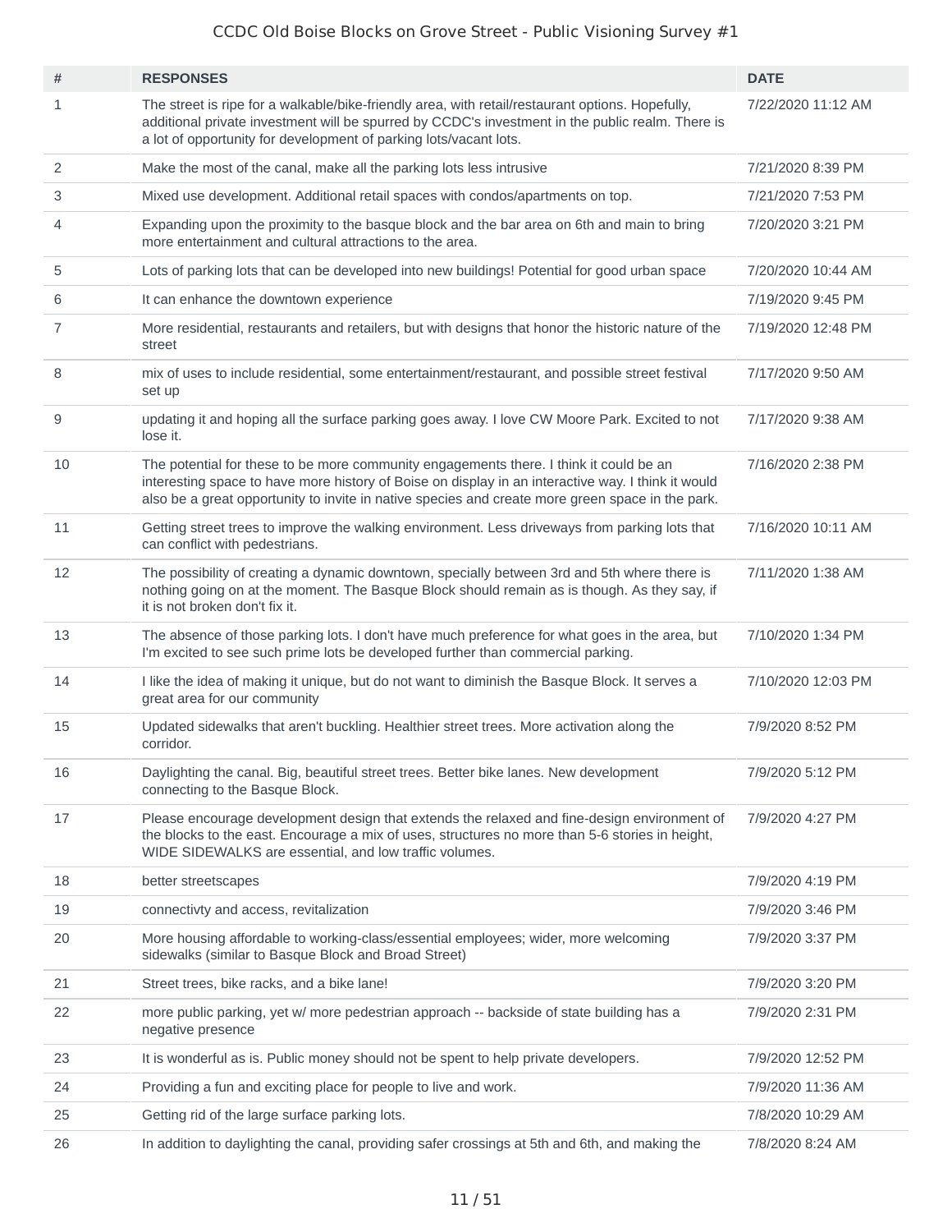CCDC Old Boise Blocks on Grove Street - Public Visioning Survey #1

| # | RESPONSES | DATE |
|---|---|---|
| 1 | The street is ripe for a walkable/bike-friendly area, with retail/restaurant options. Hopefully, additional private investment will be spurred by CCDC's investment in the public realm. There is a lot of opportunity for development of parking lots/vacant lots. | 7/22/2020 11:12 AM |
| 2 | Make the most of the canal, make all the parking lots less intrusive | 7/21/2020 8:39 PM |
| 3 | Mixed use development. Additional retail spaces with condos/apartments on top. | 7/21/2020 7:53 PM |
| 4 | Expanding upon the proximity to the basque block and the bar area on 6th and main to bring more entertainment and cultural attractions to the area. | 7/20/2020 3:21 PM |
| 5 | Lots of parking lots that can be developed into new buildings! Potential for good urban space | 7/20/2020 10:44 AM |
| 6 | It can enhance the downtown experience | 7/19/2020 9:45 PM |
| 7 | More residential, restaurants and retailers, but with designs that honor the historic nature of the street | 7/19/2020 12:48 PM |
| 8 | mix of uses to include residential, some entertainment/restaurant, and possible street festival set up | 7/17/2020 9:50 AM |
| 9 | updating it and hoping all the surface parking goes away. I love CW Moore Park. Excited to not lose it. | 7/17/2020 9:38 AM |
| 10 | The potential for these to be more community engagements there. I think it could be an interesting space to have more history of Boise on display in an interactive way. I think it would also be a great opportunity to invite in native species and create more green space in the park. | 7/16/2020 2:38 PM |
| 11 | Getting street trees to improve the walking environment. Less driveways from parking lots that can conflict with pedestrians. | 7/16/2020 10:11 AM |
| 12 | The possibility of creating a dynamic downtown, specially between 3rd and 5th where there is nothing going on at the moment. The Basque Block should remain as is though. As they say, if it is not broken don't fix it. | 7/11/2020 1:38 AM |
| 13 | The absence of those parking lots. I don't have much preference for what goes in the area, but I'm excited to see such prime lots be developed further than commercial parking. | 7/10/2020 1:34 PM |
| 14 | I like the idea of making it unique, but do not want to diminish the Basque Block. It serves a great area for our community | 7/10/2020 12:03 PM |
| 15 | Updated sidewalks that aren't buckling. Healthier street trees. More activation along the corridor. | 7/9/2020 8:52 PM |
| 16 | Daylighting the canal. Big, beautiful street trees. Better bike lanes. New development connecting to the Basque Block. | 7/9/2020 5:12 PM |
| 17 | Please encourage development design that extends the relaxed and fine-design environment of the blocks to the east. Encourage a mix of uses, structures no more than 5-6 stories in height, WIDE SIDEWALKS are essential, and low traffic volumes. | 7/9/2020 4:27 PM |
| 18 | better streetscapes | 7/9/2020 4:19 PM |
| 19 | connectivty and access, revitalization | 7/9/2020 3:46 PM |
| 20 | More housing affordable to working-class/essential employees; wider, more welcoming sidewalks (similar to Basque Block and Broad Street) | 7/9/2020 3:37 PM |
| 21 | Street trees, bike racks, and a bike lane! | 7/9/2020 3:20 PM |
| 22 | more public parking, yet w/ more pedestrian approach -- backside of state building has a negative presence | 7/9/2020 2:31 PM |
| 23 | It is wonderful as is. Public money should not be spent to help private developers. | 7/9/2020 12:52 PM |
| 24 | Providing a fun and exciting place for people to live and work. | 7/9/2020 11:36 AM |
| 25 | Getting rid of the large surface parking lots. | 7/8/2020 10:29 AM |
| 26 | In addition to daylighting the canal, providing safer crossings at 5th and 6th, and making the | 7/8/2020 8:24 AM |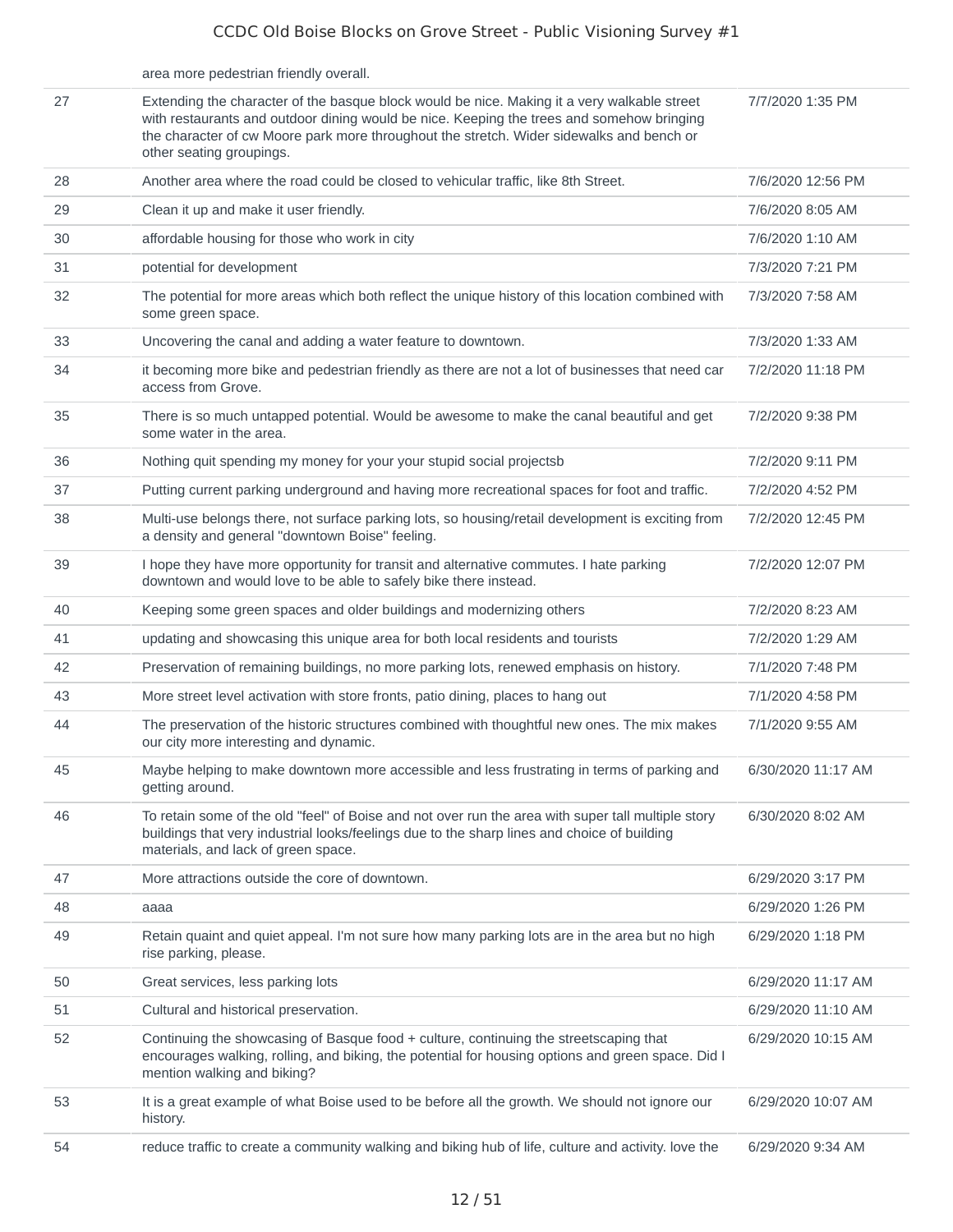| | area more pedestrian friendly overall. | |
|---|---|---|
| 27 | Extending the character of the basque block would be nice. Making it a very walkable street with restaurants and outdoor dining would be nice. Keeping the trees and somehow bringing the character of cw Moore park more throughout the stretch. Wider sidewalks and bench or other seating groupings. | 7/7/2020 1:35 PM |
| 28 | Another area where the road could be closed to vehicular traffic, like 8th Street. | 7/6/2020 12:56 PM |
| 29 | Clean it up and make it user friendly. | 7/6/2020 8:05 AM |
| 30 | affordable housing for those who work in city | 7/6/2020 1:10 AM |
| 31 | potential for development | 7/3/2020 7:21 PM |
| 32 | The potential for more areas which both reflect the unique history of this location combined with some green space. | 7/3/2020 7:58 AM |
| 33 | Uncovering the canal and adding a water feature to downtown. | 7/3/2020 1:33 AM |
| 34 | it becoming more bike and pedestrian friendly as there are not a lot of businesses that need car access from Grove. | 7/2/2020 11:18 PM |
| 35 | There is so much untapped potential. Would be awesome to make the canal beautiful and get some water in the area. | 7/2/2020 9:38 PM |
| 36 | Nothing quit spending my money for your your stupid social projectsb | 7/2/2020 9:11 PM |
| 37 | Putting current parking underground and having more recreational spaces for foot and traffic. | 7/2/2020 4:52 PM |
| 38 | Multi-use belongs there, not surface parking lots, so housing/retail development is exciting from a density and general "downtown Boise" feeling. | 7/2/2020 12:45 PM |
| 39 | I hope they have more opportunity for transit and alternative commutes. I hate parking downtown and would love to be able to safely bike there instead. | 7/2/2020 12:07 PM |
| 40 | Keeping some green spaces and older buildings and modernizing others | 7/2/2020 8:23 AM |
| 41 | updating and showcasing this unique area for both local residents and tourists | 7/2/2020 1:29 AM |
| 42 | Preservation of remaining buildings, no more parking lots, renewed emphasis on history. | 7/1/2020 7:48 PM |
| 43 | More street level activation with store fronts, patio dining, places to hang out | 7/1/2020 4:58 PM |
| 44 | The preservation of the historic structures combined with thoughtful new ones. The mix makes our city more interesting and dynamic. | 7/1/2020 9:55 AM |
| 45 | Maybe helping to make downtown more accessible and less frustrating in terms of parking and getting around. | 6/30/2020 11:17 AM |
| 46 | To retain some of the old "feel" of Boise and not over run the area with super tall multiple story buildings that very industrial looks/feelings due to the sharp lines and choice of building materials, and lack of green space. | 6/30/2020 8:02 AM |
| 47 | More attractions outside the core of downtown. | 6/29/2020 3:17 PM |
| 48 | aaaa | 6/29/2020 1:26 PM |
| 49 | Retain quaint and quiet appeal. I'm not sure how many parking lots are in the area but no high rise parking, please. | 6/29/2020 1:18 PM |
| 50 | Great services, less parking lots | 6/29/2020 11:17 AM |
| 51 | Cultural and historical preservation. | 6/29/2020 11:10 AM |
| 52 | Continuing the showcasing of Basque food + culture, continuing the streetscaping that encourages walking, rolling, and biking, the potential for housing options and green space. Did I mention walking and biking? | 6/29/2020 10:15 AM |
| 53 | It is a great example of what Boise used to be before all the growth. We should not ignore our history. | 6/29/2020 10:07 AM |
| 54 | reduce traffic to create a community walking and biking hub of life, culture and activity. love the | 6/29/2020 9:34 AM |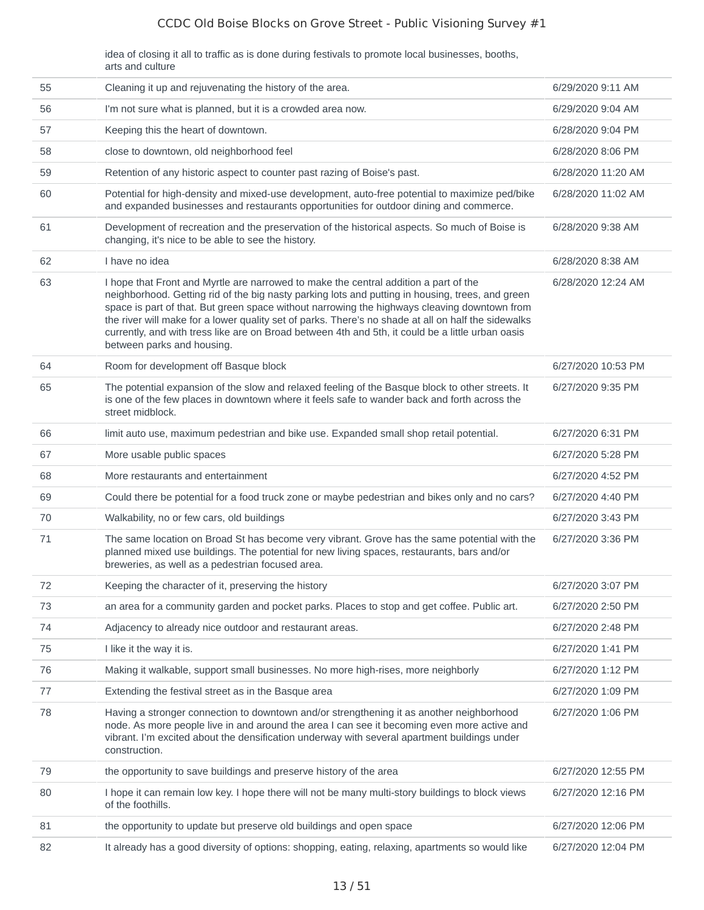| | idea of closing it all to traffic as is done during festivals to promote local businesses, booths, arts and culture | |
|---|---|---|
| 55 | Cleaning it up and rejuvenating the history of the area. | 6/29/2020 9:11 AM |
| 56 | I'm not sure what is planned, but it is a crowded area now. | 6/29/2020 9:04 AM |
| 57 | Keeping this the heart of downtown. | 6/28/2020 9:04 PM |
| 58 | close to downtown, old neighborhood feel | 6/28/2020 8:06 PM |
| 59 | Retention of any historic aspect to counter past razing of Boise's past. | 6/28/2020 11:20 AM |
| 60 | Potential for high-density and mixed-use development, auto-free potential to maximize ped/bike and expanded businesses and restaurants opportunities for outdoor dining and commerce. | 6/28/2020 11:02 AM |
| 61 | Development of recreation and the preservation of the historical aspects. So much of Boise is changing, it's nice to be able to see the history. | 6/28/2020 9:38 AM |
| 62 | I have no idea | 6/28/2020 8:38 AM |
| 63 | I hope that Front and Myrtle are narrowed to make the central addition a part of the neighborhood. Getting rid of the big nasty parking lots and putting in housing, trees, and green space is part of that. But green space without narrowing the highways cleaving downtown from the river will make for a lower quality set of parks. There's no shade at all on half the sidewalks currently, and with tress like are on Broad between 4th and 5th, it could be a little urban oasis between parks and housing. | 6/28/2020 12:24 AM |
| 64 | Room for development off Basque block | 6/27/2020 10:53 PM |
| 65 | The potential expansion of the slow and relaxed feeling of the Basque block to other streets. It is one of the few places in downtown where it feels safe to wander back and forth across the street midblock. | 6/27/2020 9:35 PM |
| 66 | limit auto use, maximum pedestrian and bike use. Expanded small shop retail potential. | 6/27/2020 6:31 PM |
| 67 | More usable public spaces | 6/27/2020 5:28 PM |
| 68 | More restaurants and entertainment | 6/27/2020 4:52 PM |
| 69 | Could there be potential for a food truck zone or maybe pedestrian and bikes only and no cars? | 6/27/2020 4:40 PM |
| 70 | Walkability, no or few cars, old buildings | 6/27/2020 3:43 PM |
| 71 | The same location on Broad St has become very vibrant. Grove has the same potential with the planned mixed use buildings. The potential for new living spaces, restaurants, bars and/or breweries, as well as a pedestrian focused area. | 6/27/2020 3:36 PM |
| 72 | Keeping the character of it, preserving the history | 6/27/2020 3:07 PM |
| 73 | an area for a community garden and pocket parks. Places to stop and get coffee. Public art. | 6/27/2020 2:50 PM |
| 74 | Adjacency to already nice outdoor and restaurant areas. | 6/27/2020 2:48 PM |
| 75 | I like it the way it is. | 6/27/2020 1:41 PM |
| 76 | Making it walkable, support small businesses. No more high-rises, more neighborly | 6/27/2020 1:12 PM |
| 77 | Extending the festival street as in the Basque area | 6/27/2020 1:09 PM |
| 78 | Having a stronger connection to downtown and/or strengthening it as another neighborhood node. As more people live in and around the area I can see it becoming even more active and vibrant. I'm excited about the densification underway with several apartment buildings under construction. | 6/27/2020 1:06 PM |
| 79 | the opportunity to save buildings and preserve history of the area | 6/27/2020 12:55 PM |
| 80 | I hope it can remain low key. I hope there will not be many multi-story buildings to block views of the foothills. | 6/27/2020 12:16 PM |
| 81 | the opportunity to update but preserve old buildings and open space | 6/27/2020 12:06 PM |
| 82 | It already has a good diversity of options: shopping, eating, relaxing, apartments so would like | 6/27/2020 12:04 PM |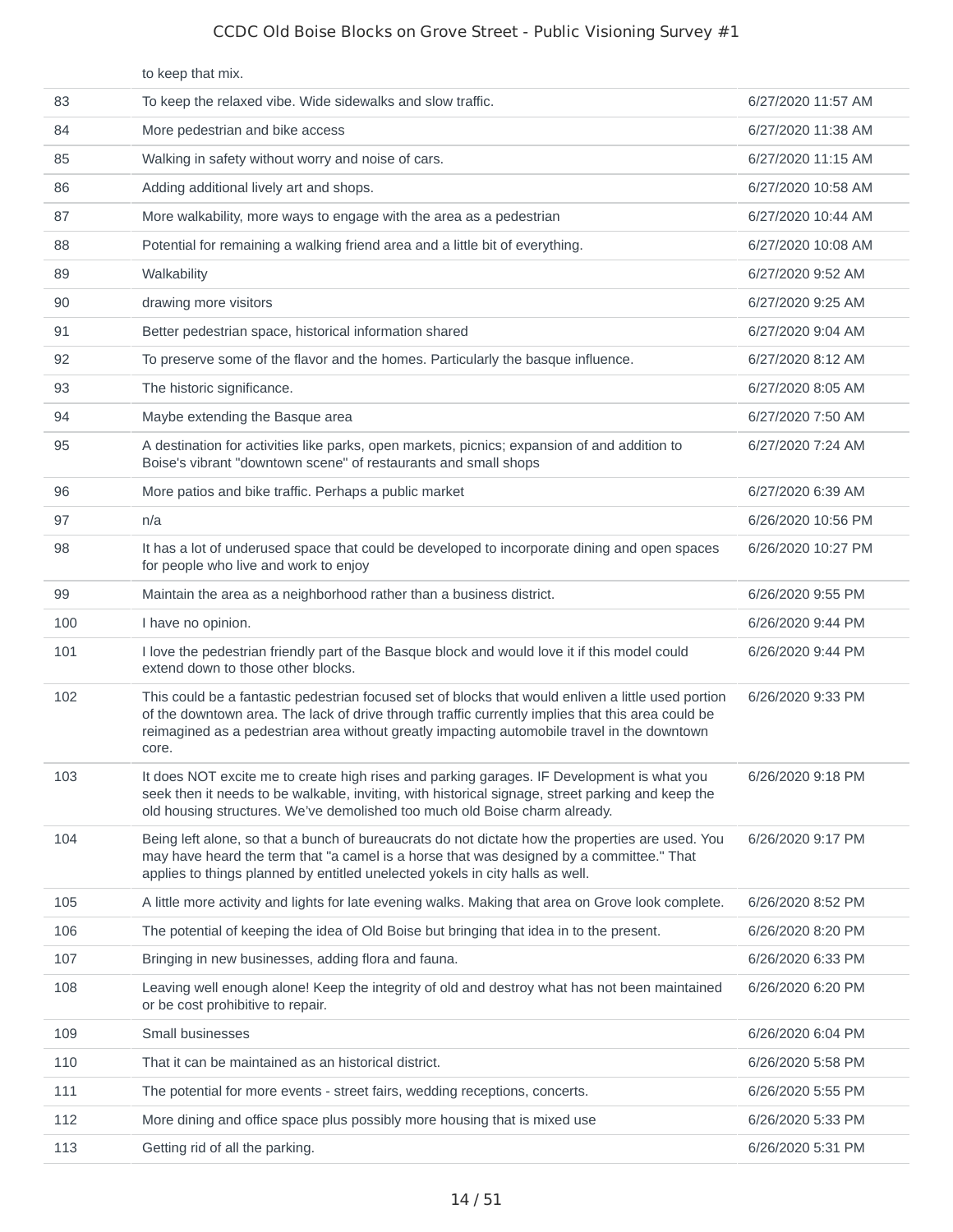|  | to keep that mix. |  |
| --- | --- | --- |
| 83 | To keep the relaxed vibe. Wide sidewalks and slow traffic. | 6/27/2020 11:57 AM |
| 84 | More pedestrian and bike access | 6/27/2020 11:38 AM |
| 85 | Walking in safety without worry and noise of cars. | 6/27/2020 11:15 AM |
| 86 | Adding additional lively art and shops. | 6/27/2020 10:58 AM |
| 87 | More walkability, more ways to engage with the area as a pedestrian | 6/27/2020 10:44 AM |
| 88 | Potential for remaining a walking friend area and a little bit of everything. | 6/27/2020 10:08 AM |
| 89 | Walkability | 6/27/2020 9:52 AM |
| 90 | drawing more visitors | 6/27/2020 9:25 AM |
| 91 | Better pedestrian space, historical information shared | 6/27/2020 9:04 AM |
| 92 | To preserve some of the flavor and the homes. Particularly the basque influence. | 6/27/2020 8:12 AM |
| 93 | The historic significance. | 6/27/2020 8:05 AM |
| 94 | Maybe extending the Basque area | 6/27/2020 7:50 AM |
| 95 | A destination for activities like parks, open markets, picnics; expansion of and addition to Boise's vibrant "downtown scene" of restaurants and small shops | 6/27/2020 7:24 AM |
| 96 | More patios and bike traffic. Perhaps a public market | 6/27/2020 6:39 AM |
| 97 | n/a | 6/26/2020 10:56 PM |
| 98 | It has a lot of underused space that could be developed to incorporate dining and open spaces for people who live and work to enjoy | 6/26/2020 10:27 PM |
| 99 | Maintain the area as a neighborhood rather than a business district. | 6/26/2020 9:55 PM |
| 100 | I have no opinion. | 6/26/2020 9:44 PM |
| 101 | I love the pedestrian friendly part of the Basque block and would love it if this model could extend down to those other blocks. | 6/26/2020 9:44 PM |
| 102 | This could be a fantastic pedestrian focused set of blocks that would enliven a little used portion of the downtown area. The lack of drive through traffic currently implies that this area could be reimagined as a pedestrian area without greatly impacting automobile travel in the downtown core. | 6/26/2020 9:33 PM |
| 103 | It does NOT excite me to create high rises and parking garages. IF Development is what you seek then it needs to be walkable, inviting, with historical signage, street parking and keep the old housing structures. We've demolished too much old Boise charm already. | 6/26/2020 9:18 PM |
| 104 | Being left alone, so that a bunch of bureaucrats do not dictate how the properties are used. You may have heard the term that "a camel is a horse that was designed by a committee." That applies to things planned by entitled unelected yokels in city halls as well. | 6/26/2020 9:17 PM |
| 105 | A little more activity and lights for late evening walks. Making that area on Grove look complete. | 6/26/2020 8:52 PM |
| 106 | The potential of keeping the idea of Old Boise but bringing that idea in to the present. | 6/26/2020 8:20 PM |
| 107 | Bringing in new businesses, adding flora and fauna. | 6/26/2020 6:33 PM |
| 108 | Leaving well enough alone! Keep the integrity of old and destroy what has not been maintained or be cost prohibitive to repair. | 6/26/2020 6:20 PM |
| 109 | Small businesses | 6/26/2020 6:04 PM |
| 110 | That it can be maintained as an historical district. | 6/26/2020 5:58 PM |
| 111 | The potential for more events - street fairs, wedding receptions, concerts. | 6/26/2020 5:55 PM |
| 112 | More dining and office space plus possibly more housing that is mixed use | 6/26/2020 5:33 PM |
| 113 | Getting rid of all the parking. | 6/26/2020 5:31 PM |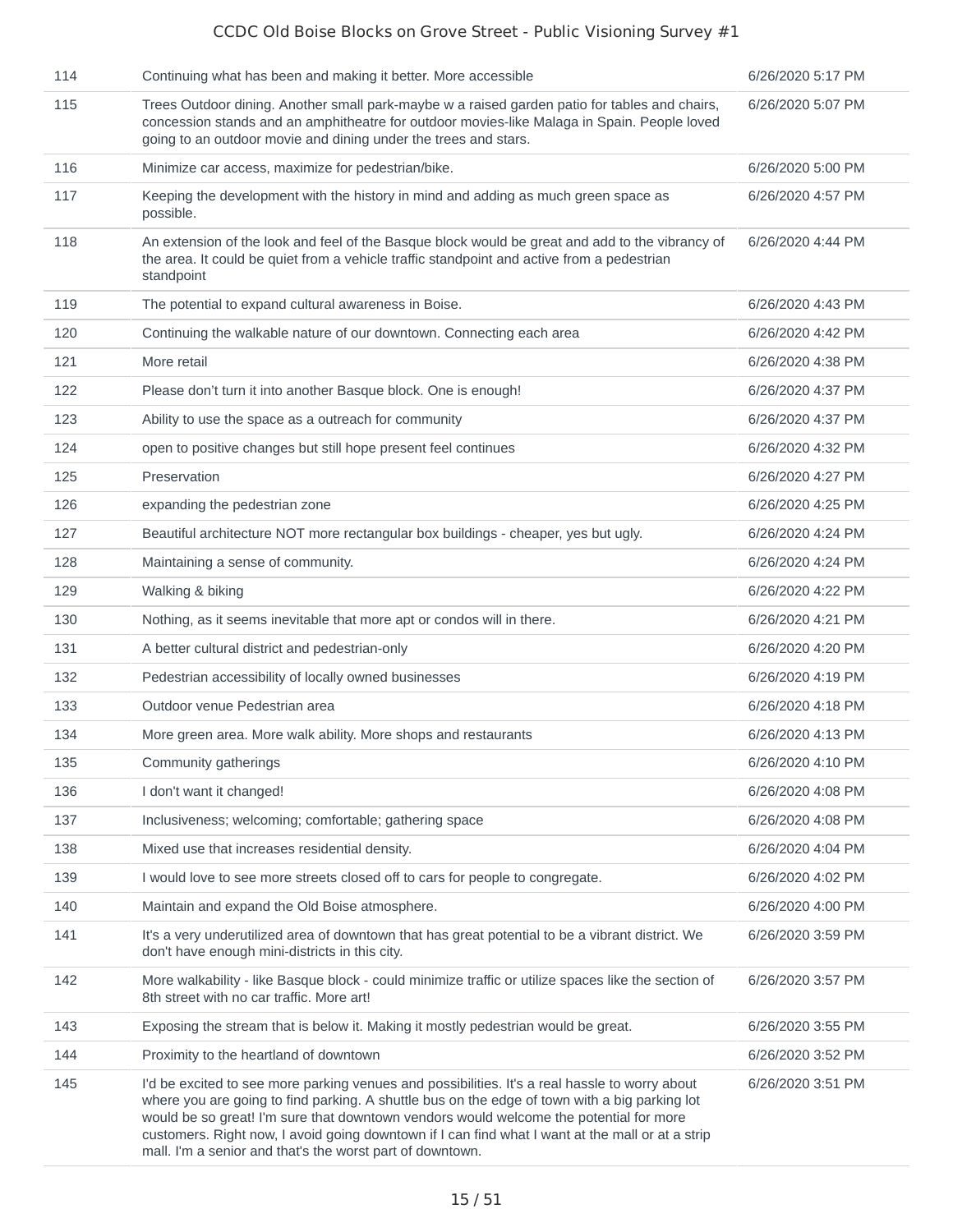| | | |
|---|---|---|
| 114 | Continuing what has been and making it better. More accessible | 6/26/2020 5:17 PM |
| 115 | Trees Outdoor dining. Another small park-maybe w a raised garden patio for tables and chairs, concession stands and an amphitheatre for outdoor movies-like Malaga in Spain. People loved going to an outdoor movie and dining under the trees and stars. | 6/26/2020 5:07 PM |
| 116 | Minimize car access, maximize for pedestrian/bike. | 6/26/2020 5:00 PM |
| 117 | Keeping the development with the history in mind and adding as much green space as possible. | 6/26/2020 4:57 PM |
| 118 | An extension of the look and feel of the Basque block would be great and add to the vibrancy of the area. It could be quiet from a vehicle traffic standpoint and active from a pedestrian standpoint | 6/26/2020 4:44 PM |
| 119 | The potential to expand cultural awareness in Boise. | 6/26/2020 4:43 PM |
| 120 | Continuing the walkable nature of our downtown. Connecting each area | 6/26/2020 4:42 PM |
| 121 | More retail | 6/26/2020 4:38 PM |
| 122 | Please don't turn it into another Basque block. One is enough! | 6/26/2020 4:37 PM |
| 123 | Ability to use the space as a outreach for community | 6/26/2020 4:37 PM |
| 124 | open to positive changes but still hope present feel continues | 6/26/2020 4:32 PM |
| 125 | Preservation | 6/26/2020 4:27 PM |
| 126 | expanding the pedestrian zone | 6/26/2020 4:25 PM |
| 127 | Beautiful architecture NOT more rectangular box buildings - cheaper, yes but ugly. | 6/26/2020 4:24 PM |
| 128 | Maintaining a sense of community. | 6/26/2020 4:24 PM |
| 129 | Walking & biking | 6/26/2020 4:22 PM |
| 130 | Nothing, as it seems inevitable that more apt or condos will in there. | 6/26/2020 4:21 PM |
| 131 | A better cultural district and pedestrian-only | 6/26/2020 4:20 PM |
| 132 | Pedestrian accessibility of locally owned businesses | 6/26/2020 4:19 PM |
| 133 | Outdoor venue Pedestrian area | 6/26/2020 4:18 PM |
| 134 | More green area. More walk ability. More shops and restaurants | 6/26/2020 4:13 PM |
| 135 | Community gatherings | 6/26/2020 4:10 PM |
| 136 | I don't want it changed! | 6/26/2020 4:08 PM |
| 137 | Inclusiveness; welcoming; comfortable; gathering space | 6/26/2020 4:08 PM |
| 138 | Mixed use that increases residential density. | 6/26/2020 4:04 PM |
| 139 | I would love to see more streets closed off to cars for people to congregate. | 6/26/2020 4:02 PM |
| 140 | Maintain and expand the Old Boise atmosphere. | 6/26/2020 4:00 PM |
| 141 | It's a very underutilized area of downtown that has great potential to be a vibrant district. We don't have enough mini-districts in this city. | 6/26/2020 3:59 PM |
| 142 | More walkability - like Basque block - could minimize traffic or utilize spaces like the section of 8th street with no car traffic. More art! | 6/26/2020 3:57 PM |
| 143 | Exposing the stream that is below it. Making it mostly pedestrian would be great. | 6/26/2020 3:55 PM |
| 144 | Proximity to the heartland of downtown | 6/26/2020 3:52 PM |
| 145 | I'd be excited to see more parking venues and possibilities. It's a real hassle to worry about where you are going to find parking. A shuttle bus on the edge of town with a big parking lot would be so great! I'm sure that downtown vendors would welcome the potential for more customers. Right now, I avoid going downtown if I can find what I want at the mall or at a strip mall. I'm a senior and that's the worst part of downtown. | 6/26/2020 3:51 PM |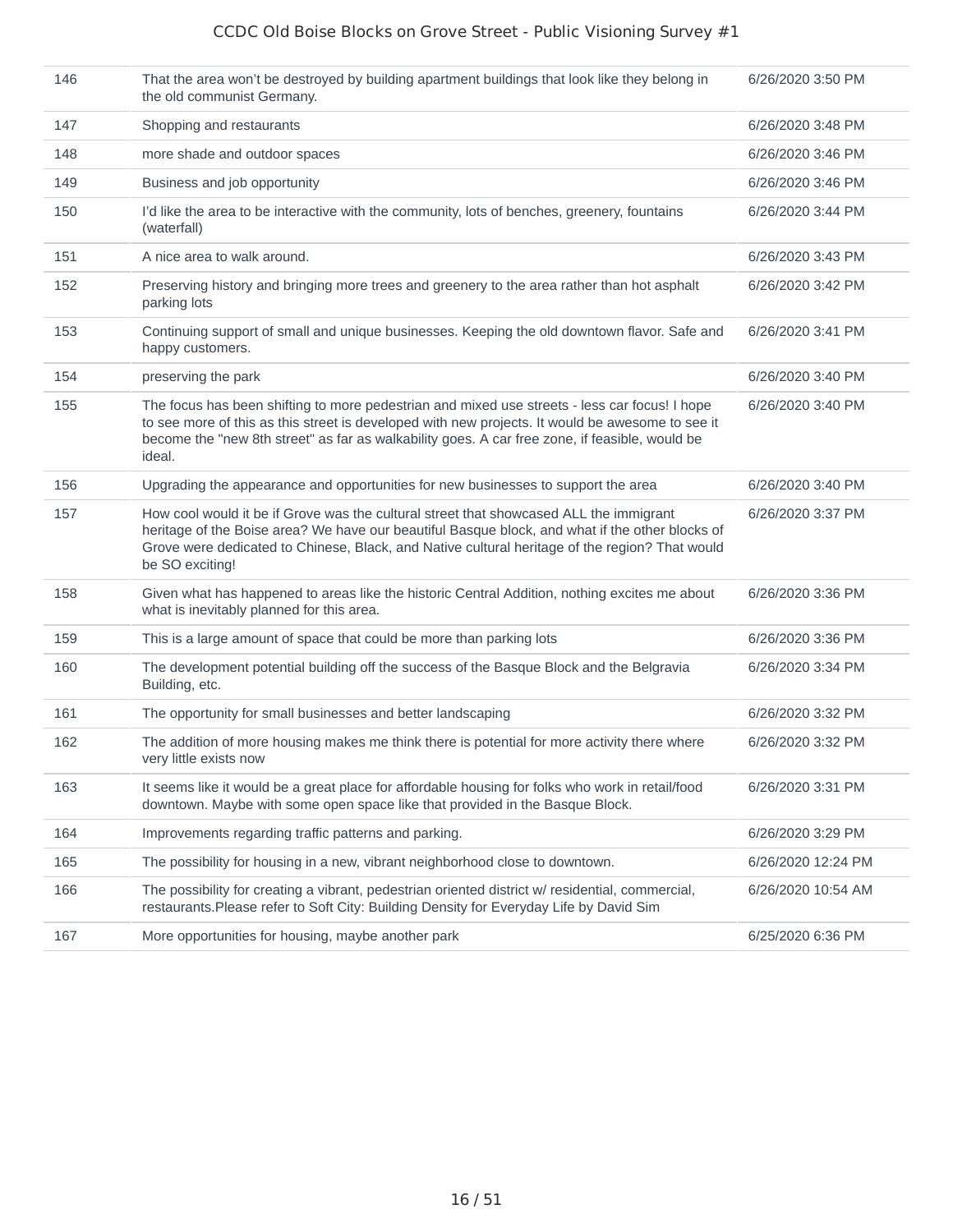| | | |
|---|---|---|
| 146 | That the area won't be destroyed by building apartment buildings that look like they belong in the old communist Germany. | 6/26/2020 3:50 PM |
| 147 | Shopping and restaurants | 6/26/2020 3:48 PM |
| 148 | more shade and outdoor spaces | 6/26/2020 3:46 PM |
| 149 | Business and job opportunity | 6/26/2020 3:46 PM |
| 150 | I'd like the area to be interactive with the community, lots of benches, greenery, fountains (waterfall) | 6/26/2020 3:44 PM |
| 151 | A nice area to walk around. | 6/26/2020 3:43 PM |
| 152 | Preserving history and bringing more trees and greenery to the area rather than hot asphalt parking lots | 6/26/2020 3:42 PM |
| 153 | Continuing support of small and unique businesses. Keeping the old downtown flavor. Safe and happy customers. | 6/26/2020 3:41 PM |
| 154 | preserving the park | 6/26/2020 3:40 PM |
| 155 | The focus has been shifting to more pedestrian and mixed use streets - less car focus! I hope to see more of this as this street is developed with new projects. It would be awesome to see it become the "new 8th street" as far as walkability goes. A car free zone, if feasible, would be ideal. | 6/26/2020 3:40 PM |
| 156 | Upgrading the appearance and opportunities for new businesses to support the area | 6/26/2020 3:40 PM |
| 157 | How cool would it be if Grove was the cultural street that showcased ALL the immigrant heritage of the Boise area? We have our beautiful Basque block, and what if the other blocks of Grove were dedicated to Chinese, Black, and Native cultural heritage of the region? That would be SO exciting! | 6/26/2020 3:37 PM |
| 158 | Given what has happened to areas like the historic Central Addition, nothing excites me about what is inevitably planned for this area. | 6/26/2020 3:36 PM |
| 159 | This is a large amount of space that could be more than parking lots | 6/26/2020 3:36 PM |
| 160 | The development potential building off the success of the Basque Block and the Belgravia Building, etc. | 6/26/2020 3:34 PM |
| 161 | The opportunity for small businesses and better landscaping | 6/26/2020 3:32 PM |
| 162 | The addition of more housing makes me think there is potential for more activity there where very little exists now | 6/26/2020 3:32 PM |
| 163 | It seems like it would be a great place for affordable housing for folks who work in retail/food downtown. Maybe with some open space like that provided in the Basque Block. | 6/26/2020 3:31 PM |
| 164 | Improvements regarding traffic patterns and parking. | 6/26/2020 3:29 PM |
| 165 | The possibility for housing in a new, vibrant neighborhood close to downtown. | 6/26/2020 12:24 PM |
| 166 | The possibility for creating a vibrant, pedestrian oriented district w/ residential, commercial, restaurants.Please refer to Soft City: Building Density for Everyday Life by David Sim | 6/26/2020 10:54 AM |
| 167 | More opportunities for housing, maybe another park | 6/25/2020 6:36 PM |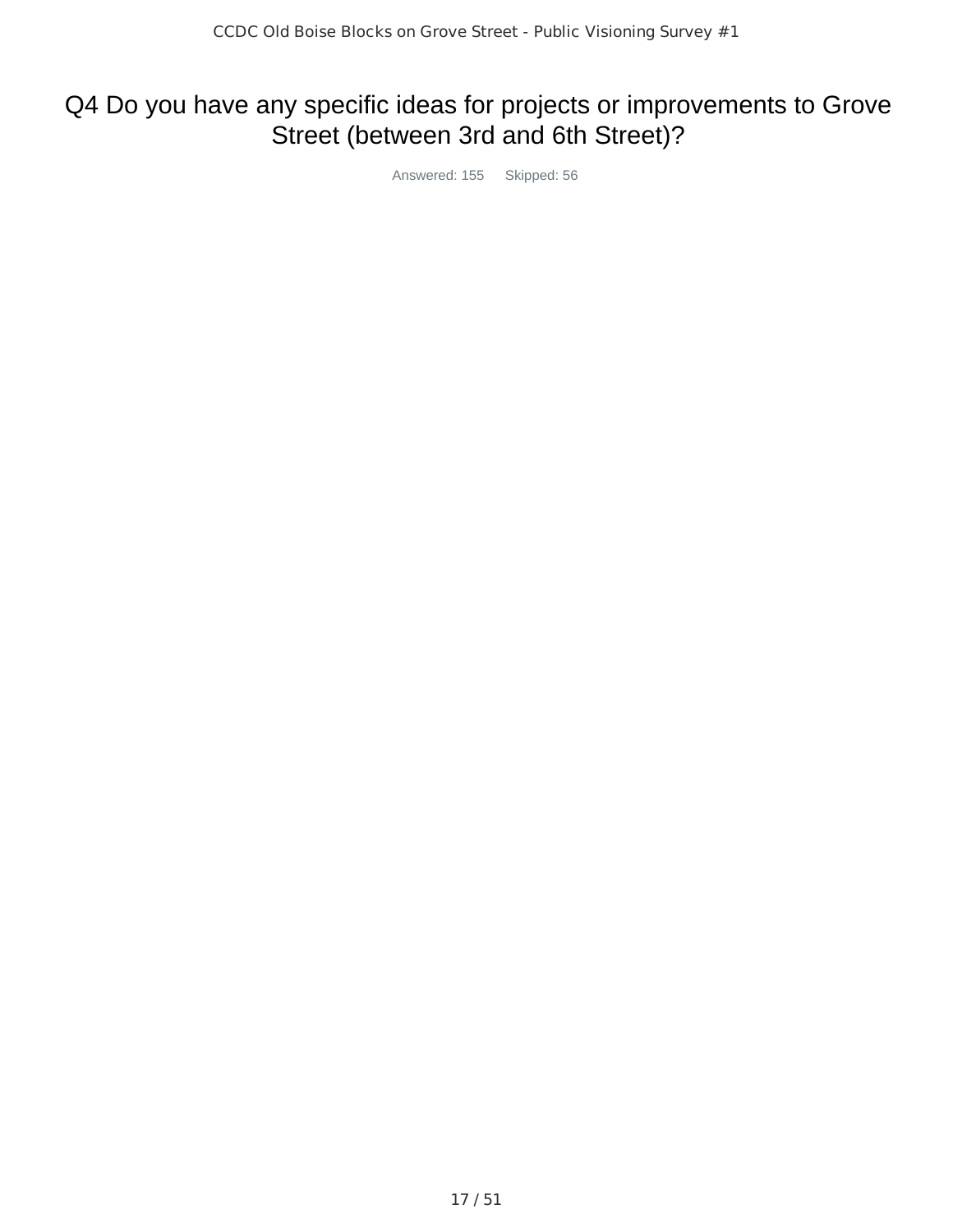# Q4 Do you have any specific ideas for projects or improvements to Grove Street (between 3rd and 6th Street)?

Answered: 155 Skipped: 56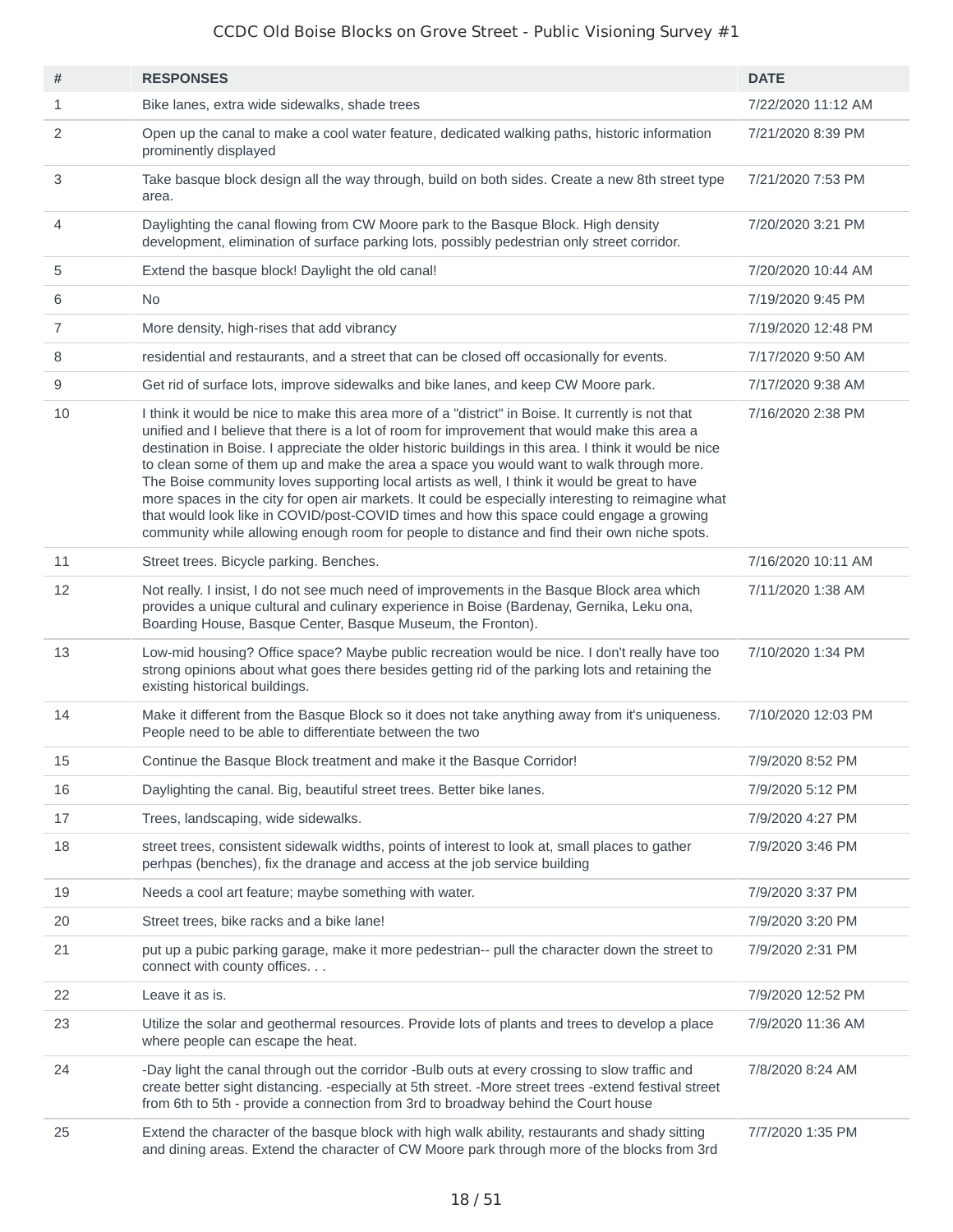| # | RESPONSES | DATE |
|---|---|---|
| 1 | Bike lanes, extra wide sidewalks, shade trees | 7/22/2020 11:12 AM |
| 2 | Open up the canal to make a cool water feature, dedicated walking paths, historic information prominently displayed | 7/21/2020 8:39 PM |
| 3 | Take basque block design all the way through, build on both sides. Create a new 8th street type area. | 7/21/2020 7:53 PM |
| 4 | Daylighting the canal flowing from CW Moore park to the Basque Block. High density development, elimination of surface parking lots, possibly pedestrian only street corridor. | 7/20/2020 3:21 PM |
| 5 | Extend the basque block! Daylight the old canal! | 7/20/2020 10:44 AM |
| 6 | No | 7/19/2020 9:45 PM |
| 7 | More density, high-rises that add vibrancy | 7/19/2020 12:48 PM |
| 8 | residential and restaurants, and a street that can be closed off occasionally for events. | 7/17/2020 9:50 AM |
| 9 | Get rid of surface lots, improve sidewalks and bike lanes, and keep CW Moore park. | 7/17/2020 9:38 AM |
| 10 | I think it would be nice to make this area more of a "district" in Boise. It currently is not that unified and I believe that there is a lot of room for improvement that would make this area a destination in Boise. I appreciate the older historic buildings in this area. I think it would be nice to clean some of them up and make the area a space you would want to walk through more. The Boise community loves supporting local artists as well, I think it would be great to have more spaces in the city for open air markets. It could be especially interesting to reimagine what that would look like in COVID/post-COVID times and how this space could engage a growing community while allowing enough room for people to distance and find their own niche spots. | 7/16/2020 2:38 PM |
| 11 | Street trees. Bicycle parking. Benches. | 7/16/2020 10:11 AM |
| 12 | Not really. I insist, I do not see much need of improvements in the Basque Block area which provides a unique cultural and culinary experience in Boise (Bardenay, Gernika, Leku ona, Boarding House, Basque Center, Basque Museum, the Fronton). | 7/11/2020 1:38 AM |
| 13 | Low-mid housing? Office space? Maybe public recreation would be nice. I don't really have too strong opinions about what goes there besides getting rid of the parking lots and retaining the existing historical buildings. | 7/10/2020 1:34 PM |
| 14 | Make it different from the Basque Block so it does not take anything away from it's uniqueness. People need to be able to differentiate between the two | 7/10/2020 12:03 PM |
| 15 | Continue the Basque Block treatment and make it the Basque Corridor! | 7/9/2020 8:52 PM |
| 16 | Daylighting the canal. Big, beautiful street trees. Better bike lanes. | 7/9/2020 5:12 PM |
| 17 | Trees, landscaping, wide sidewalks. | 7/9/2020 4:27 PM |
| 18 | street trees, consistent sidewalk widths, points of interest to look at, small places to gather perhpas (benches), fix the dranage and access at the job service building | 7/9/2020 3:46 PM |
| 19 | Needs a cool art feature; maybe something with water. | 7/9/2020 3:37 PM |
| 20 | Street trees, bike racks and a bike lane! | 7/9/2020 3:20 PM |
| 21 | put up a pubic parking garage, make it more pedestrian-- pull the character down the street to connect with county offices. . . | 7/9/2020 2:31 PM |
| 22 | Leave it as is. | 7/9/2020 12:52 PM |
| 23 | Utilize the solar and geothermal resources. Provide lots of plants and trees to develop a place where people can escape the heat. | 7/9/2020 11:36 AM |
| 24 | -Day light the canal through out the corridor -Bulb outs at every crossing to slow traffic and create better sight distancing. -especially at 5th street. -More street trees -extend festival street from 6th to 5th - provide a connection from 3rd to broadway behind the Court house | 7/8/2020 8:24 AM |
| 25 | Extend the character of the basque block with high walk ability, restaurants and shady sitting and dining areas. Extend the character of CW Moore park through more of the blocks from 3rd | 7/7/2020 1:35 PM |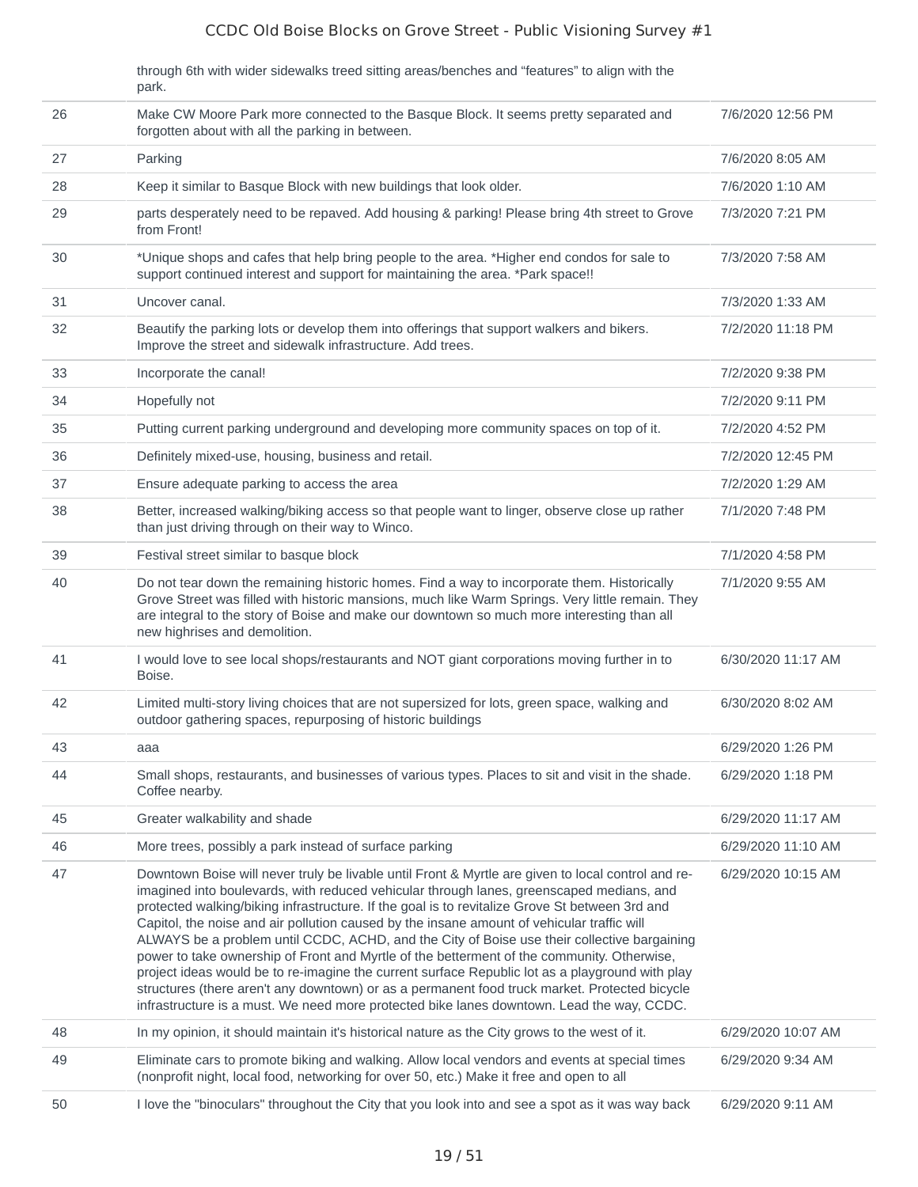| | through 6th with wider sidewalks treed sitting areas/benches and "features" to align with the park. | |
|---|---|---|
| 26 | Make CW Moore Park more connected to the Basque Block. It seems pretty separated and forgotten about with all the parking in between. | 7/6/2020 12:56 PM |
| 27 | Parking | 7/6/2020 8:05 AM |
| 28 | Keep it similar to Basque Block with new buildings that look older. | 7/6/2020 1:10 AM |
| 29 | parts desperately need to be repaved. Add housing & parking! Please bring 4th street to Grove from Front! | 7/3/2020 7:21 PM |
| 30 | *Unique shops and cafes that help bring people to the area. *Higher end condos for sale to support continued interest and support for maintaining the area. *Park space!! | 7/3/2020 7:58 AM |
| 31 | Uncover canal. | 7/3/2020 1:33 AM |
| 32 | Beautify the parking lots or develop them into offerings that support walkers and bikers. Improve the street and sidewalk infrastructure. Add trees. | 7/2/2020 11:18 PM |
| 33 | Incorporate the canal! | 7/2/2020 9:38 PM |
| 34 | Hopefully not | 7/2/2020 9:11 PM |
| 35 | Putting current parking underground and developing more community spaces on top of it. | 7/2/2020 4:52 PM |
| 36 | Definitely mixed-use, housing, business and retail. | 7/2/2020 12:45 PM |
| 37 | Ensure adequate parking to access the area | 7/2/2020 1:29 AM |
| 38 | Better, increased walking/biking access so that people want to linger, observe close up rather than just driving through on their way to Winco. | 7/1/2020 7:48 PM |
| 39 | Festival street similar to basque block | 7/1/2020 4:58 PM |
| 40 | Do not tear down the remaining historic homes. Find a way to incorporate them. Historically Grove Street was filled with historic mansions, much like Warm Springs. Very little remain. They are integral to the story of Boise and make our downtown so much more interesting than all new highrises and demolition. | 7/1/2020 9:55 AM |
| 41 | I would love to see local shops/restaurants and NOT giant corporations moving further in to Boise. | 6/30/2020 11:17 AM |
| 42 | Limited multi-story living choices that are not supersized for lots, green space, walking and outdoor gathering spaces, repurposing of historic buildings | 6/30/2020 8:02 AM |
| 43 | aaa | 6/29/2020 1:26 PM |
| 44 | Small shops, restaurants, and businesses of various types. Places to sit and visit in the shade. Coffee nearby. | 6/29/2020 1:18 PM |
| 45 | Greater walkability and shade | 6/29/2020 11:17 AM |
| 46 | More trees, possibly a park instead of surface parking | 6/29/2020 11:10 AM |
| 47 | Downtown Boise will never truly be livable until Front & Myrtle are given to local control and re-imagined into boulevards, with reduced vehicular through lanes, greenscaped medians, and protected walking/biking infrastructure. If the goal is to revitalize Grove St between 3rd and Capitol, the noise and air pollution caused by the insane amount of vehicular traffic will ALWAYS be a problem until CCDC, ACHD, and the City of Boise use their collective bargaining power to take ownership of Front and Myrtle of the betterment of the community. Otherwise, project ideas would be to re-imagine the current surface Republic lot as a playground with play structures (there aren't any downtown) or as a permanent food truck market. Protected bicycle infrastructure is a must. We need more protected bike lanes downtown. Lead the way, CCDC. | 6/29/2020 10:15 AM |
| 48 | In my opinion, it should maintain it's historical nature as the City grows to the west of it. | 6/29/2020 10:07 AM |
| 49 | Eliminate cars to promote biking and walking. Allow local vendors and events at special times (nonprofit night, local food, networking for over 50, etc.) Make it free and open to all | 6/29/2020 9:34 AM |
| 50 | I love the "binoculars" throughout the City that you look into and see a spot as it was way back | 6/29/2020 9:11 AM |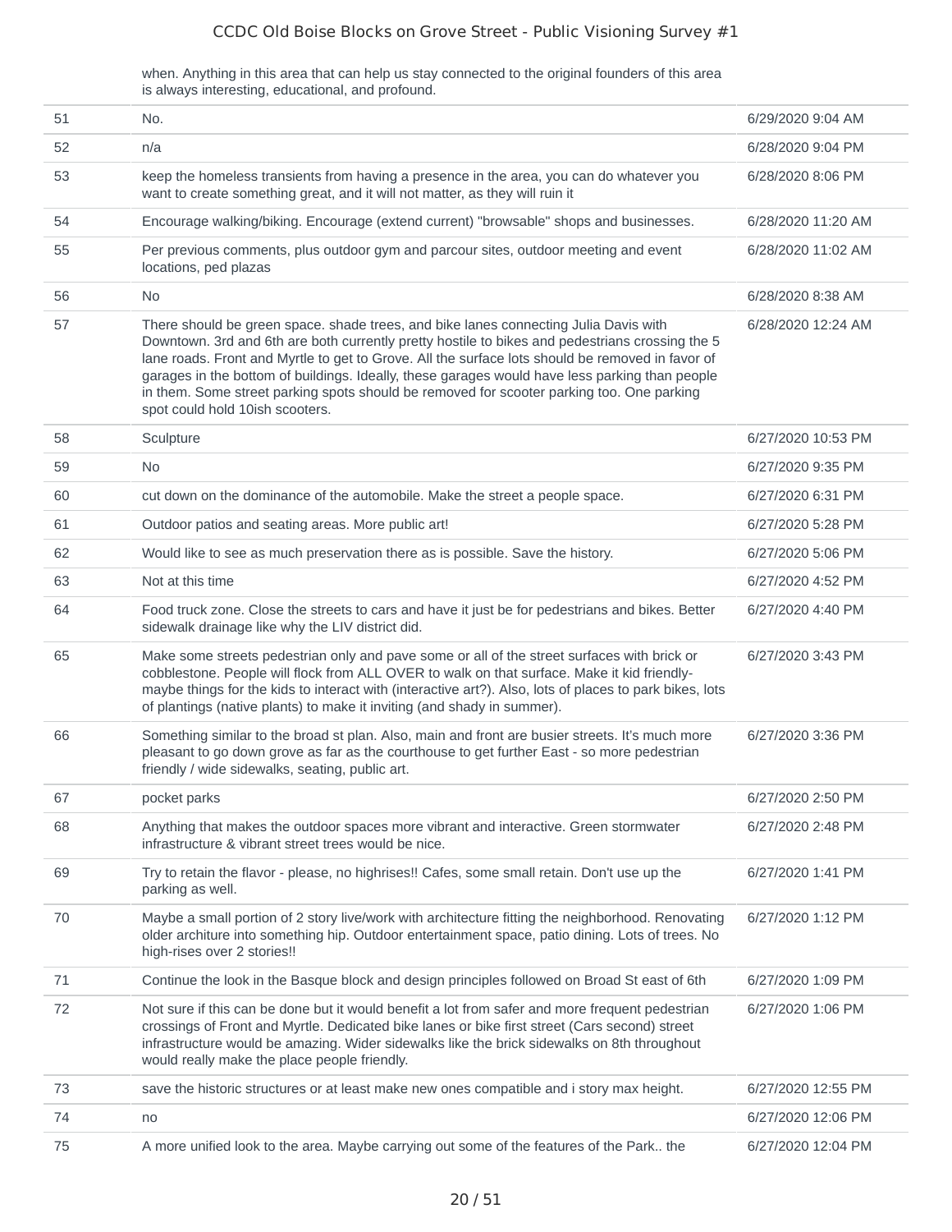| | when. Anything in this area that can help us stay connected to the original founders of this area is always interesting, educational, and profound. | |
|---|---|---|
| 51 | No. | 6/29/2020 9:04 AM |
| 52 | n/a | 6/28/2020 9:04 PM |
| 53 | keep the homeless transients from having a presence in the area, you can do whatever you want to create something great, and it will not matter, as they will ruin it | 6/28/2020 8:06 PM |
| 54 | Encourage walking/biking. Encourage (extend current) "browsable" shops and businesses. | 6/28/2020 11:20 AM |
| 55 | Per previous comments, plus outdoor gym and parcour sites, outdoor meeting and event locations, ped plazas | 6/28/2020 11:02 AM |
| 56 | No | 6/28/2020 8:38 AM |
| 57 | There should be green space. shade trees, and bike lanes connecting Julia Davis with Downtown. 3rd and 6th are both currently pretty hostile to bikes and pedestrians crossing the 5 lane roads. Front and Myrtle to get to Grove. All the surface lots should be removed in favor of garages in the bottom of buildings. Ideally, these garages would have less parking than people in them. Some street parking spots should be removed for scooter parking too. One parking spot could hold 10ish scooters. | 6/28/2020 12:24 AM |
| 58 | Sculpture | 6/27/2020 10:53 PM |
| 59 | No | 6/27/2020 9:35 PM |
| 60 | cut down on the dominance of the automobile. Make the street a people space. | 6/27/2020 6:31 PM |
| 61 | Outdoor patios and seating areas. More public art! | 6/27/2020 5:28 PM |
| 62 | Would like to see as much preservation there as is possible. Save the history. | 6/27/2020 5:06 PM |
| 63 | Not at this time | 6/27/2020 4:52 PM |
| 64 | Food truck zone. Close the streets to cars and have it just be for pedestrians and bikes. Better sidewalk drainage like why the LIV district did. | 6/27/2020 4:40 PM |
| 65 | Make some streets pedestrian only and pave some or all of the street surfaces with brick or cobblestone. People will flock from ALL OVER to walk on that surface. Make it kid friendly- maybe things for the kids to interact with (interactive art?). Also, lots of places to park bikes, lots of plantings (native plants) to make it inviting (and shady in summer). | 6/27/2020 3:43 PM |
| 66 | Something similar to the broad st plan. Also, main and front are busier streets. It's much more pleasant to go down grove as far as the courthouse to get further East - so more pedestrian friendly / wide sidewalks, seating, public art. | 6/27/2020 3:36 PM |
| 67 | pocket parks | 6/27/2020 2:50 PM |
| 68 | Anything that makes the outdoor spaces more vibrant and interactive. Green stormwater infrastructure & vibrant street trees would be nice. | 6/27/2020 2:48 PM |
| 69 | Try to retain the flavor - please, no highrises!! Cafes, some small retain. Don't use up the parking as well. | 6/27/2020 1:41 PM |
| 70 | Maybe a small portion of 2 story live/work with architecture fitting the neighborhood. Renovating older architure into something hip. Outdoor entertainment space, patio dining. Lots of trees. No high-rises over 2 stories!! | 6/27/2020 1:12 PM |
| 71 | Continue the look in the Basque block and design principles followed on Broad St east of 6th | 6/27/2020 1:09 PM |
| 72 | Not sure if this can be done but it would benefit a lot from safer and more frequent pedestrian crossings of Front and Myrtle. Dedicated bike lanes or bike first street (Cars second) street infrastructure would be amazing. Wider sidewalks like the brick sidewalks on 8th throughout would really make the place people friendly. | 6/27/2020 1:06 PM |
| 73 | save the historic structures or at least make new ones compatible and i story max height. | 6/27/2020 12:55 PM |
| 74 | no | 6/27/2020 12:06 PM |
| 75 | A more unified look to the area. Maybe carrying out some of the features of the Park.. the | 6/27/2020 12:04 PM |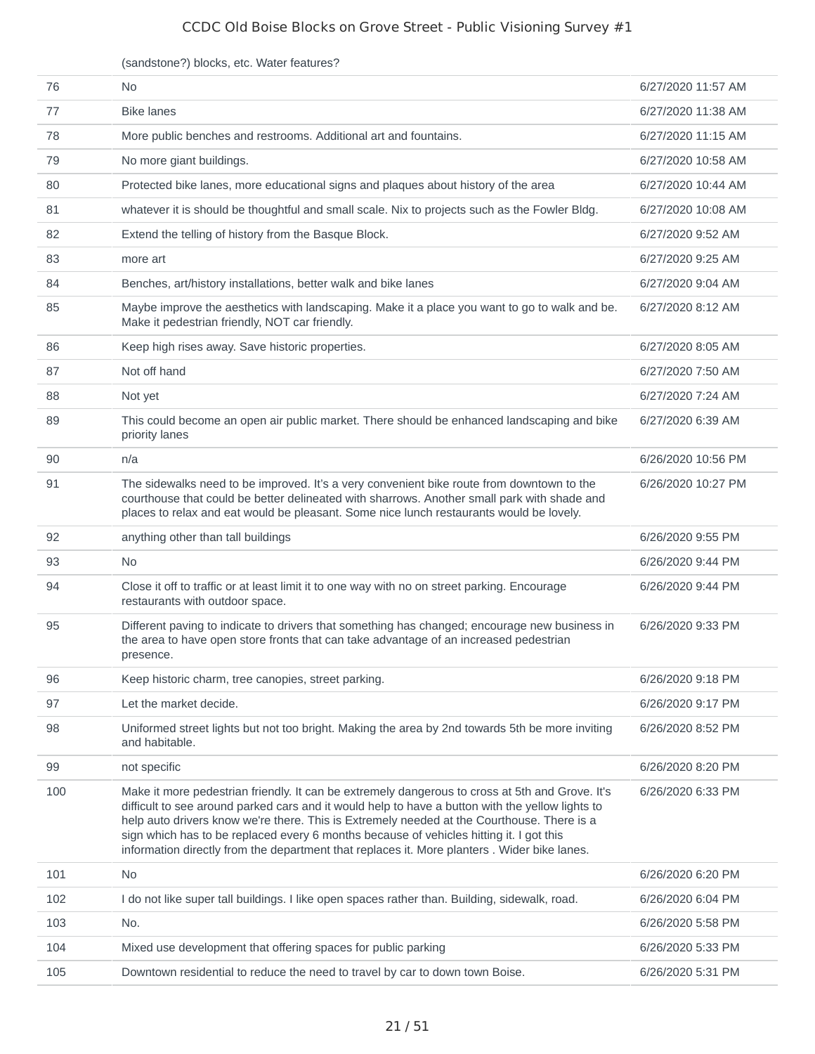| | (sandstone?) blocks, etc. Water features? | |
|---|---|---|
| 76 | No | 6/27/2020 11:57 AM |
| 77 | Bike lanes | 6/27/2020 11:38 AM |
| 78 | More public benches and restrooms. Additional art and fountains. | 6/27/2020 11:15 AM |
| 79 | No more giant buildings. | 6/27/2020 10:58 AM |
| 80 | Protected bike lanes, more educational signs and plaques about history of the area | 6/27/2020 10:44 AM |
| 81 | whatever it is should be thoughtful and small scale. Nix to projects such as the Fowler Bldg. | 6/27/2020 10:08 AM |
| 82 | Extend the telling of history from the Basque Block. | 6/27/2020 9:52 AM |
| 83 | more art | 6/27/2020 9:25 AM |
| 84 | Benches, art/history installations, better walk and bike lanes | 6/27/2020 9:04 AM |
| 85 | Maybe improve the aesthetics with landscaping. Make it a place you want to go to walk and be. Make it pedestrian friendly, NOT car friendly. | 6/27/2020 8:12 AM |
| 86 | Keep high rises away. Save historic properties. | 6/27/2020 8:05 AM |
| 87 | Not off hand | 6/27/2020 7:50 AM |
| 88 | Not yet | 6/27/2020 7:24 AM |
| 89 | This could become an open air public market. There should be enhanced landscaping and bike priority lanes | 6/27/2020 6:39 AM |
| 90 | n/a | 6/26/2020 10:56 PM |
| 91 | The sidewalks need to be improved. It's a very convenient bike route from downtown to the courthouse that could be better delineated with sharrows. Another small park with shade and places to relax and eat would be pleasant. Some nice lunch restaurants would be lovely. | 6/26/2020 10:27 PM |
| 92 | anything other than tall buildings | 6/26/2020 9:55 PM |
| 93 | No | 6/26/2020 9:44 PM |
| 94 | Close it off to traffic or at least limit it to one way with no on street parking. Encourage restaurants with outdoor space. | 6/26/2020 9:44 PM |
| 95 | Different paving to indicate to drivers that something has changed; encourage new business in the area to have open store fronts that can take advantage of an increased pedestrian presence. | 6/26/2020 9:33 PM |
| 96 | Keep historic charm, tree canopies, street parking. | 6/26/2020 9:18 PM |
| 97 | Let the market decide. | 6/26/2020 9:17 PM |
| 98 | Uniformed street lights but not too bright. Making the area by 2nd towards 5th be more inviting and habitable. | 6/26/2020 8:52 PM |
| 99 | not specific | 6/26/2020 8:20 PM |
| 100 | Make it more pedestrian friendly. It can be extremely dangerous to cross at 5th and Grove. It's difficult to see around parked cars and it would help to have a button with the yellow lights to help auto drivers know we're there. This is Extremely needed at the Courthouse. There is a sign which has to be replaced every 6 months because of vehicles hitting it. I got this information directly from the department that replaces it. More planters . Wider bike lanes. | 6/26/2020 6:33 PM |
| 101 | No | 6/26/2020 6:20 PM |
| 102 | I do not like super tall buildings. I like open spaces rather than. Building, sidewalk, road. | 6/26/2020 6:04 PM |
| 103 | No. | 6/26/2020 5:58 PM |
| 104 | Mixed use development that offering spaces for public parking | 6/26/2020 5:33 PM |
| 105 | Downtown residential to reduce the need to travel by car to down town Boise. | 6/26/2020 5:31 PM |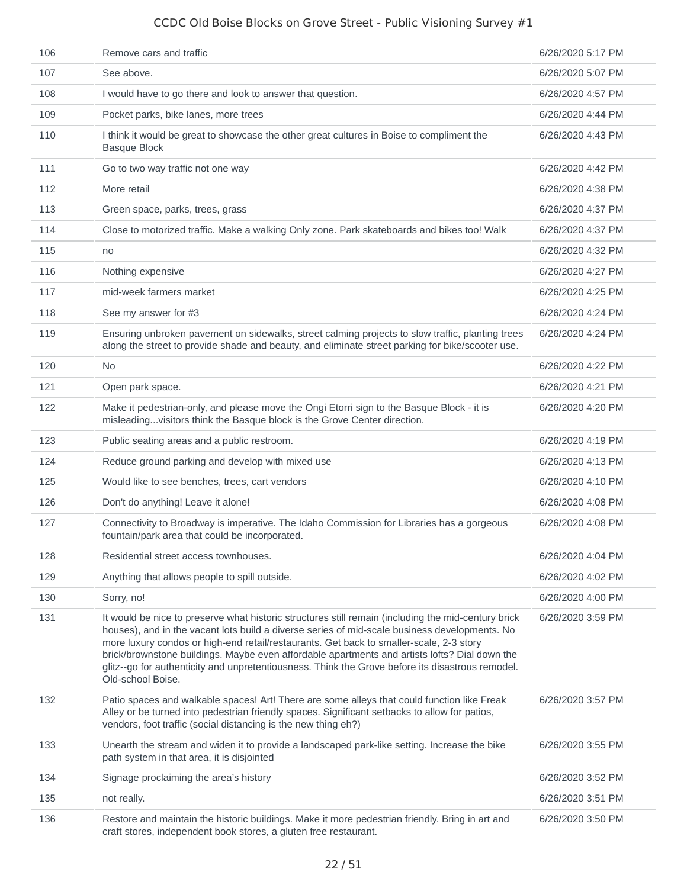| | | |
|---|---|---|
| 106 | Remove cars and traffic | 6/26/2020 5:17 PM |
| 107 | See above. | 6/26/2020 5:07 PM |
| 108 | I would have to go there and look to answer that question. | 6/26/2020 4:57 PM |
| 109 | Pocket parks, bike lanes, more trees | 6/26/2020 4:44 PM |
| 110 | I think it would be great to showcase the other great cultures in Boise to compliment the Basque Block | 6/26/2020 4:43 PM |
| 111 | Go to two way traffic not one way | 6/26/2020 4:42 PM |
| 112 | More retail | 6/26/2020 4:38 PM |
| 113 | Green space, parks, trees, grass | 6/26/2020 4:37 PM |
| 114 | Close to motorized traffic. Make a walking Only zone. Park skateboards and bikes too! Walk | 6/26/2020 4:37 PM |
| 115 | no | 6/26/2020 4:32 PM |
| 116 | Nothing expensive | 6/26/2020 4:27 PM |
| 117 | mid-week farmers market | 6/26/2020 4:25 PM |
| 118 | See my answer for #3 | 6/26/2020 4:24 PM |
| 119 | Ensuring unbroken pavement on sidewalks, street calming projects to slow traffic, planting trees along the street to provide shade and beauty, and eliminate street parking for bike/scooter use. | 6/26/2020 4:24 PM |
| 120 | No | 6/26/2020 4:22 PM |
| 121 | Open park space. | 6/26/2020 4:21 PM |
| 122 | Make it pedestrian-only, and please move the Ongi Etorri sign to the Basque Block - it is misleading...visitors think the Basque block is the Grove Center direction. | 6/26/2020 4:20 PM |
| 123 | Public seating areas and a public restroom. | 6/26/2020 4:19 PM |
| 124 | Reduce ground parking and develop with mixed use | 6/26/2020 4:13 PM |
| 125 | Would like to see benches, trees, cart vendors | 6/26/2020 4:10 PM |
| 126 | Don't do anything! Leave it alone! | 6/26/2020 4:08 PM |
| 127 | Connectivity to Broadway is imperative. The Idaho Commission for Libraries has a gorgeous fountain/park area that could be incorporated. | 6/26/2020 4:08 PM |
| 128 | Residential street access townhouses. | 6/26/2020 4:04 PM |
| 129 | Anything that allows people to spill outside. | 6/26/2020 4:02 PM |
| 130 | Sorry, no! | 6/26/2020 4:00 PM |
| 131 | It would be nice to preserve what historic structures still remain (including the mid-century brick houses), and in the vacant lots build a diverse series of mid-scale business developments. No more luxury condos or high-end retail/restaurants. Get back to smaller-scale, 2-3 story brick/brownstone buildings. Maybe even affordable apartments and artists lofts? Dial down the glitz--go for authenticity and unpretentiousness. Think the Grove before its disastrous remodel. Old-school Boise. | 6/26/2020 3:59 PM |
| 132 | Patio spaces and walkable spaces! Art! There are some alleys that could function like Freak Alley or be turned into pedestrian friendly spaces. Significant setbacks to allow for patios, vendors, foot traffic (social distancing is the new thing eh?) | 6/26/2020 3:57 PM |
| 133 | Unearth the stream and widen it to provide a landscaped park-like setting. Increase the bike path system in that area, it is disjointed | 6/26/2020 3:55 PM |
| 134 | Signage proclaiming the area's history | 6/26/2020 3:52 PM |
| 135 | not really. | 6/26/2020 3:51 PM |
| 136 | Restore and maintain the historic buildings. Make it more pedestrian friendly. Bring in art and craft stores, independent book stores, a gluten free restaurant. | 6/26/2020 3:50 PM |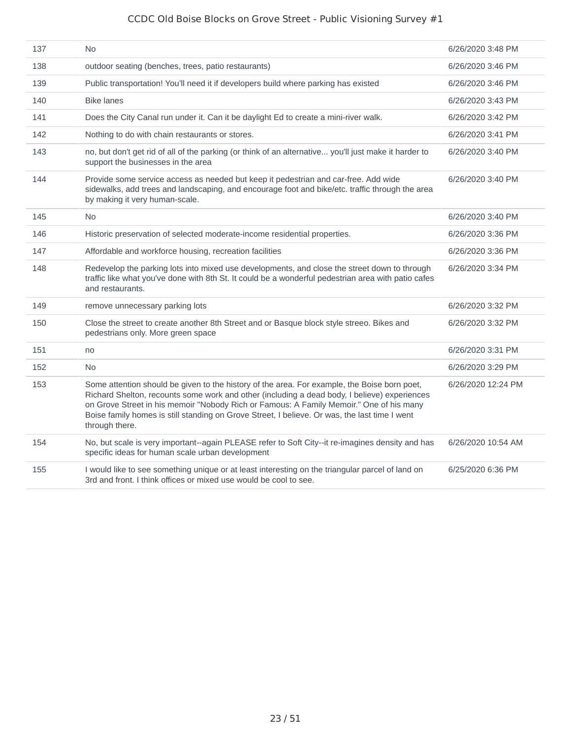| | | |
|---|---|---|
| 137 | No | 6/26/2020 3:48 PM |
| 138 | outdoor seating (benches, trees, patio restaurants) | 6/26/2020 3:46 PM |
| 139 | Public transportation! You'll need it if developers build where parking has existed | 6/26/2020 3:46 PM |
| 140 | Bike lanes | 6/26/2020 3:43 PM |
| 141 | Does the City Canal run under it. Can it be daylight Ed to create a mini-river walk. | 6/26/2020 3:42 PM |
| 142 | Nothing to do with chain restaurants or stores. | 6/26/2020 3:41 PM |
| 143 | no, but don't get rid of all of the parking (or think of an alternative... you'll just make it harder to support the businesses in the area | 6/26/2020 3:40 PM |
| 144 | Provide some service access as needed but keep it pedestrian and car-free. Add wide sidewalks, add trees and landscaping, and encourage foot and bike/etc. traffic through the area by making it very human-scale. | 6/26/2020 3:40 PM |
| 145 | No | 6/26/2020 3:40 PM |
| 146 | Historic preservation of selected moderate-income residential properties. | 6/26/2020 3:36 PM |
| 147 | Affordable and workforce housing, recreation facilities | 6/26/2020 3:36 PM |
| 148 | Redevelop the parking lots into mixed use developments, and close the street down to through traffic like what you've done with 8th St. It could be a wonderful pedestrian area with patio cafes and restaurants. | 6/26/2020 3:34 PM |
| 149 | remove unnecessary parking lots | 6/26/2020 3:32 PM |
| 150 | Close the street to create another 8th Street and or Basque block style streeo. Bikes and pedestrians only. More green space | 6/26/2020 3:32 PM |
| 151 | no | 6/26/2020 3:31 PM |
| 152 | No | 6/26/2020 3:29 PM |
| 153 | Some attention should be given to the history of the area. For example, the Boise born poet, Richard Shelton, recounts some work and other (including a dead body, I believe) experiences on Grove Street in his memoir "Nobody Rich or Famous: A Family Memoir." One of his many Boise family homes is still standing on Grove Street, I believe. Or was, the last time I went through there. | 6/26/2020 12:24 PM |
| 154 | No, but scale is very important--again PLEASE refer to Soft City--it re-imagines density and has specific ideas for human scale urban development | 6/26/2020 10:54 AM |
| 155 | I would like to see something unique or at least interesting on the triangular parcel of land on 3rd and front. I think offices or mixed use would be cool to see. | 6/25/2020 6:36 PM |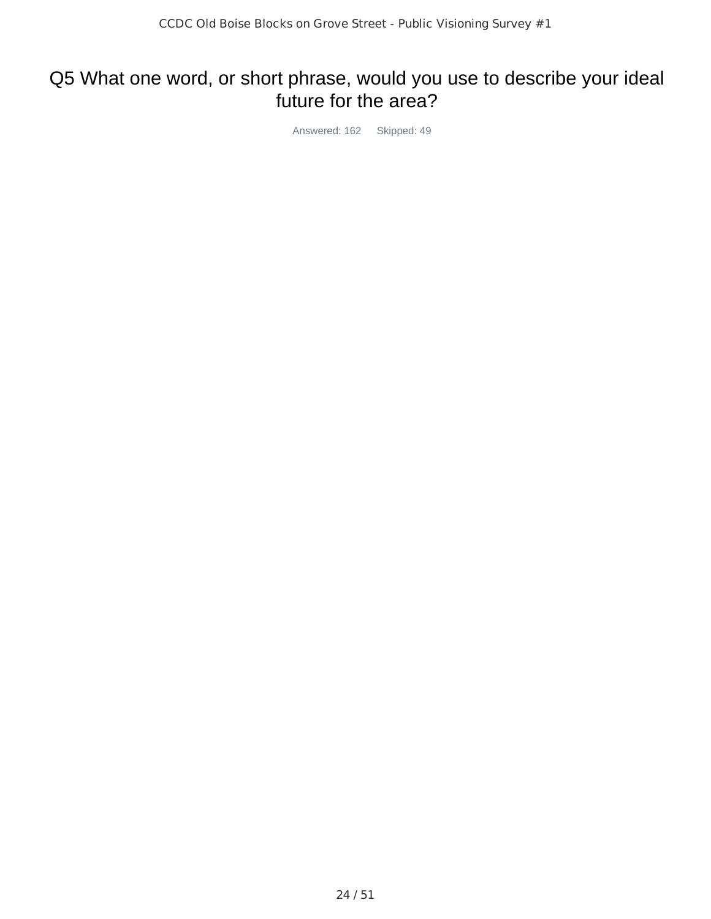# Q5 What one word, or short phrase, would you use to describe your ideal future for the area?

Answered: 162 Skipped: 49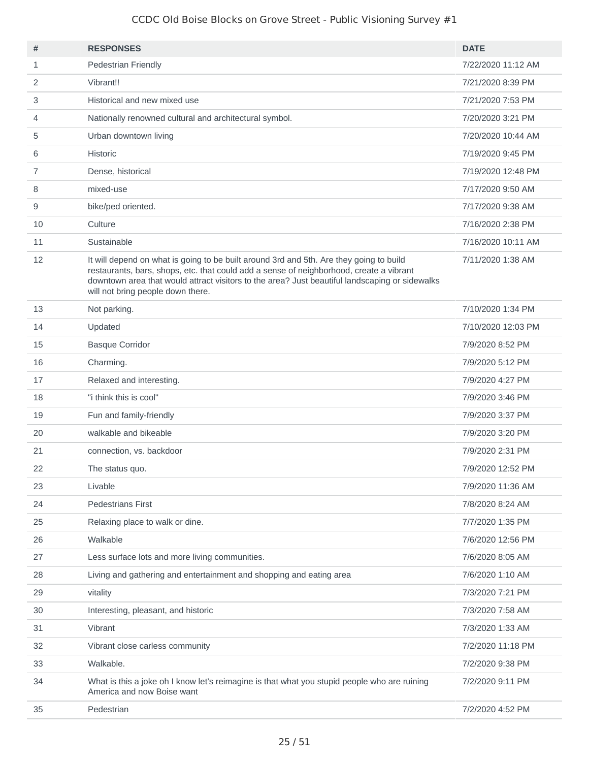| # | RESPONSES | DATE |
|---|---|---|
| 1 | Pedestrian Friendly | 7/22/2020 11:12 AM |
| 2 | Vibrant!! | 7/21/2020 8:39 PM |
| 3 | Historical and new mixed use | 7/21/2020 7:53 PM |
| 4 | Nationally renowned cultural and architectural symbol. | 7/20/2020 3:21 PM |
| 5 | Urban downtown living | 7/20/2020 10:44 AM |
| 6 | Historic | 7/19/2020 9:45 PM |
| 7 | Dense, historical | 7/19/2020 12:48 PM |
| 8 | mixed-use | 7/17/2020 9:50 AM |
| 9 | bike/ped oriented. | 7/17/2020 9:38 AM |
| 10 | Culture | 7/16/2020 2:38 PM |
| 11 | Sustainable | 7/16/2020 10:11 AM |
| 12 | It will depend on what is going to be built around 3rd and 5th. Are they going to build restaurants, bars, shops, etc. that could add a sense of neighborhood, create a vibrant downtown area that would attract visitors to the area? Just beautiful landscaping or sidewalks will not bring people down there. | 7/11/2020 1:38 AM |
| 13 | Not parking. | 7/10/2020 1:34 PM |
| 14 | Updated | 7/10/2020 12:03 PM |
| 15 | Basque Corridor | 7/9/2020 8:52 PM |
| 16 | Charming. | 7/9/2020 5:12 PM |
| 17 | Relaxed and interesting. | 7/9/2020 4:27 PM |
| 18 | "i think this is cool" | 7/9/2020 3:46 PM |
| 19 | Fun and family-friendly | 7/9/2020 3:37 PM |
| 20 | walkable and bikeable | 7/9/2020 3:20 PM |
| 21 | connection, vs. backdoor | 7/9/2020 2:31 PM |
| 22 | The status quo. | 7/9/2020 12:52 PM |
| 23 | Livable | 7/9/2020 11:36 AM |
| 24 | Pedestrians First | 7/8/2020 8:24 AM |
| 25 | Relaxing place to walk or dine. | 7/7/2020 1:35 PM |
| 26 | Walkable | 7/6/2020 12:56 PM |
| 27 | Less surface lots and more living communities. | 7/6/2020 8:05 AM |
| 28 | Living and gathering and entertainment and shopping and eating area | 7/6/2020 1:10 AM |
| 29 | vitality | 7/3/2020 7:21 PM |
| 30 | Interesting, pleasant, and historic | 7/3/2020 7:58 AM |
| 31 | Vibrant | 7/3/2020 1:33 AM |
| 32 | Vibrant close carless community | 7/2/2020 11:18 PM |
| 33 | Walkable. | 7/2/2020 9:38 PM |
| 34 | What is this a joke oh I know let's reimagine is that what you stupid people who are ruining America and now Boise want | 7/2/2020 9:11 PM |
| 35 | Pedestrian | 7/2/2020 4:52 PM |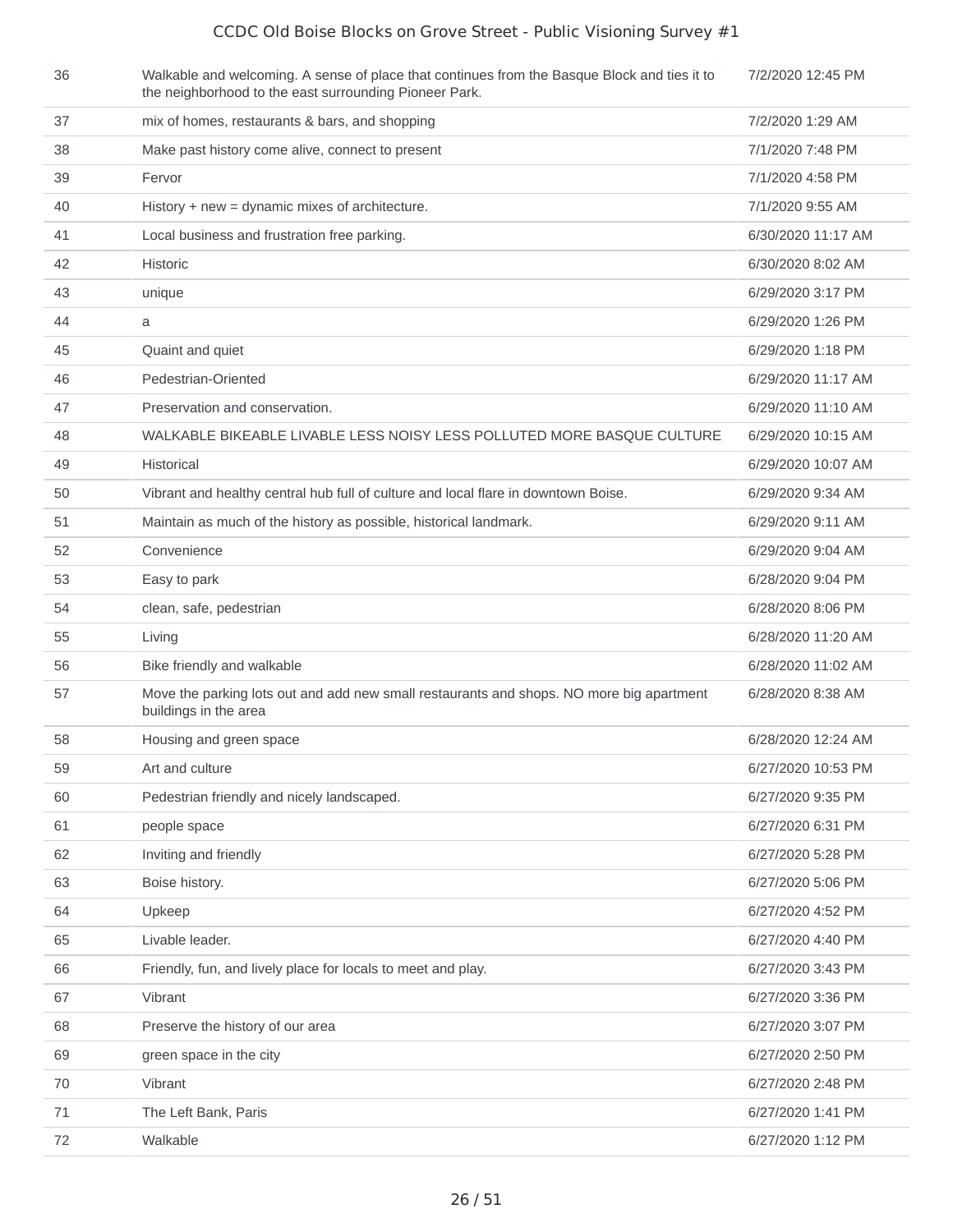| | | |
|---|---|---|
| 36 | Walkable and welcoming. A sense of place that continues from the Basque Block and ties it to the neighborhood to the east surrounding Pioneer Park. | 7/2/2020 12:45 PM |
| 37 | mix of homes, restaurants & bars, and shopping | 7/2/2020 1:29 AM |
| 38 | Make past history come alive, connect to present | 7/1/2020 7:48 PM |
| 39 | Fervor | 7/1/2020 4:58 PM |
| 40 | History + new = dynamic mixes of architecture. | 7/1/2020 9:55 AM |
| 41 | Local business and frustration free parking. | 6/30/2020 11:17 AM |
| 42 | Historic | 6/30/2020 8:02 AM |
| 43 | unique | 6/29/2020 3:17 PM |
| 44 | a | 6/29/2020 1:26 PM |
| 45 | Quaint and quiet | 6/29/2020 1:18 PM |
| 46 | Pedestrian-Oriented | 6/29/2020 11:17 AM |
| 47 | Preservation and conservation. | 6/29/2020 11:10 AM |
| 48 | WALKABLE BIKEABLE LIVABLE LESS NOISY LESS POLLUTED MORE BASQUE CULTURE | 6/29/2020 10:15 AM |
| 49 | Historical | 6/29/2020 10:07 AM |
| 50 | Vibrant and healthy central hub full of culture and local flare in downtown Boise. | 6/29/2020 9:34 AM |
| 51 | Maintain as much of the history as possible, historical landmark. | 6/29/2020 9:11 AM |
| 52 | Convenience | 6/29/2020 9:04 AM |
| 53 | Easy to park | 6/28/2020 9:04 PM |
| 54 | clean, safe, pedestrian | 6/28/2020 8:06 PM |
| 55 | Living | 6/28/2020 11:20 AM |
| 56 | Bike friendly and walkable | 6/28/2020 11:02 AM |
| 57 | Move the parking lots out and add new small restaurants and shops. NO more big apartment buildings in the area | 6/28/2020 8:38 AM |
| 58 | Housing and green space | 6/28/2020 12:24 AM |
| 59 | Art and culture | 6/27/2020 10:53 PM |
| 60 | Pedestrian friendly and nicely landscaped. | 6/27/2020 9:35 PM |
| 61 | people space | 6/27/2020 6:31 PM |
| 62 | Inviting and friendly | 6/27/2020 5:28 PM |
| 63 | Boise history. | 6/27/2020 5:06 PM |
| 64 | Upkeep | 6/27/2020 4:52 PM |
| 65 | Livable leader. | 6/27/2020 4:40 PM |
| 66 | Friendly, fun, and lively place for locals to meet and play. | 6/27/2020 3:43 PM |
| 67 | Vibrant | 6/27/2020 3:36 PM |
| 68 | Preserve the history of our area | 6/27/2020 3:07 PM |
| 69 | green space in the city | 6/27/2020 2:50 PM |
| 70 | Vibrant | 6/27/2020 2:48 PM |
| 71 | The Left Bank, Paris | 6/27/2020 1:41 PM |
| 72 | Walkable | 6/27/2020 1:12 PM |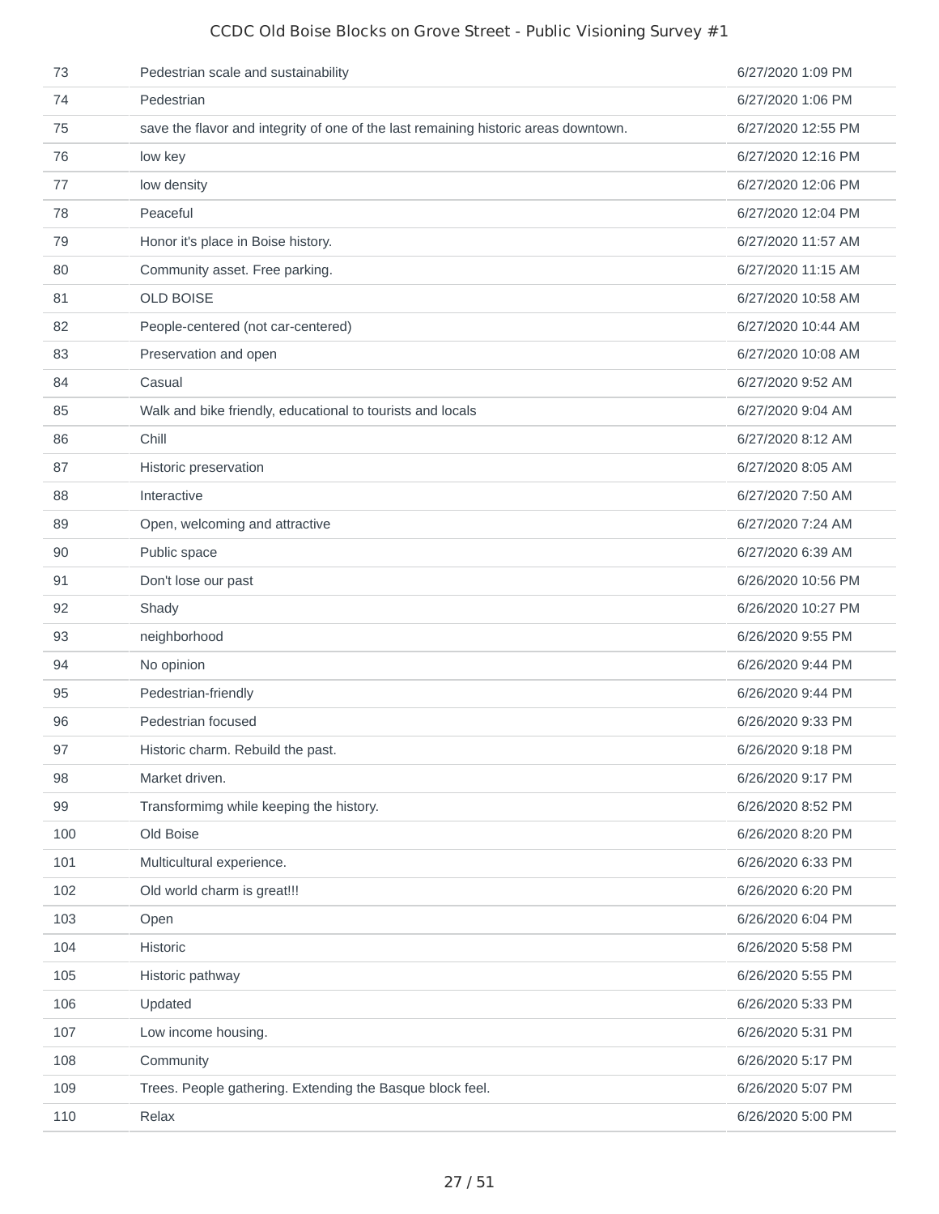| | | |
|---|---|---|
| 73 | Pedestrian scale and sustainability | 6/27/2020 1:09 PM |
| 74 | Pedestrian | 6/27/2020 1:06 PM |
| 75 | save the flavor and integrity of one of the last remaining historic areas downtown. | 6/27/2020 12:55 PM |
| 76 | low key | 6/27/2020 12:16 PM |
| 77 | low density | 6/27/2020 12:06 PM |
| 78 | Peaceful | 6/27/2020 12:04 PM |
| 79 | Honor it's place in Boise history. | 6/27/2020 11:57 AM |
| 80 | Community asset. Free parking. | 6/27/2020 11:15 AM |
| 81 | OLD BOISE | 6/27/2020 10:58 AM |
| 82 | People-centered (not car-centered) | 6/27/2020 10:44 AM |
| 83 | Preservation and open | 6/27/2020 10:08 AM |
| 84 | Casual | 6/27/2020 9:52 AM |
| 85 | Walk and bike friendly, educational to tourists and locals | 6/27/2020 9:04 AM |
| 86 | Chill | 6/27/2020 8:12 AM |
| 87 | Historic preservation | 6/27/2020 8:05 AM |
| 88 | Interactive | 6/27/2020 7:50 AM |
| 89 | Open, welcoming and attractive | 6/27/2020 7:24 AM |
| 90 | Public space | 6/27/2020 6:39 AM |
| 91 | Don't lose our past | 6/26/2020 10:56 PM |
| 92 | Shady | 6/26/2020 10:27 PM |
| 93 | neighborhood | 6/26/2020 9:55 PM |
| 94 | No opinion | 6/26/2020 9:44 PM |
| 95 | Pedestrian-friendly | 6/26/2020 9:44 PM |
| 96 | Pedestrian focused | 6/26/2020 9:33 PM |
| 97 | Historic charm. Rebuild the past. | 6/26/2020 9:18 PM |
| 98 | Market driven. | 6/26/2020 9:17 PM |
| 99 | Transformimg while keeping the history. | 6/26/2020 8:52 PM |
| 100 | Old Boise | 6/26/2020 8:20 PM |
| 101 | Multicultural experience. | 6/26/2020 6:33 PM |
| 102 | Old world charm is great!!! | 6/26/2020 6:20 PM |
| 103 | Open | 6/26/2020 6:04 PM |
| 104 | Historic | 6/26/2020 5:58 PM |
| 105 | Historic pathway | 6/26/2020 5:55 PM |
| 106 | Updated | 6/26/2020 5:33 PM |
| 107 | Low income housing. | 6/26/2020 5:31 PM |
| 108 | Community | 6/26/2020 5:17 PM |
| 109 | Trees. People gathering. Extending the Basque block feel. | 6/26/2020 5:07 PM |
| 110 | Relax | 6/26/2020 5:00 PM |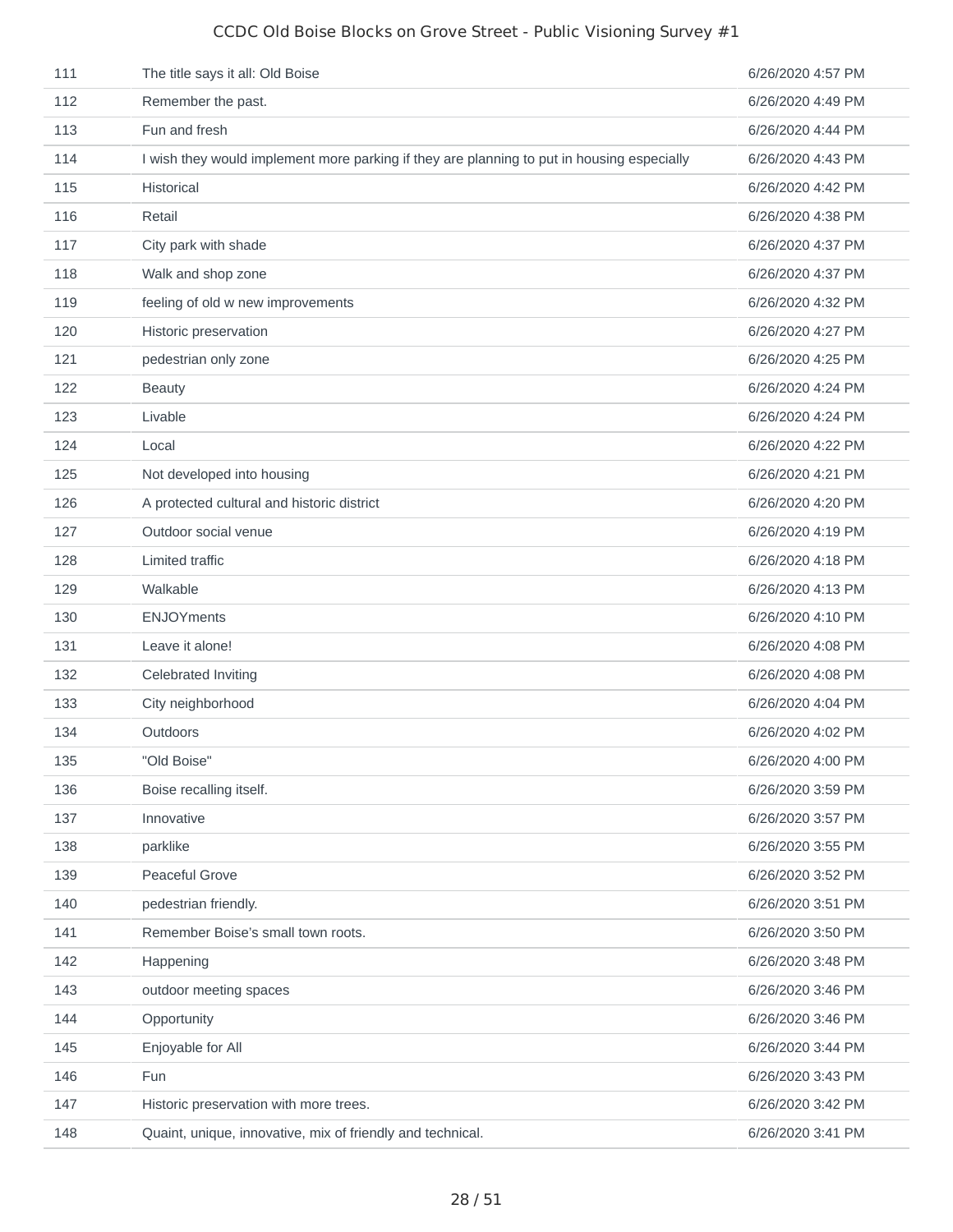| | | |
|---|---|---|
| 111 | The title says it all: Old Boise | 6/26/2020 4:57 PM |
| 112 | Remember the past. | 6/26/2020 4:49 PM |
| 113 | Fun and fresh | 6/26/2020 4:44 PM |
| 114 | I wish they would implement more parking if they are planning to put in housing especially | 6/26/2020 4:43 PM |
| 115 | Historical | 6/26/2020 4:42 PM |
| 116 | Retail | 6/26/2020 4:38 PM |
| 117 | City park with shade | 6/26/2020 4:37 PM |
| 118 | Walk and shop zone | 6/26/2020 4:37 PM |
| 119 | feeling of old w new improvements | 6/26/2020 4:32 PM |
| 120 | Historic preservation | 6/26/2020 4:27 PM |
| 121 | pedestrian only zone | 6/26/2020 4:25 PM |
| 122 | Beauty | 6/26/2020 4:24 PM |
| 123 | Livable | 6/26/2020 4:24 PM |
| 124 | Local | 6/26/2020 4:22 PM |
| 125 | Not developed into housing | 6/26/2020 4:21 PM |
| 126 | A protected cultural and historic district | 6/26/2020 4:20 PM |
| 127 | Outdoor social venue | 6/26/2020 4:19 PM |
| 128 | Limited traffic | 6/26/2020 4:18 PM |
| 129 | Walkable | 6/26/2020 4:13 PM |
| 130 | ENJOYments | 6/26/2020 4:10 PM |
| 131 | Leave it alone! | 6/26/2020 4:08 PM |
| 132 | Celebrated Inviting | 6/26/2020 4:08 PM |
| 133 | City neighborhood | 6/26/2020 4:04 PM |
| 134 | Outdoors | 6/26/2020 4:02 PM |
| 135 | "Old Boise" | 6/26/2020 4:00 PM |
| 136 | Boise recalling itself. | 6/26/2020 3:59 PM |
| 137 | Innovative | 6/26/2020 3:57 PM |
| 138 | parklike | 6/26/2020 3:55 PM |
| 139 | Peaceful Grove | 6/26/2020 3:52 PM |
| 140 | pedestrian friendly. | 6/26/2020 3:51 PM |
| 141 | Remember Boise's small town roots. | 6/26/2020 3:50 PM |
| 142 | Happening | 6/26/2020 3:48 PM |
| 143 | outdoor meeting spaces | 6/26/2020 3:46 PM |
| 144 | Opportunity | 6/26/2020 3:46 PM |
| 145 | Enjoyable for All | 6/26/2020 3:44 PM |
| 146 | Fun | 6/26/2020 3:43 PM |
| 147 | Historic preservation with more trees. | 6/26/2020 3:42 PM |
| 148 | Quaint, unique, innovative, mix of friendly and technical. | 6/26/2020 3:41 PM |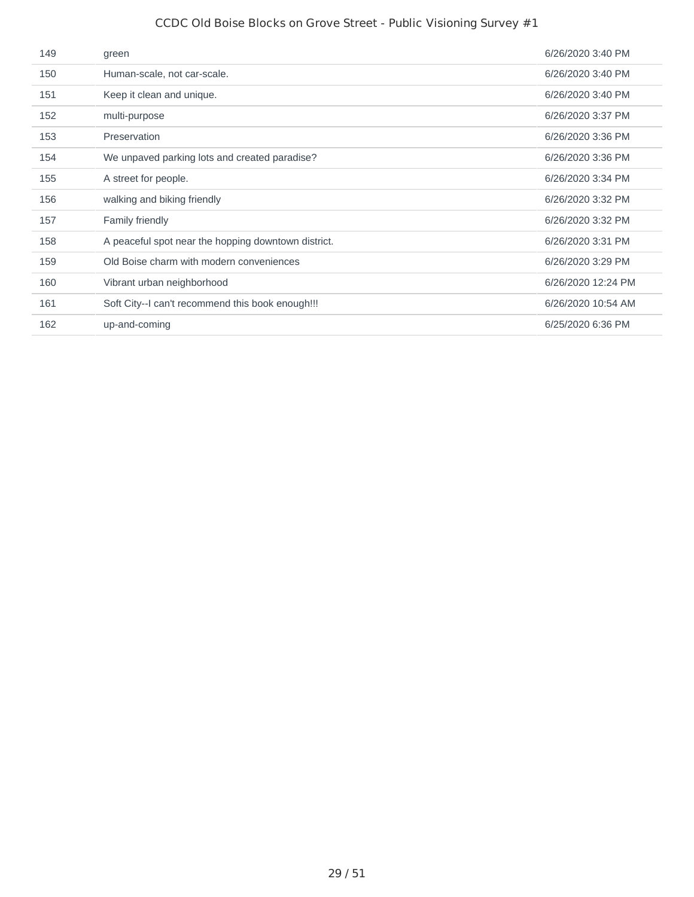| | | |
|---|---|---|
| 149 | green | 6/26/2020 3:40 PM |
| 150 | Human-scale, not car-scale. | 6/26/2020 3:40 PM |
| 151 | Keep it clean and unique. | 6/26/2020 3:40 PM |
| 152 | multi-purpose | 6/26/2020 3:37 PM |
| 153 | Preservation | 6/26/2020 3:36 PM |
| 154 | We unpaved parking lots and created paradise? | 6/26/2020 3:36 PM |
| 155 | A street for people. | 6/26/2020 3:34 PM |
| 156 | walking and biking friendly | 6/26/2020 3:32 PM |
| 157 | Family friendly | 6/26/2020 3:32 PM |
| 158 | A peaceful spot near the hopping downtown district. | 6/26/2020 3:31 PM |
| 159 | Old Boise charm with modern conveniences | 6/26/2020 3:29 PM |
| 160 | Vibrant urban neighborhood | 6/26/2020 12:24 PM |
| 161 | Soft City--I can't recommend this book enough!!! | 6/26/2020 10:54 AM |
| 162 | up-and-coming | 6/25/2020 6:36 PM |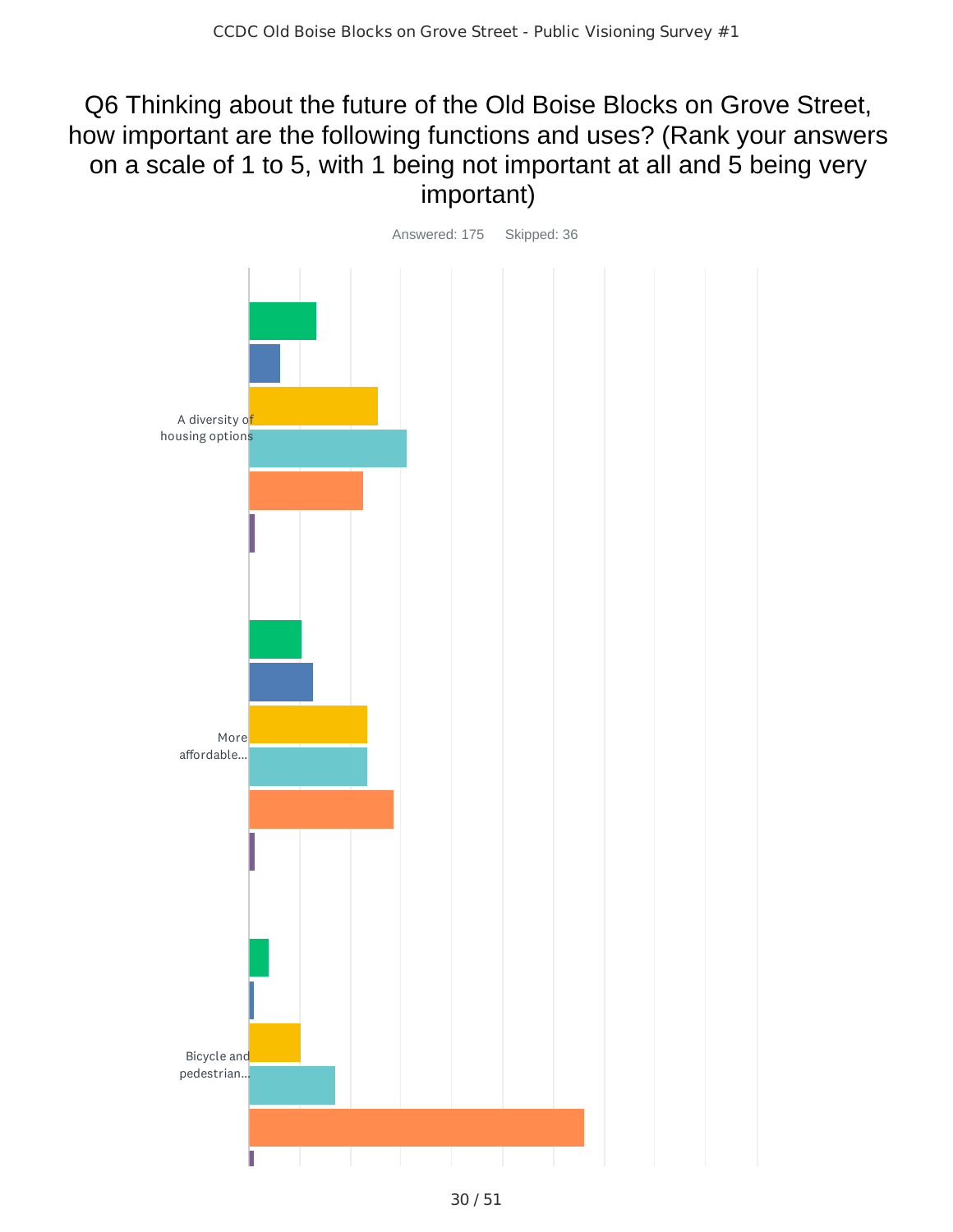# Q6 Thinking about the future of the Old Boise Blocks on Grove Street, how important are the following functions and uses? (Rank your answers on a scale of 1 to 5, with 1 being not important at all and 5 being very important)

Answered: 175 Skipped: 36

A diversity of housing options

More affordable...

Bicycle and pedestrian...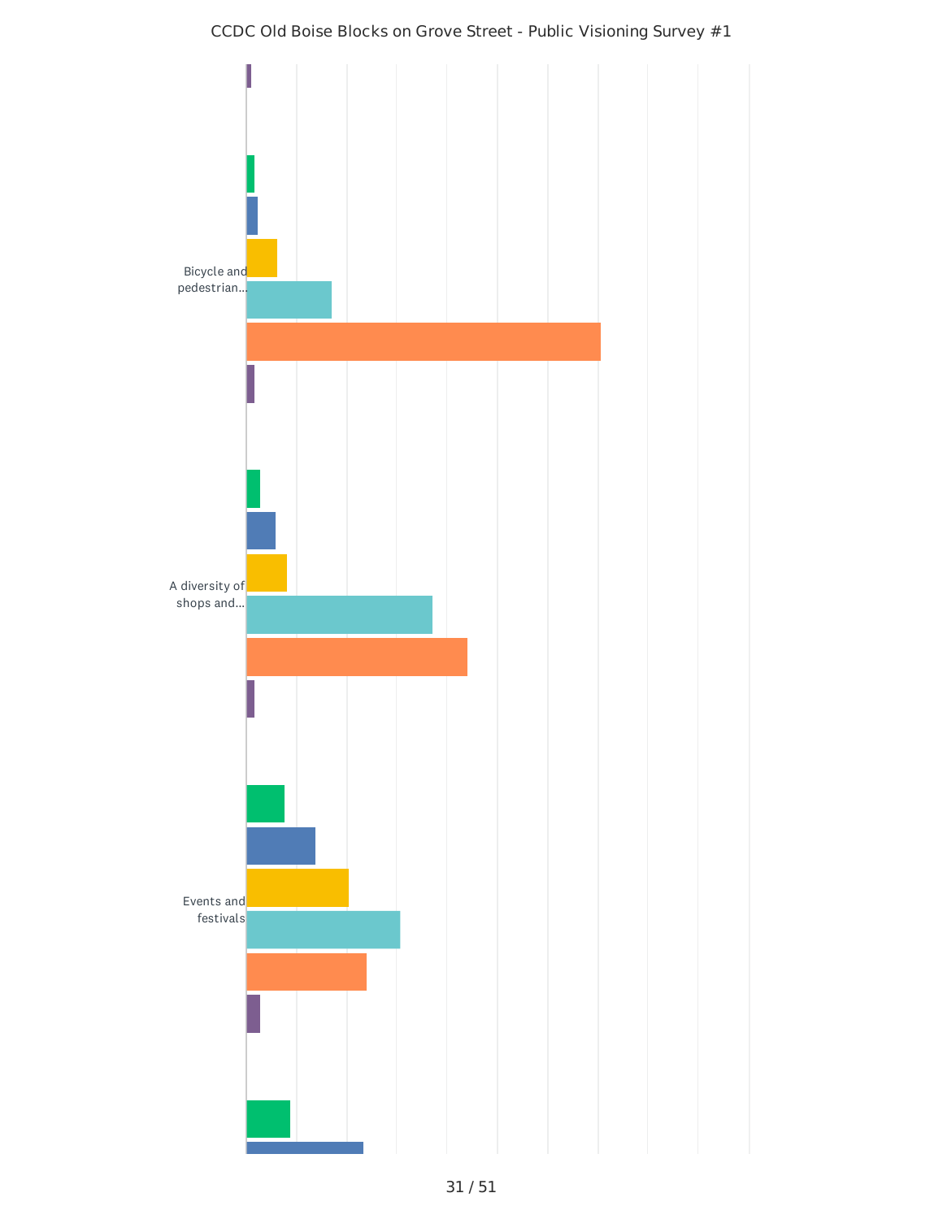CCDC Old Boise Blocks on Grove Street - Public Visioning Survey #1

Bicycle and pedestrian...

A diversity of shops and...

Events and festivals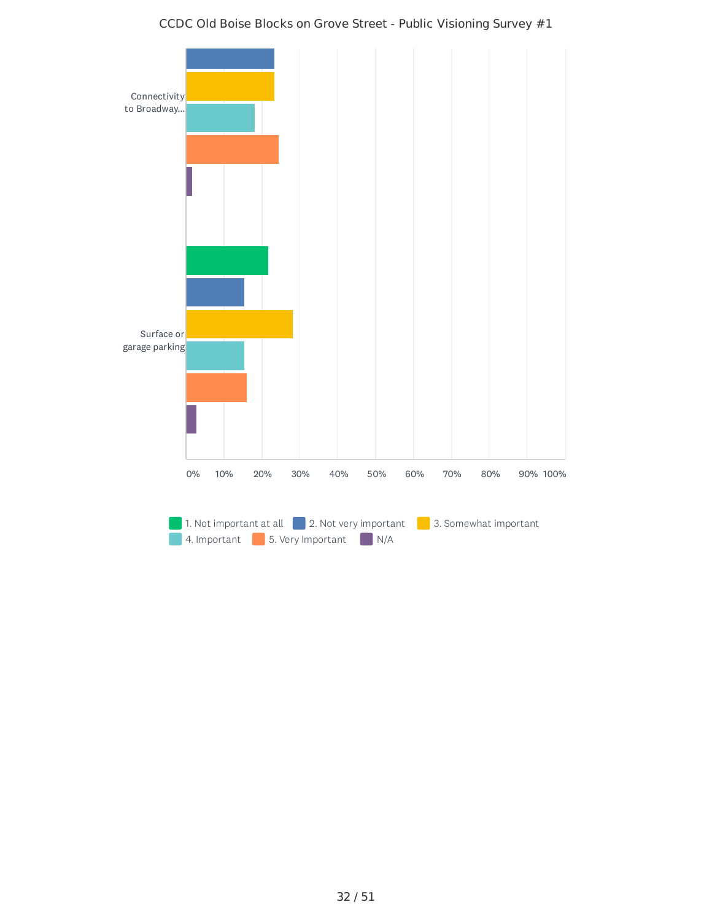CCDC Old Boise Blocks on Grove Street - Public Visioning Survey #1

Connectivity to Broadway...

Surface or garage parking

0% 10% 20% 30% 40% 50% 60% 70% 80% 90% 100%

1. Not important at all  2. Not very important  3. Somewhat important  4. Important  5. Very Important  N/A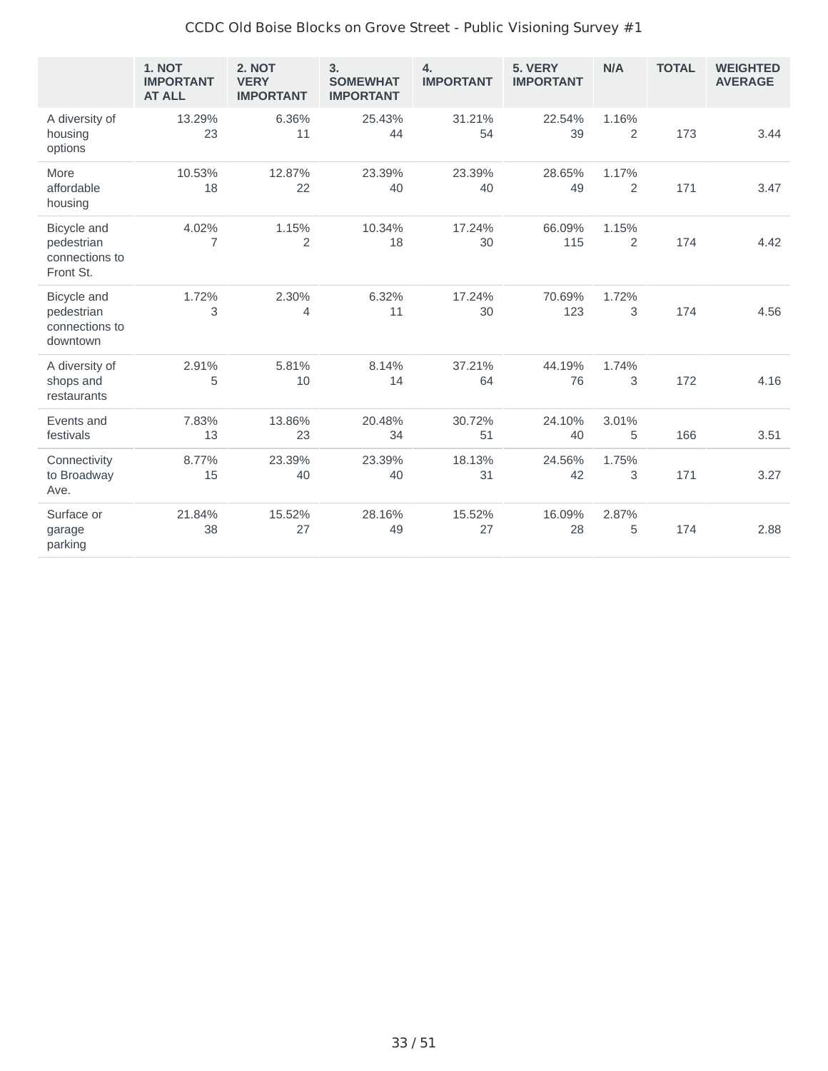| | 1. NOT IMPORTANT AT ALL | 2. NOT VERY IMPORTANT | 3. SOMEWHAT IMPORTANT | 4. IMPORTANT | 5. VERY IMPORTANT | N/A | TOTAL | WEIGHTED AVERAGE |
|---|---|---|---|---|---|---|---|---|
| A diversity of housing options | 13.29% 23 | 6.36% 11 | 25.43% 44 | 31.21% 54 | 22.54% 39 | 1.16% 2 | 173 | 3.44 |
| More affordable housing | 10.53% 18 | 12.87% 22 | 23.39% 40 | 23.39% 40 | 28.65% 49 | 1.17% 2 | 171 | 3.47 |
| Bicycle and pedestrian connections to Front St. | 4.02% 7 | 1.15% 2 | 10.34% 18 | 17.24% 30 | 66.09% 115 | 1.15% 2 | 174 | 4.42 |
| Bicycle and pedestrian connections to downtown | 1.72% 3 | 2.30% 4 | 6.32% 11 | 17.24% 30 | 70.69% 123 | 1.72% 3 | 174 | 4.56 |
| A diversity of shops and restaurants | 2.91% 5 | 5.81% 10 | 8.14% 14 | 37.21% 64 | 44.19% 76 | 1.74% 3 | 172 | 4.16 |
| Events and festivals | 7.83% 13 | 13.86% 23 | 20.48% 34 | 30.72% 51 | 24.10% 40 | 3.01% 5 | 166 | 3.51 |
| Connectivity to Broadway Ave. | 8.77% 15 | 23.39% 40 | 23.39% 40 | 18.13% 31 | 24.56% 42 | 1.75% 3 | 171 | 3.27 |
| Surface or garage parking | 21.84% 38 | 15.52% 27 | 28.16% 49 | 15.52% 27 | 16.09% 28 | 2.87% 5 | 174 | 2.88 |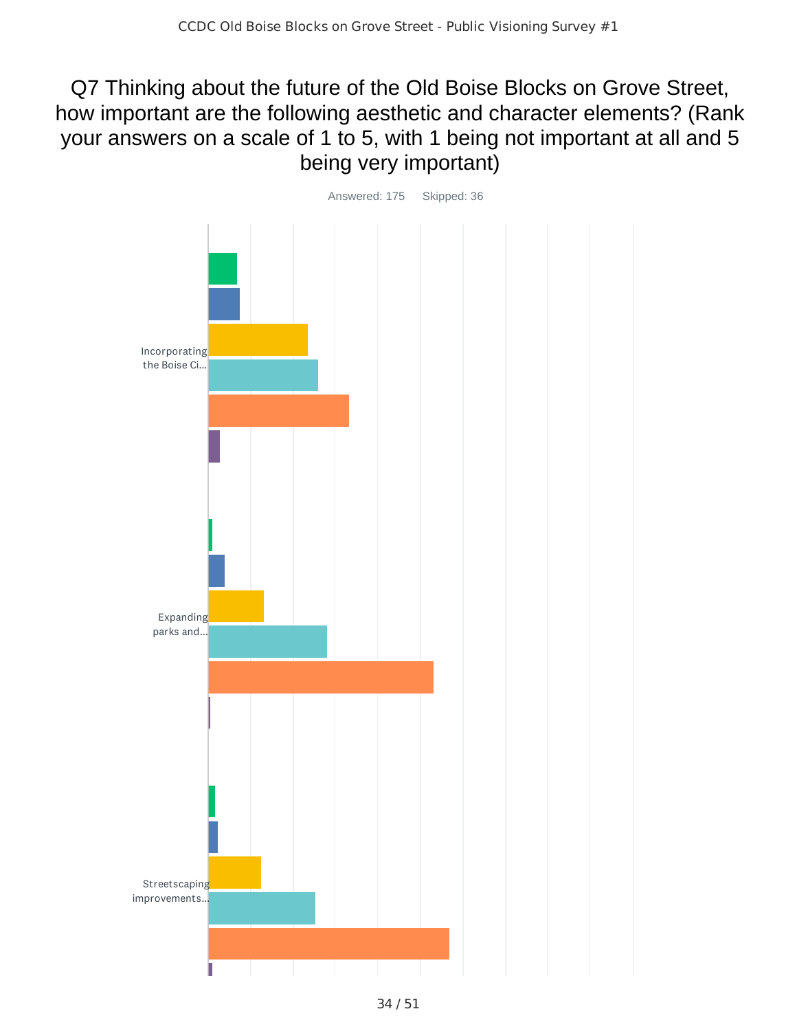# Q7 Thinking about the future of the Old Boise Blocks on Grove Street, how important are the following aesthetic and character elements? (Rank your answers on a scale of 1 to 5, with 1 being not important at all and 5 being very important)

Answered: 175 Skipped: 36

Incorporating the Boise Ci...

Expanding parks and...

Streetscaping improvements...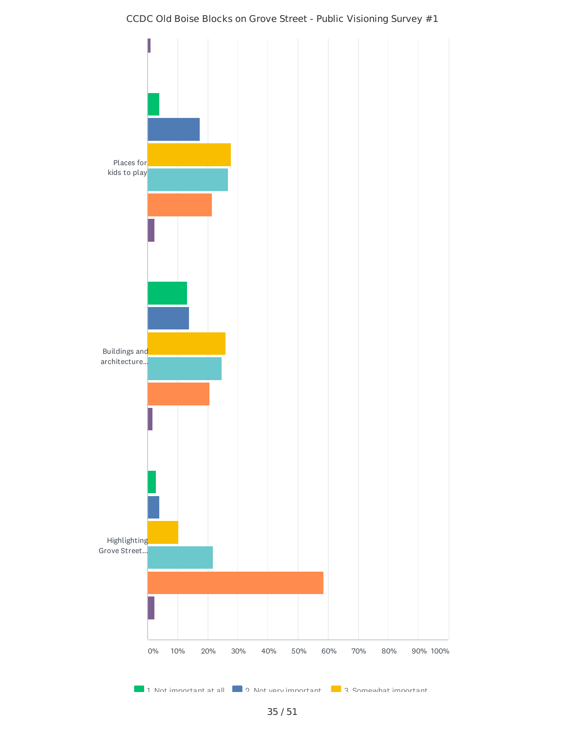CCDC Old Boise Blocks on Grove Street - Public Visioning Survey #1

Places for kids to play

Buildings and architecture...

Highlighting Grove Street...

0% 10% 20% 30% 40% 50% 60% 70% 80% 90% 100%

1. Not important at all   2. Not very important   3. Somewhat important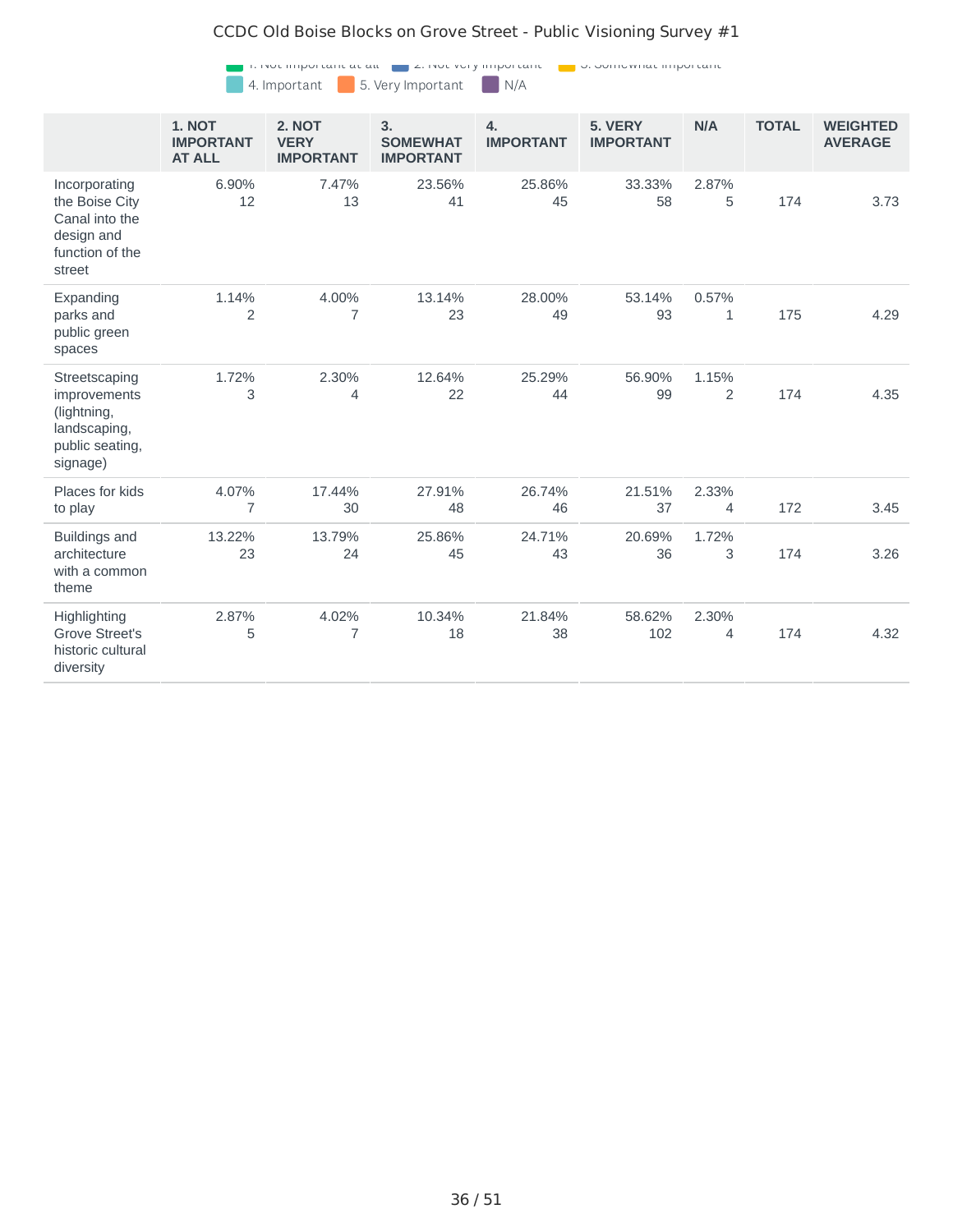1. Not important at all 2. Not very important 3. Somewhat important 4. Important 5. Very Important N/A

| | 1. NOT IMPORTANT AT ALL | 2. NOT VERY IMPORTANT | 3. SOMEWHAT IMPORTANT | 4. IMPORTANT | 5. VERY IMPORTANT | N/A | TOTAL | WEIGHTED AVERAGE |
|---|---|---|---|---|---|---|---|---|
| Incorporating the Boise City Canal into the design and function of the street | 6.90% 12 | 7.47% 13 | 23.56% 41 | 25.86% 45 | 33.33% 58 | 2.87% 5 | 174 | 3.73 |
| Expanding parks and public green spaces | 1.14% 2 | 4.00% 7 | 13.14% 23 | 28.00% 49 | 53.14% 93 | 0.57% 1 | 175 | 4.29 |
| Streetscaping improvements (lightning, landscaping, public seating, signage) | 1.72% 3 | 2.30% 4 | 12.64% 22 | 25.29% 44 | 56.90% 99 | 1.15% 2 | 174 | 4.35 |
| Places for kids to play | 4.07% 7 | 17.44% 30 | 27.91% 48 | 26.74% 46 | 21.51% 37 | 2.33% 4 | 172 | 3.45 |
| Buildings and architecture with a common theme | 13.22% 23 | 13.79% 24 | 25.86% 45 | 24.71% 43 | 20.69% 36 | 1.72% 3 | 174 | 3.26 |
| Highlighting Grove Street's historic cultural diversity | 2.87% 5 | 4.02% 7 | 10.34% 18 | 21.84% 38 | 58.62% 102 | 2.30% 4 | 174 | 4.32 |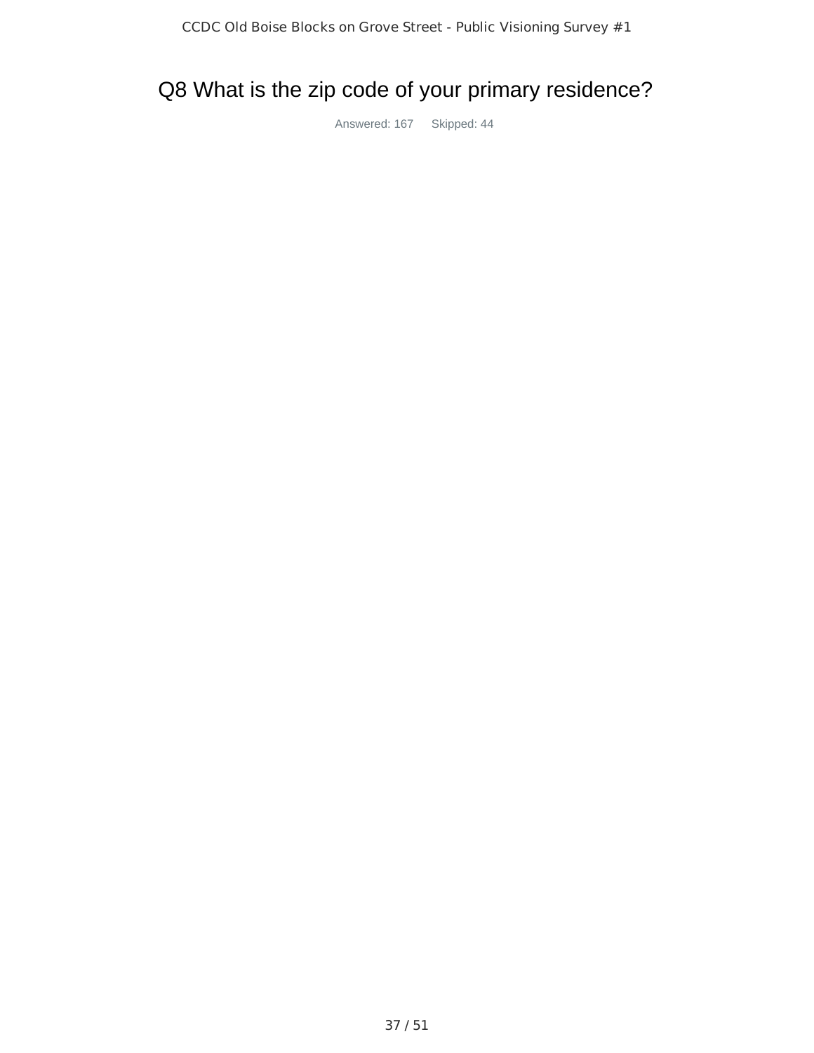# Q8 What is the zip code of your primary residence?

Answered: 167 Skipped: 44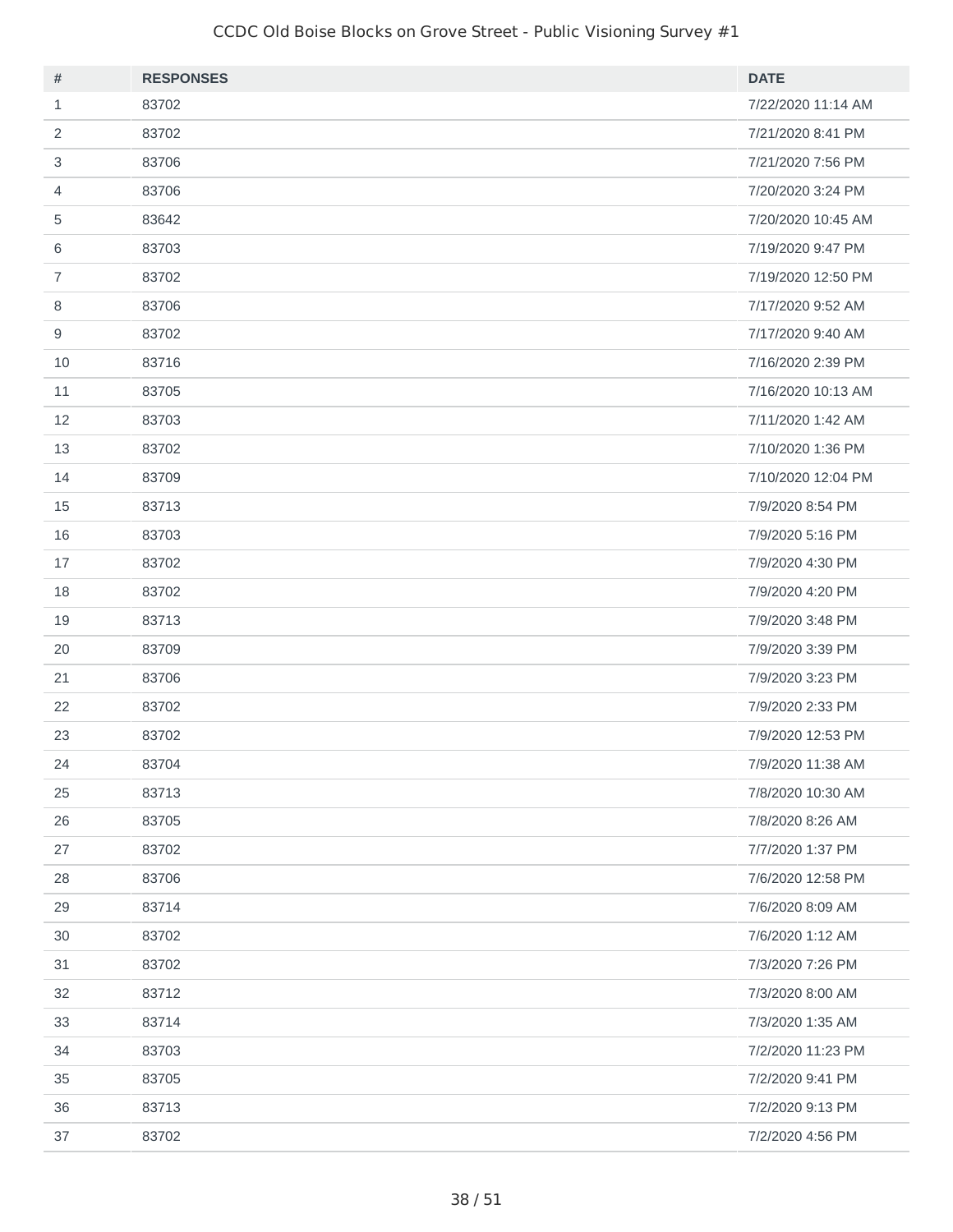| # | RESPONSES | DATE |
|---|---|---|
| 1 | 83702 | 7/22/2020 11:14 AM |
| 2 | 83702 | 7/21/2020 8:41 PM |
| 3 | 83706 | 7/21/2020 7:56 PM |
| 4 | 83706 | 7/20/2020 3:24 PM |
| 5 | 83642 | 7/20/2020 10:45 AM |
| 6 | 83703 | 7/19/2020 9:47 PM |
| 7 | 83702 | 7/19/2020 12:50 PM |
| 8 | 83706 | 7/17/2020 9:52 AM |
| 9 | 83702 | 7/17/2020 9:40 AM |
| 10 | 83716 | 7/16/2020 2:39 PM |
| 11 | 83705 | 7/16/2020 10:13 AM |
| 12 | 83703 | 7/11/2020 1:42 AM |
| 13 | 83702 | 7/10/2020 1:36 PM |
| 14 | 83709 | 7/10/2020 12:04 PM |
| 15 | 83713 | 7/9/2020 8:54 PM |
| 16 | 83703 | 7/9/2020 5:16 PM |
| 17 | 83702 | 7/9/2020 4:30 PM |
| 18 | 83702 | 7/9/2020 4:20 PM |
| 19 | 83713 | 7/9/2020 3:48 PM |
| 20 | 83709 | 7/9/2020 3:39 PM |
| 21 | 83706 | 7/9/2020 3:23 PM |
| 22 | 83702 | 7/9/2020 2:33 PM |
| 23 | 83702 | 7/9/2020 12:53 PM |
| 24 | 83704 | 7/9/2020 11:38 AM |
| 25 | 83713 | 7/8/2020 10:30 AM |
| 26 | 83705 | 7/8/2020 8:26 AM |
| 27 | 83702 | 7/7/2020 1:37 PM |
| 28 | 83706 | 7/6/2020 12:58 PM |
| 29 | 83714 | 7/6/2020 8:09 AM |
| 30 | 83702 | 7/6/2020 1:12 AM |
| 31 | 83702 | 7/3/2020 7:26 PM |
| 32 | 83712 | 7/3/2020 8:00 AM |
| 33 | 83714 | 7/3/2020 1:35 AM |
| 34 | 83703 | 7/2/2020 11:23 PM |
| 35 | 83705 | 7/2/2020 9:41 PM |
| 36 | 83713 | 7/2/2020 9:13 PM |
| 37 | 83702 | 7/2/2020 4:56 PM |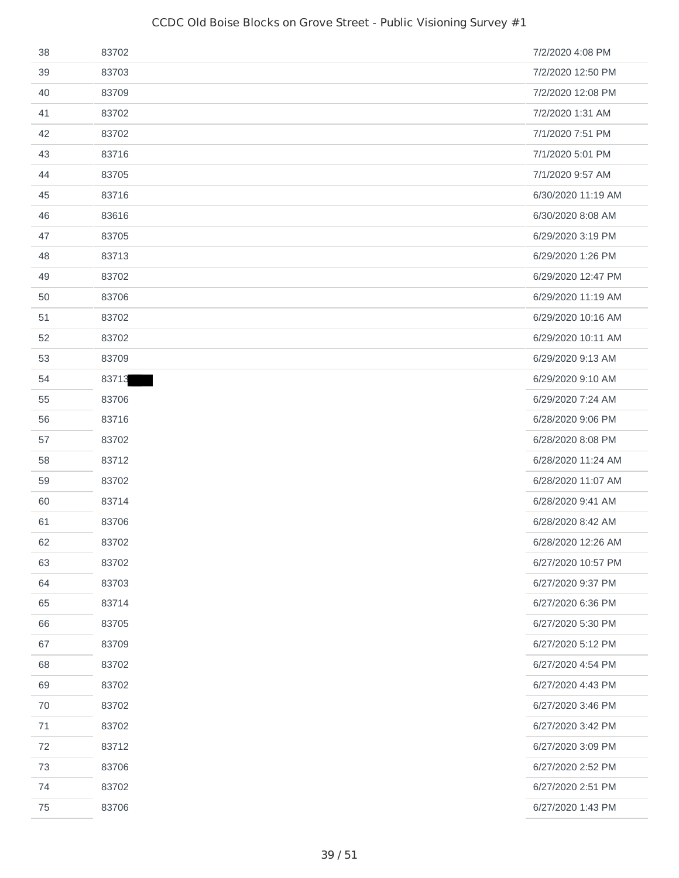| | | |
|---|---|---|
| 38 | 83702 | 7/2/2020 4:08 PM |
| 39 | 83703 | 7/2/2020 12:50 PM |
| 40 | 83709 | 7/2/2020 12:08 PM |
| 41 | 83702 | 7/2/2020 1:31 AM |
| 42 | 83702 | 7/1/2020 7:51 PM |
| 43 | 83716 | 7/1/2020 5:01 PM |
| 44 | 83705 | 7/1/2020 9:57 AM |
| 45 | 83716 | 6/30/2020 11:19 AM |
| 46 | 83616 | 6/30/2020 8:08 AM |
| 47 | 83705 | 6/29/2020 3:19 PM |
| 48 | 83713 | 6/29/2020 1:26 PM |
| 49 | 83702 | 6/29/2020 12:47 PM |
| 50 | 83706 | 6/29/2020 11:19 AM |
| 51 | 83702 | 6/29/2020 10:16 AM |
| 52 | 83702 | 6/29/2020 10:11 AM |
| 53 | 83709 | 6/29/2020 9:13 AM |
| 54 | 83713 | 6/29/2020 9:10 AM |
| 55 | 83706 | 6/29/2020 7:24 AM |
| 56 | 83716 | 6/28/2020 9:06 PM |
| 57 | 83702 | 6/28/2020 8:08 PM |
| 58 | 83712 | 6/28/2020 11:24 AM |
| 59 | 83702 | 6/28/2020 11:07 AM |
| 60 | 83714 | 6/28/2020 9:41 AM |
| 61 | 83706 | 6/28/2020 8:42 AM |
| 62 | 83702 | 6/28/2020 12:26 AM |
| 63 | 83702 | 6/27/2020 10:57 PM |
| 64 | 83703 | 6/27/2020 9:37 PM |
| 65 | 83714 | 6/27/2020 6:36 PM |
| 66 | 83705 | 6/27/2020 5:30 PM |
| 67 | 83709 | 6/27/2020 5:12 PM |
| 68 | 83702 | 6/27/2020 4:54 PM |
| 69 | 83702 | 6/27/2020 4:43 PM |
| 70 | 83702 | 6/27/2020 3:46 PM |
| 71 | 83702 | 6/27/2020 3:42 PM |
| 72 | 83712 | 6/27/2020 3:09 PM |
| 73 | 83706 | 6/27/2020 2:52 PM |
| 74 | 83702 | 6/27/2020 2:51 PM |
| 75 | 83706 | 6/27/2020 1:43 PM |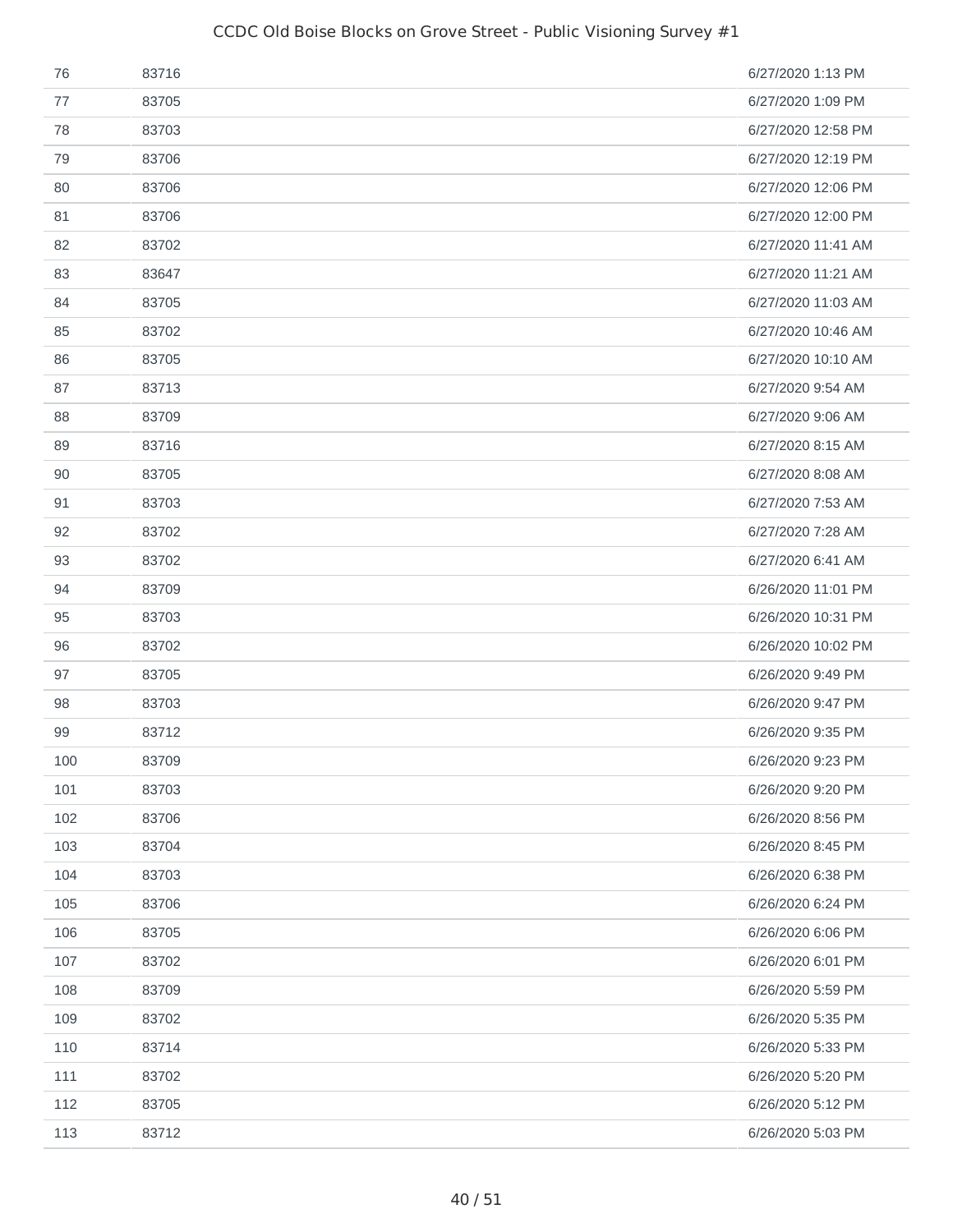| | | |
|---|---|---|
| 76 | 83716 | 6/27/2020 1:13 PM |
| 77 | 83705 | 6/27/2020 1:09 PM |
| 78 | 83703 | 6/27/2020 12:58 PM |
| 79 | 83706 | 6/27/2020 12:19 PM |
| 80 | 83706 | 6/27/2020 12:06 PM |
| 81 | 83706 | 6/27/2020 12:00 PM |
| 82 | 83702 | 6/27/2020 11:41 AM |
| 83 | 83647 | 6/27/2020 11:21 AM |
| 84 | 83705 | 6/27/2020 11:03 AM |
| 85 | 83702 | 6/27/2020 10:46 AM |
| 86 | 83705 | 6/27/2020 10:10 AM |
| 87 | 83713 | 6/27/2020 9:54 AM |
| 88 | 83709 | 6/27/2020 9:06 AM |
| 89 | 83716 | 6/27/2020 8:15 AM |
| 90 | 83705 | 6/27/2020 8:08 AM |
| 91 | 83703 | 6/27/2020 7:53 AM |
| 92 | 83702 | 6/27/2020 7:28 AM |
| 93 | 83702 | 6/27/2020 6:41 AM |
| 94 | 83709 | 6/26/2020 11:01 PM |
| 95 | 83703 | 6/26/2020 10:31 PM |
| 96 | 83702 | 6/26/2020 10:02 PM |
| 97 | 83705 | 6/26/2020 9:49 PM |
| 98 | 83703 | 6/26/2020 9:47 PM |
| 99 | 83712 | 6/26/2020 9:35 PM |
| 100 | 83709 | 6/26/2020 9:23 PM |
| 101 | 83703 | 6/26/2020 9:20 PM |
| 102 | 83706 | 6/26/2020 8:56 PM |
| 103 | 83704 | 6/26/2020 8:45 PM |
| 104 | 83703 | 6/26/2020 6:38 PM |
| 105 | 83706 | 6/26/2020 6:24 PM |
| 106 | 83705 | 6/26/2020 6:06 PM |
| 107 | 83702 | 6/26/2020 6:01 PM |
| 108 | 83709 | 6/26/2020 5:59 PM |
| 109 | 83702 | 6/26/2020 5:35 PM |
| 110 | 83714 | 6/26/2020 5:33 PM |
| 111 | 83702 | 6/26/2020 5:20 PM |
| 112 | 83705 | 6/26/2020 5:12 PM |
| 113 | 83712 | 6/26/2020 5:03 PM |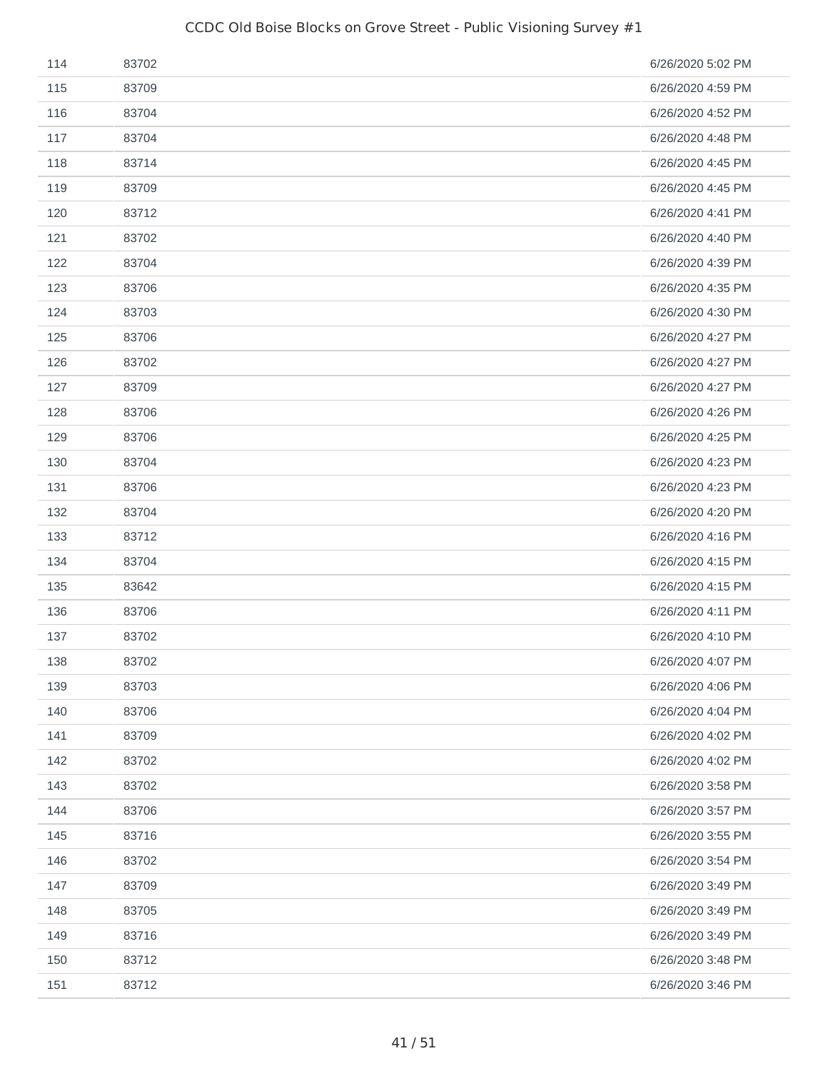| | | |
|---|---|---|
| 114 | 83702 | 6/26/2020 5:02 PM |
| 115 | 83709 | 6/26/2020 4:59 PM |
| 116 | 83704 | 6/26/2020 4:52 PM |
| 117 | 83704 | 6/26/2020 4:48 PM |
| 118 | 83714 | 6/26/2020 4:45 PM |
| 119 | 83709 | 6/26/2020 4:45 PM |
| 120 | 83712 | 6/26/2020 4:41 PM |
| 121 | 83702 | 6/26/2020 4:40 PM |
| 122 | 83704 | 6/26/2020 4:39 PM |
| 123 | 83706 | 6/26/2020 4:35 PM |
| 124 | 83703 | 6/26/2020 4:30 PM |
| 125 | 83706 | 6/26/2020 4:27 PM |
| 126 | 83702 | 6/26/2020 4:27 PM |
| 127 | 83709 | 6/26/2020 4:27 PM |
| 128 | 83706 | 6/26/2020 4:26 PM |
| 129 | 83706 | 6/26/2020 4:25 PM |
| 130 | 83704 | 6/26/2020 4:23 PM |
| 131 | 83706 | 6/26/2020 4:23 PM |
| 132 | 83704 | 6/26/2020 4:20 PM |
| 133 | 83712 | 6/26/2020 4:16 PM |
| 134 | 83704 | 6/26/2020 4:15 PM |
| 135 | 83642 | 6/26/2020 4:15 PM |
| 136 | 83706 | 6/26/2020 4:11 PM |
| 137 | 83702 | 6/26/2020 4:10 PM |
| 138 | 83702 | 6/26/2020 4:07 PM |
| 139 | 83703 | 6/26/2020 4:06 PM |
| 140 | 83706 | 6/26/2020 4:04 PM |
| 141 | 83709 | 6/26/2020 4:02 PM |
| 142 | 83702 | 6/26/2020 4:02 PM |
| 143 | 83702 | 6/26/2020 3:58 PM |
| 144 | 83706 | 6/26/2020 3:57 PM |
| 145 | 83716 | 6/26/2020 3:55 PM |
| 146 | 83702 | 6/26/2020 3:54 PM |
| 147 | 83709 | 6/26/2020 3:49 PM |
| 148 | 83705 | 6/26/2020 3:49 PM |
| 149 | 83716 | 6/26/2020 3:49 PM |
| 150 | 83712 | 6/26/2020 3:48 PM |
| 151 | 83712 | 6/26/2020 3:46 PM |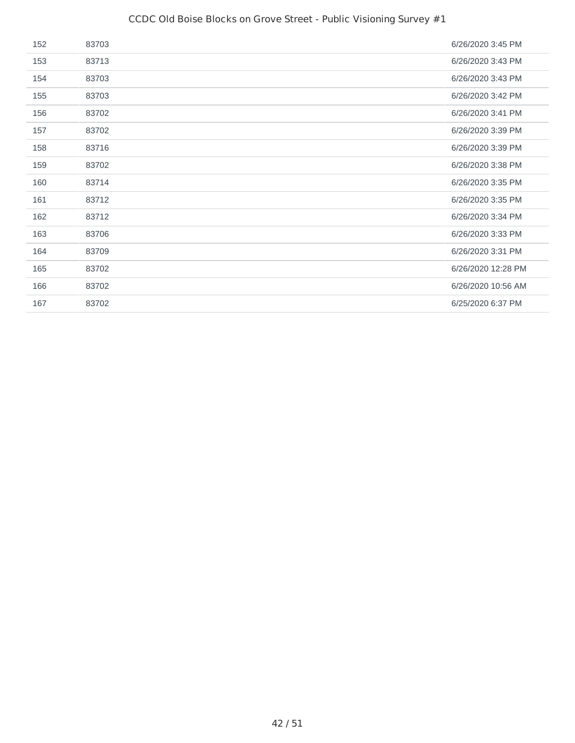| | | |
|---|---|---|
| 152 | 83703 | 6/26/2020 3:45 PM |
| 153 | 83713 | 6/26/2020 3:43 PM |
| 154 | 83703 | 6/26/2020 3:43 PM |
| 155 | 83703 | 6/26/2020 3:42 PM |
| 156 | 83702 | 6/26/2020 3:41 PM |
| 157 | 83702 | 6/26/2020 3:39 PM |
| 158 | 83716 | 6/26/2020 3:39 PM |
| 159 | 83702 | 6/26/2020 3:38 PM |
| 160 | 83714 | 6/26/2020 3:35 PM |
| 161 | 83712 | 6/26/2020 3:35 PM |
| 162 | 83712 | 6/26/2020 3:34 PM |
| 163 | 83706 | 6/26/2020 3:33 PM |
| 164 | 83709 | 6/26/2020 3:31 PM |
| 165 | 83702 | 6/26/2020 12:28 PM |
| 166 | 83702 | 6/26/2020 10:56 AM |
| 167 | 83702 | 6/25/2020 6:37 PM |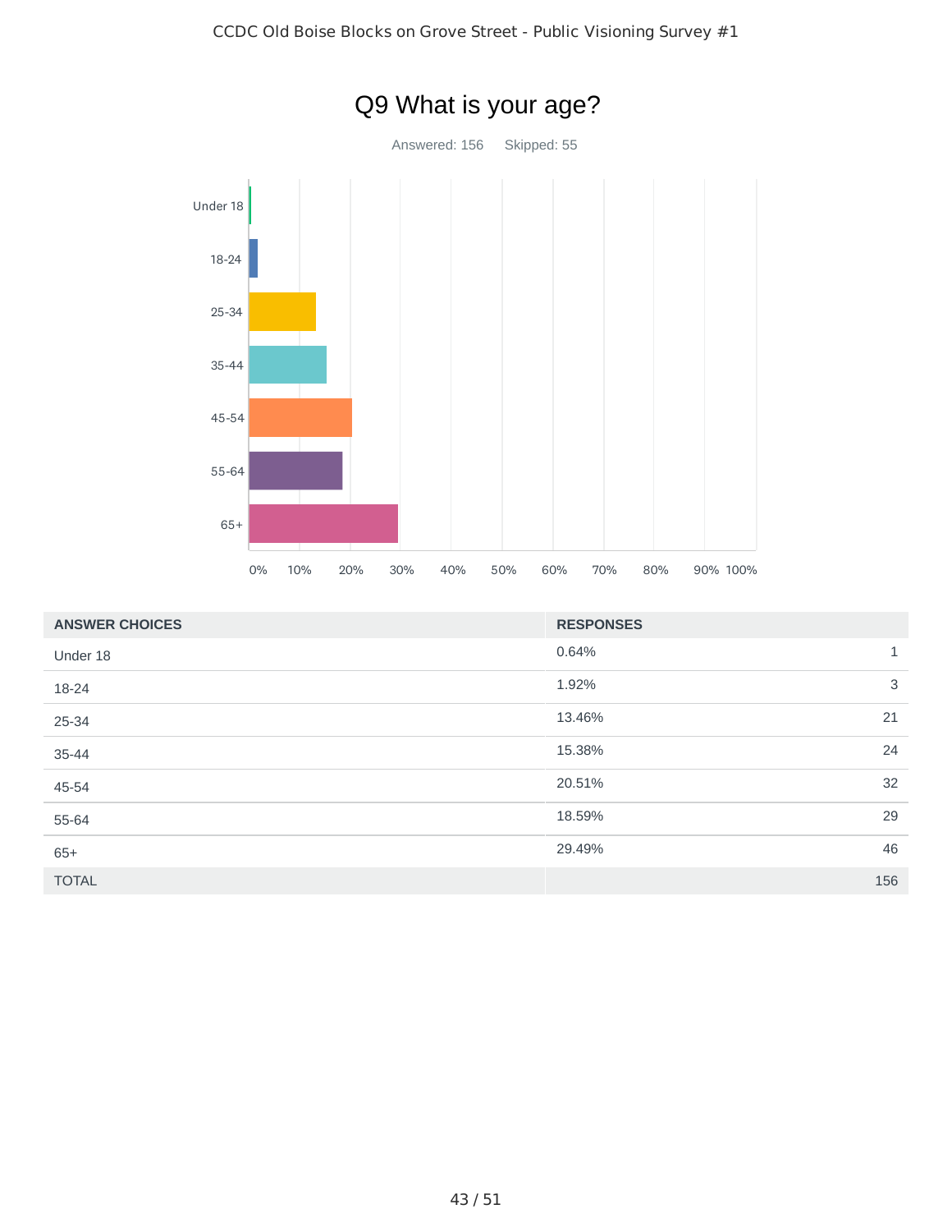# Q9 What is your age?

Answered: 156 Skipped: 55

| ANSWER CHOICES | RESPONSES | |
|---|---|---|
| Under 18 | 0.64% | 1 |
| 18-24 | 1.92% | 3 |
| 25-34 | 13.46% | 21 |
| 35-44 | 15.38% | 24 |
| 45-54 | 20.51% | 32 |
| 55-64 | 18.59% | 29 |
| 65+ | 29.49% | 46 |
| TOTAL | | 156 |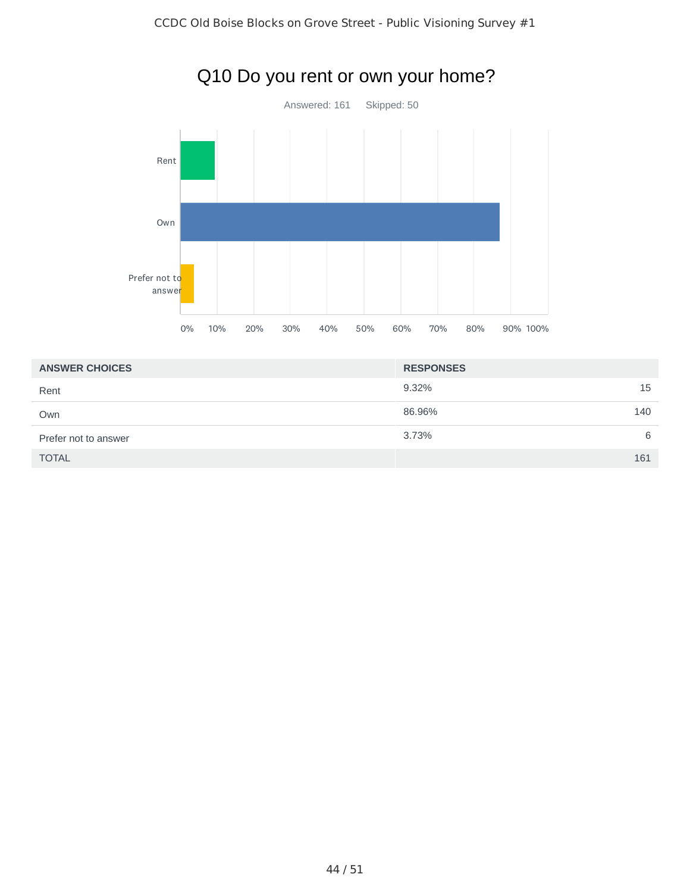## Q10 Do you rent or own your home?

Answered: 161 Skipped: 50

| ANSWER CHOICES | RESPONSES | |
|---|---|---|
| Rent | 9.32% | 15 |
| Own | 86.96% | 140 |
| Prefer not to answer | 3.73% | 6 |
| TOTAL | | 161 |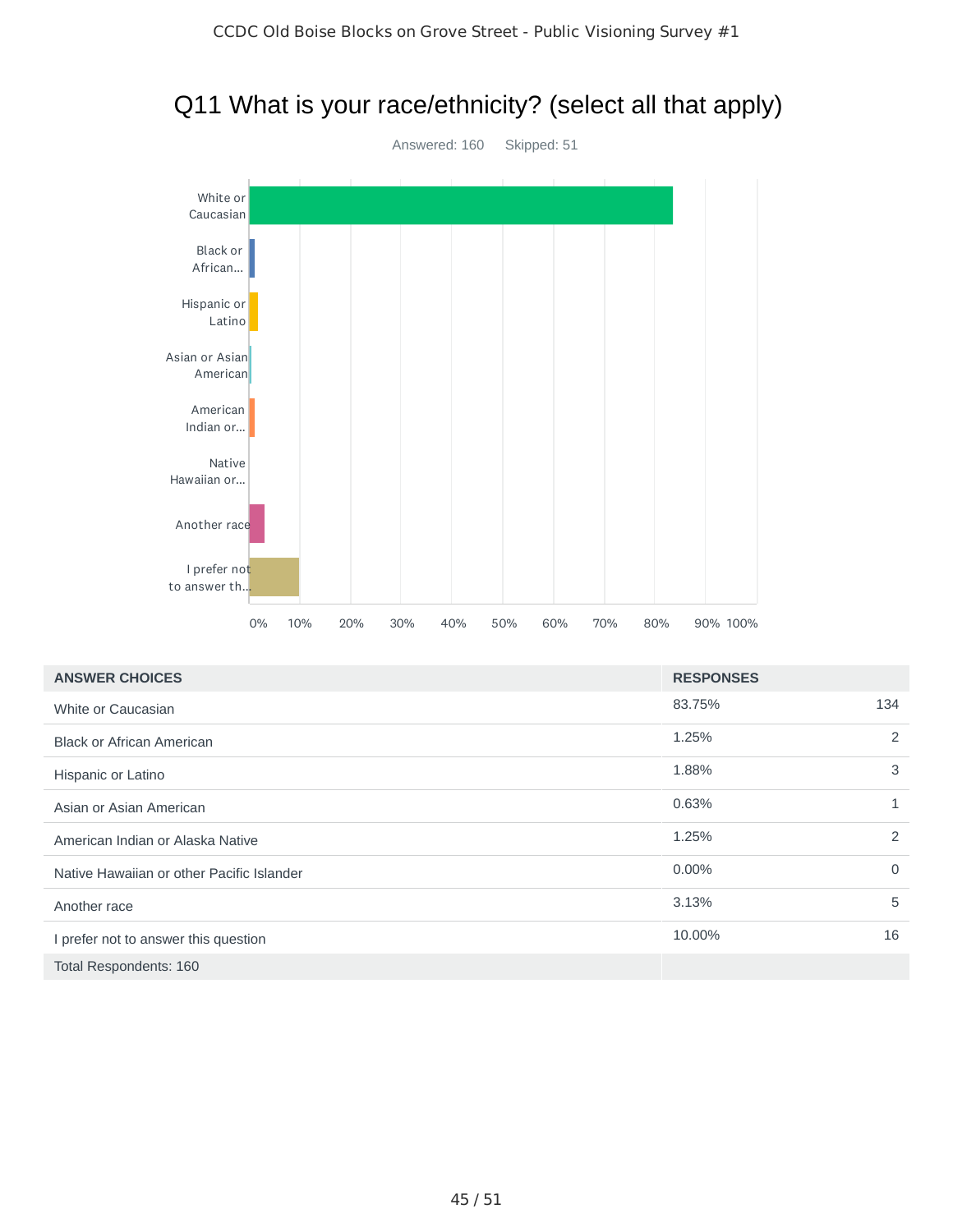## Q11 What is your race/ethnicity? (select all that apply)

Answered: 160 Skipped: 51

| ANSWER CHOICES | RESPONSES | |
|---|---|---|
| White or Caucasian | 83.75% | 134 |
| Black or African American | 1.25% | 2 |
| Hispanic or Latino | 1.88% | 3 |
| Asian or Asian American | 0.63% | 1 |
| American Indian or Alaska Native | 1.25% | 2 |
| Native Hawaiian or other Pacific Islander | 0.00% | 0 |
| Another race | 3.13% | 5 |
| I prefer not to answer this question | 10.00% | 16 |
| Total Respondents: 160 | | |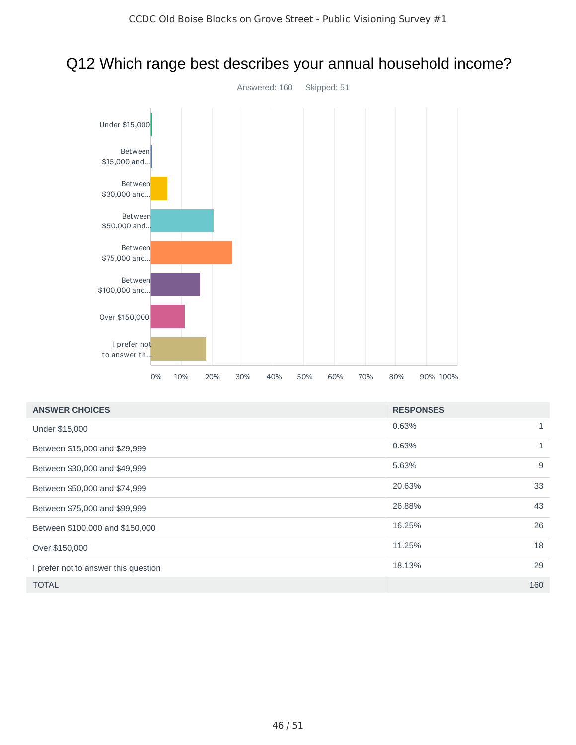# Q12 Which range best describes your annual household income?

Answered: 160    Skipped: 51

| ANSWER CHOICES | RESPONSES | |
|---|---|---|
| Under $15,000 | 0.63% | 1 |
| Between $15,000 and $29,999 | 0.63% | 1 |
| Between $30,000 and $49,999 | 5.63% | 9 |
| Between $50,000 and $74,999 | 20.63% | 33 |
| Between $75,000 and $99,999 | 26.88% | 43 |
| Between $100,000 and $150,000 | 16.25% | 26 |
| Over $150,000 | 11.25% | 18 |
| I prefer not to answer this question | 18.13% | 29 |
| TOTAL | | 160 |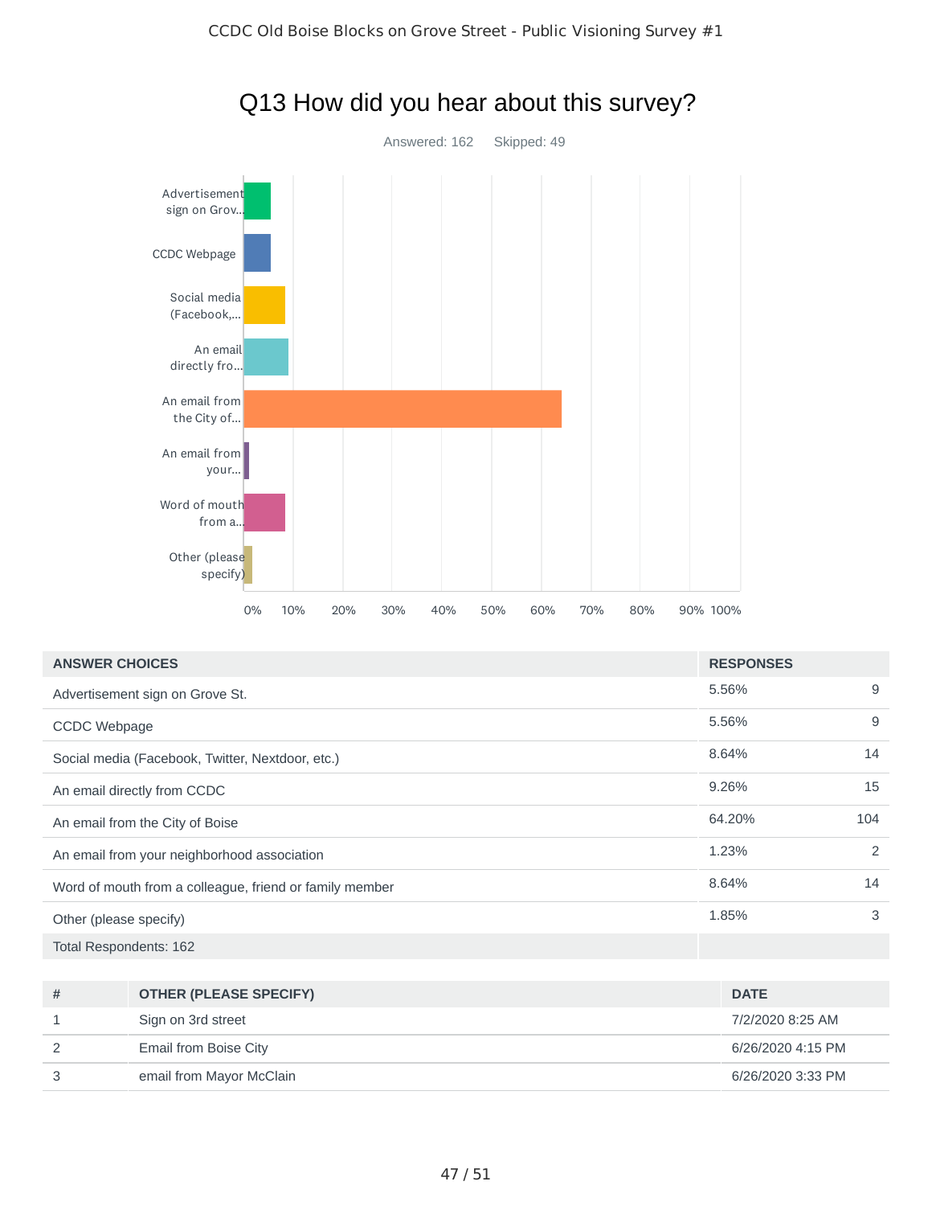## Q13 How did you hear about this survey?

Answered: 162 Skipped: 49

| ANSWER CHOICES | RESPONSES | |
|---|---|---|
| Advertisement sign on Grove St. | 5.56% | 9 |
| CCDC Webpage | 5.56% | 9 |
| Social media (Facebook, Twitter, Nextdoor, etc.) | 8.64% | 14 |
| An email directly from CCDC | 9.26% | 15 |
| An email from the City of Boise | 64.20% | 104 |
| An email from your neighborhood association | 1.23% | 2 |
| Word of mouth from a colleague, friend or family member | 8.64% | 14 |
| Other (please specify) | 1.85% | 3 |
| Total Respondents: 162 | | |

| # | OTHER (PLEASE SPECIFY) | DATE |
|---|---|---|
| 1 | Sign on 3rd street | 7/2/2020 8:25 AM |
| 2 | Email from Boise City | 6/26/2020 4:15 PM |
| 3 | email from Mayor McClain | 6/26/2020 3:33 PM |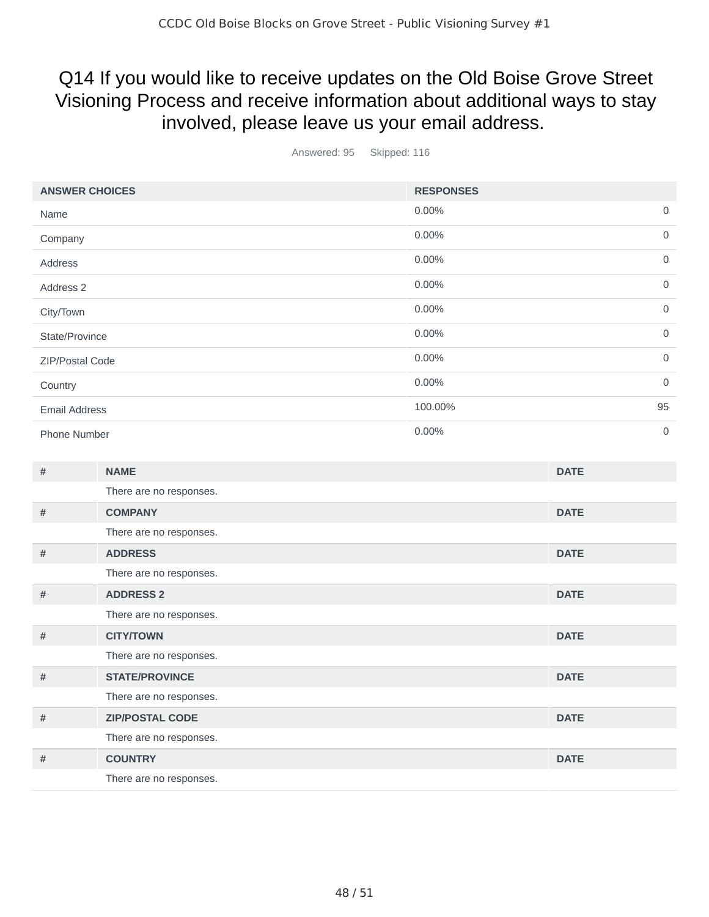# Q14 If you would like to receive updates on the Old Boise Grove Street Visioning Process and receive information about additional ways to stay involved, please leave us your email address.

Answered: 95    Skipped: 116

| ANSWER CHOICES | RESPONSES | |
|---|---|---|
| Name | 0.00% | 0 |
| Company | 0.00% | 0 |
| Address | 0.00% | 0 |
| Address 2 | 0.00% | 0 |
| City/Town | 0.00% | 0 |
| State/Province | 0.00% | 0 |
| ZIP/Postal Code | 0.00% | 0 |
| Country | 0.00% | 0 |
| Email Address | 100.00% | 95 |
| Phone Number | 0.00% | 0 |

| # | NAME | DATE |
|---|---|---|
| | There are no responses. | |

| # | COMPANY | DATE |
|---|---|---|
| | There are no responses. | |

| # | ADDRESS | DATE |
|---|---|---|
| | There are no responses. | |

| # | ADDRESS 2 | DATE |
|---|---|---|
| | There are no responses. | |

| # | CITY/TOWN | DATE |
|---|---|---|
| | There are no responses. | |

| # | STATE/PROVINCE | DATE |
|---|---|---|
| | There are no responses. | |

| # | ZIP/POSTAL CODE | DATE |
|---|---|---|
| | There are no responses. | |

| # | COUNTRY | DATE |
|---|---|---|
| | There are no responses. | |